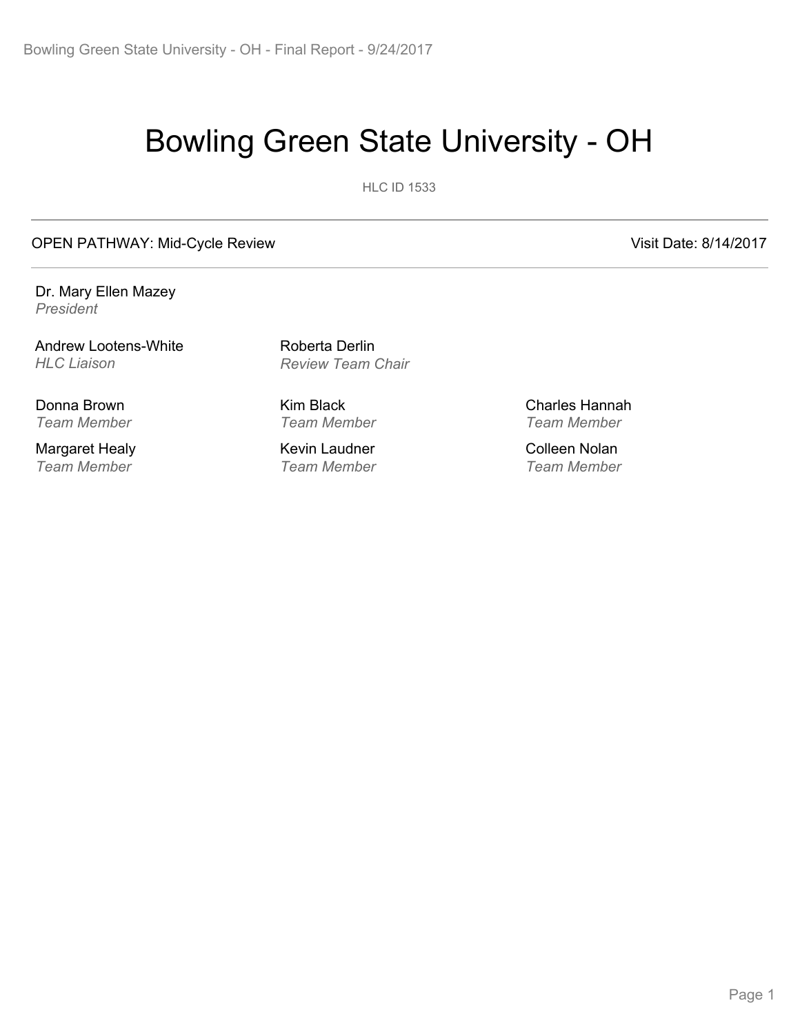# Bowling Green State University - OH

HLC ID 1533

OPEN PATHWAY: Mid-Cycle Review | Visit Date: 8/14/2017

Dr. Mary Ellen Mazey
*President*

Andrew Lootens-White
*HLC Liaison*

Roberta Derlin
*Review Team Chair*

Donna Brown
*Team Member*

Kim Black
*Team Member*

Charles Hannah
*Team Member*

Margaret Healy
*Team Member*

Kevin Laudner
*Team Member*

Colleen Nolan
*Team Member*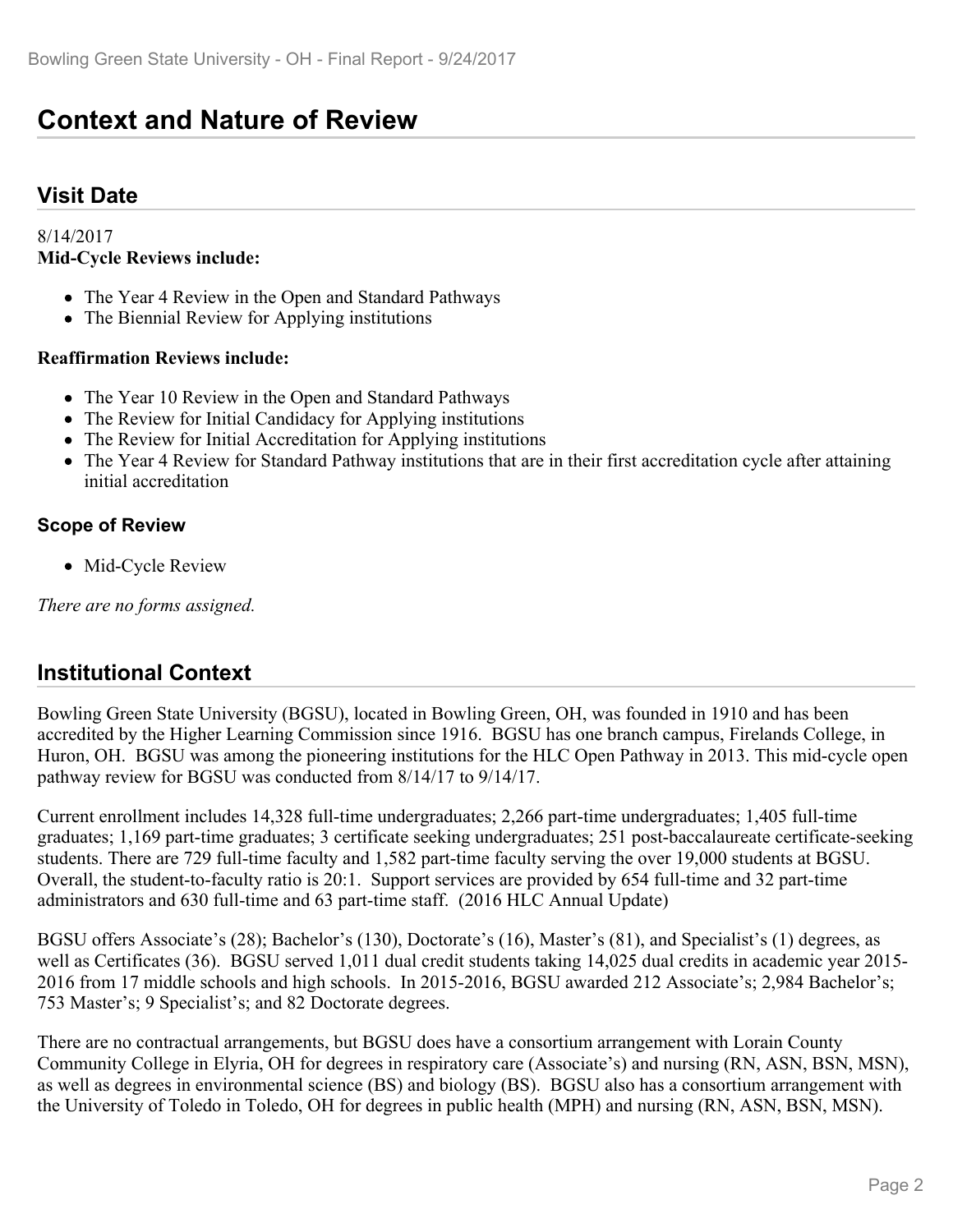# Context and Nature of Review

## Visit Date

8/14/2017

**Mid-Cycle Reviews include:**

- The Year 4 Review in the Open and Standard Pathways
- The Biennial Review for Applying institutions

**Reaffirmation Reviews include:**

- The Year 10 Review in the Open and Standard Pathways
- The Review for Initial Candidacy for Applying institutions
- The Review for Initial Accreditation for Applying institutions
- The Year 4 Review for Standard Pathway institutions that are in their first accreditation cycle after attaining initial accreditation

### Scope of Review

- Mid-Cycle Review

*There are no forms assigned.*

## Institutional Context

Bowling Green State University (BGSU), located in Bowling Green, OH, was founded in 1910 and has been accredited by the Higher Learning Commission since 1916. BGSU has one branch campus, Firelands College, in Huron, OH. BGSU was among the pioneering institutions for the HLC Open Pathway in 2013. This mid-cycle open pathway review for BGSU was conducted from 8/14/17 to 9/14/17.

Current enrollment includes 14,328 full-time undergraduates; 2,266 part-time undergraduates; 1,405 full-time graduates; 1,169 part-time graduates; 3 certificate seeking undergraduates; 251 post-baccalaureate certificate-seeking students. There are 729 full-time faculty and 1,582 part-time faculty serving the over 19,000 students at BGSU. Overall, the student-to-faculty ratio is 20:1. Support services are provided by 654 full-time and 32 part-time administrators and 630 full-time and 63 part-time staff. (2016 HLC Annual Update)

BGSU offers Associate's (28); Bachelor's (130), Doctorate's (16), Master's (81), and Specialist's (1) degrees, as well as Certificates (36). BGSU served 1,011 dual credit students taking 14,025 dual credits in academic year 2015-2016 from 17 middle schools and high schools. In 2015-2016, BGSU awarded 212 Associate's; 2,984 Bachelor's; 753 Master's; 9 Specialist's; and 82 Doctorate degrees.

There are no contractual arrangements, but BGSU does have a consortium arrangement with Lorain County Community College in Elyria, OH for degrees in respiratory care (Associate's) and nursing (RN, ASN, BSN, MSN), as well as degrees in environmental science (BS) and biology (BS). BGSU also has a consortium arrangement with the University of Toledo in Toledo, OH for degrees in public health (MPH) and nursing (RN, ASN, BSN, MSN).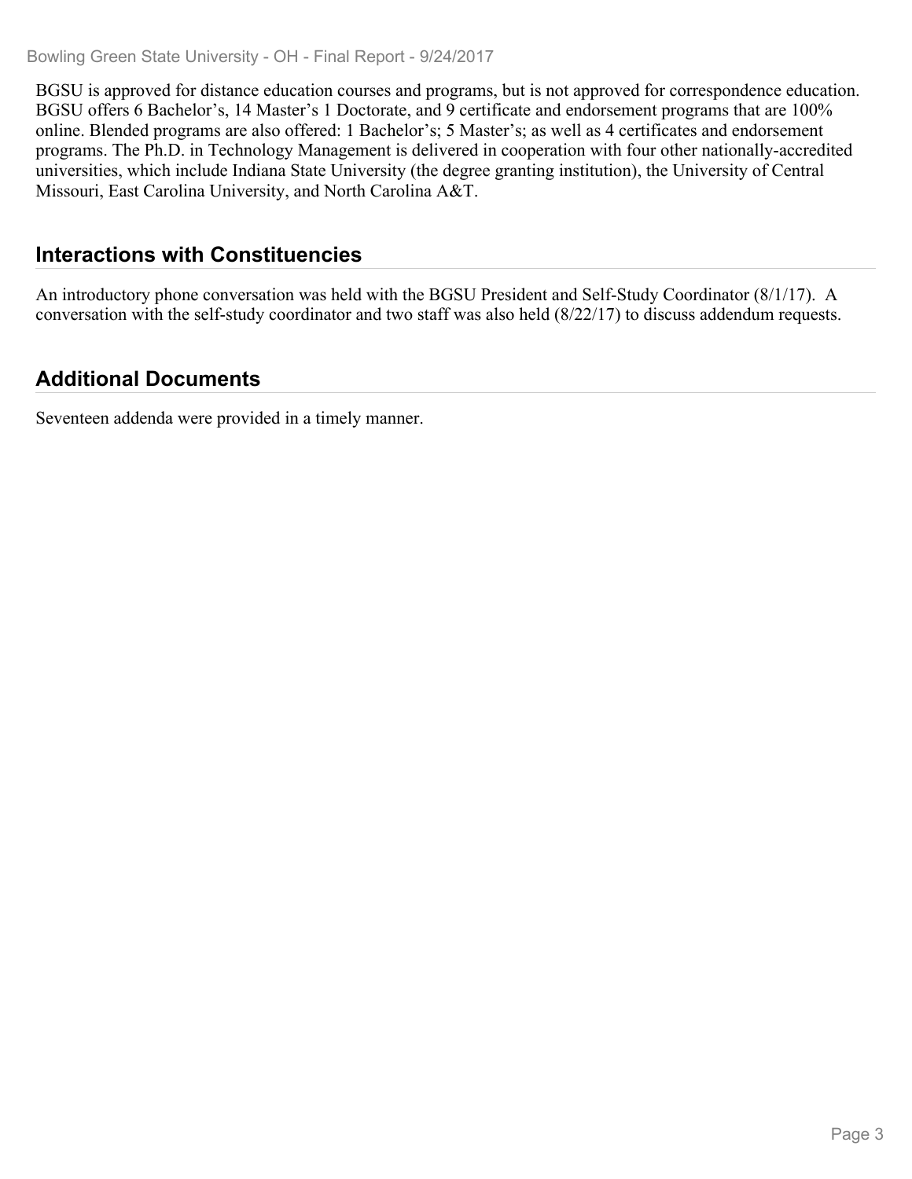BGSU is approved for distance education courses and programs, but is not approved for correspondence education. BGSU offers 6 Bachelor's, 14 Master's 1 Doctorate, and 9 certificate and endorsement programs that are 100% online. Blended programs are also offered: 1 Bachelor's; 5 Master's; as well as 4 certificates and endorsement programs. The Ph.D. in Technology Management is delivered in cooperation with four other nationally-accredited universities, which include Indiana State University (the degree granting institution), the University of Central Missouri, East Carolina University, and North Carolina A&T.

## Interactions with Constituencies

An introductory phone conversation was held with the BGSU President and Self-Study Coordinator (8/1/17). A conversation with the self-study coordinator and two staff was also held (8/22/17) to discuss addendum requests.

## Additional Documents

Seventeen addenda were provided in a timely manner.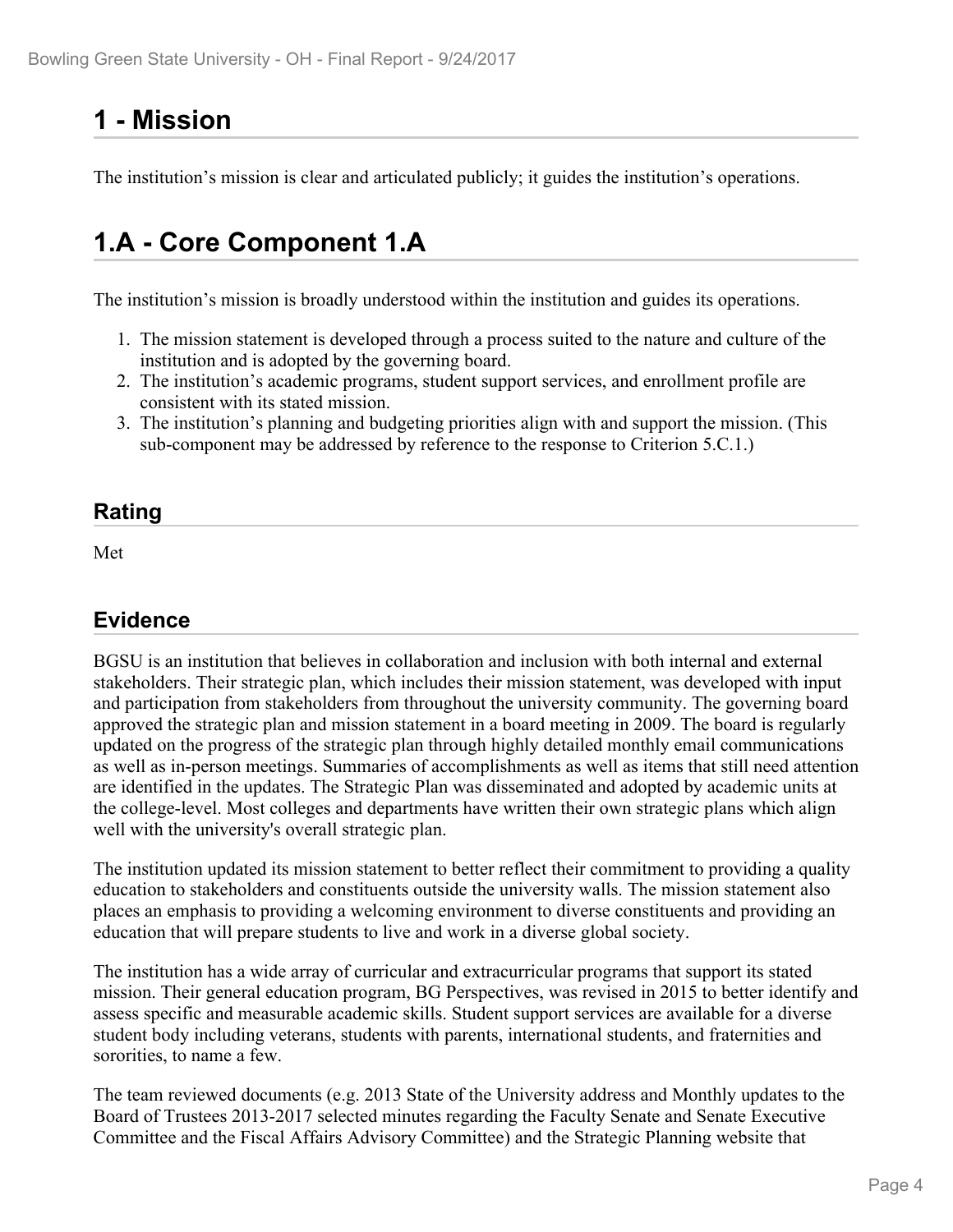# 1 - Mission

The institution's mission is clear and articulated publicly; it guides the institution's operations.

# 1.A - Core Component 1.A

The institution's mission is broadly understood within the institution and guides its operations.

1. The mission statement is developed through a process suited to the nature and culture of the institution and is adopted by the governing board.
2. The institution's academic programs, student support services, and enrollment profile are consistent with its stated mission.
3. The institution's planning and budgeting priorities align with and support the mission. (This sub-component may be addressed by reference to the response to Criterion 5.C.1.)

## Rating

Met

## Evidence

BGSU is an institution that believes in collaboration and inclusion with both internal and external stakeholders. Their strategic plan, which includes their mission statement, was developed with input and participation from stakeholders from throughout the university community. The governing board approved the strategic plan and mission statement in a board meeting in 2009. The board is regularly updated on the progress of the strategic plan through highly detailed monthly email communications as well as in-person meetings. Summaries of accomplishments as well as items that still need attention are identified in the updates. The Strategic Plan was disseminated and adopted by academic units at the college-level. Most colleges and departments have written their own strategic plans which align well with the university's overall strategic plan.

The institution updated its mission statement to better reflect their commitment to providing a quality education to stakeholders and constituents outside the university walls. The mission statement also places an emphasis to providing a welcoming environment to diverse constituents and providing an education that will prepare students to live and work in a diverse global society.

The institution has a wide array of curricular and extracurricular programs that support its stated mission. Their general education program, BG Perspectives, was revised in 2015 to better identify and assess specific and measurable academic skills. Student support services are available for a diverse student body including veterans, students with parents, international students, and fraternities and sororities, to name a few.

The team reviewed documents (e.g. 2013 State of the University address and Monthly updates to the Board of Trustees 2013-2017 selected minutes regarding the Faculty Senate and Senate Executive Committee and the Fiscal Affairs Advisory Committee) and the Strategic Planning website that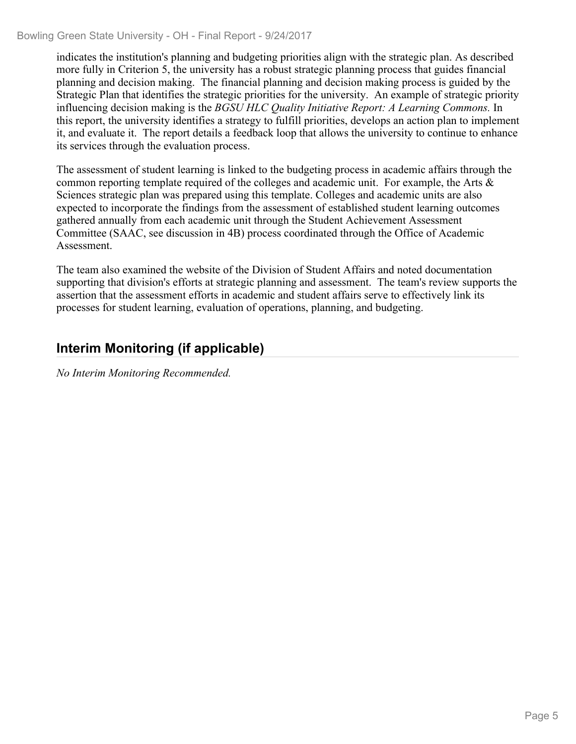indicates the institution's planning and budgeting priorities align with the strategic plan. As described more fully in Criterion 5, the university has a robust strategic planning process that guides financial planning and decision making. The financial planning and decision making process is guided by the Strategic Plan that identifies the strategic priorities for the university. An example of strategic priority influencing decision making is the *BGSU HLC Quality Initiative Report: A Learning Commons.* In this report, the university identifies a strategy to fulfill priorities, develops an action plan to implement it, and evaluate it. The report details a feedback loop that allows the university to continue to enhance its services through the evaluation process.

The assessment of student learning is linked to the budgeting process in academic affairs through the common reporting template required of the colleges and academic unit. For example, the Arts & Sciences strategic plan was prepared using this template. Colleges and academic units are also expected to incorporate the findings from the assessment of established student learning outcomes gathered annually from each academic unit through the Student Achievement Assessment Committee (SAAC, see discussion in 4B) process coordinated through the Office of Academic Assessment.

The team also examined the website of the Division of Student Affairs and noted documentation supporting that division's efforts at strategic planning and assessment. The team's review supports the assertion that the assessment efforts in academic and student affairs serve to effectively link its processes for student learning, evaluation of operations, planning, and budgeting.

## Interim Monitoring (if applicable)

*No Interim Monitoring Recommended.*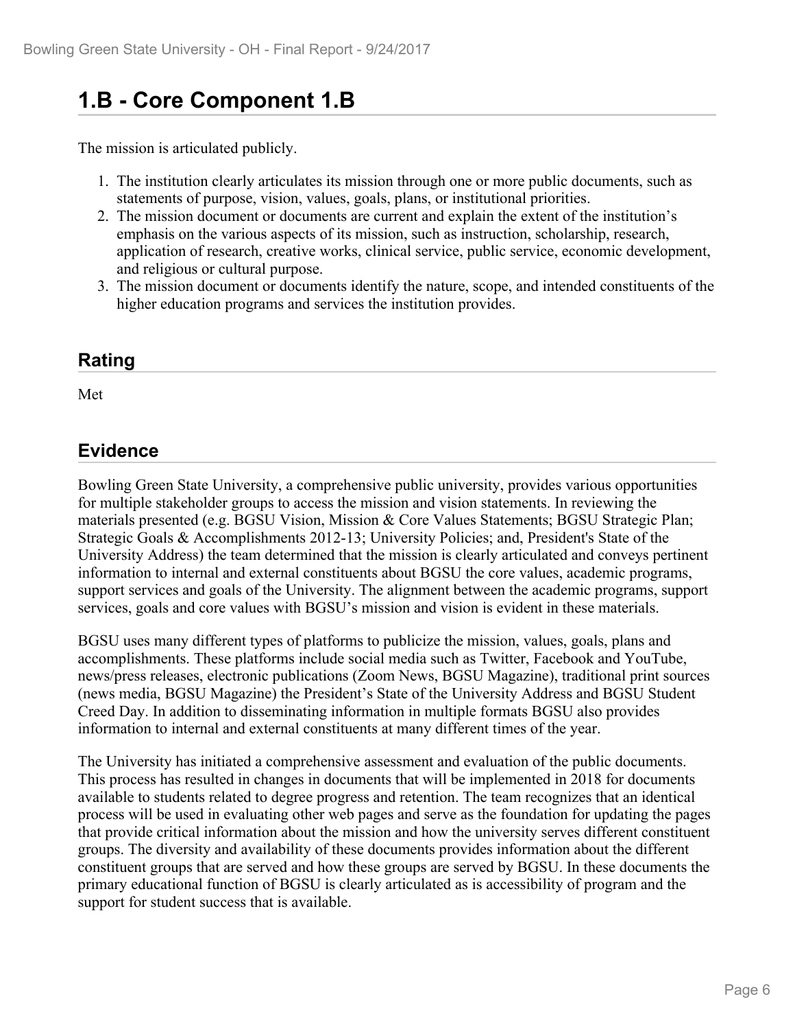## 1.B - Core Component 1.B

The mission is articulated publicly.

1. The institution clearly articulates its mission through one or more public documents, such as statements of purpose, vision, values, goals, plans, or institutional priorities.
2. The mission document or documents are current and explain the extent of the institution's emphasis on the various aspects of its mission, such as instruction, scholarship, research, application of research, creative works, clinical service, public service, economic development, and religious or cultural purpose.
3. The mission document or documents identify the nature, scope, and intended constituents of the higher education programs and services the institution provides.

### Rating

Met

### Evidence

Bowling Green State University, a comprehensive public university, provides various opportunities for multiple stakeholder groups to access the mission and vision statements. In reviewing the materials presented (e.g. BGSU Vision, Mission & Core Values Statements; BGSU Strategic Plan; Strategic Goals & Accomplishments 2012-13; University Policies; and, President's State of the University Address) the team determined that the mission is clearly articulated and conveys pertinent information to internal and external constituents about BGSU the core values, academic programs, support services and goals of the University. The alignment between the academic programs, support services, goals and core values with BGSU's mission and vision is evident in these materials.

BGSU uses many different types of platforms to publicize the mission, values, goals, plans and accomplishments. These platforms include social media such as Twitter, Facebook and YouTube, news/press releases, electronic publications (Zoom News, BGSU Magazine), traditional print sources (news media, BGSU Magazine) the President's State of the University Address and BGSU Student Creed Day. In addition to disseminating information in multiple formats BGSU also provides information to internal and external constituents at many different times of the year.

The University has initiated a comprehensive assessment and evaluation of the public documents. This process has resulted in changes in documents that will be implemented in 2018 for documents available to students related to degree progress and retention. The team recognizes that an identical process will be used in evaluating other web pages and serve as the foundation for updating the pages that provide critical information about the mission and how the university serves different constituent groups. The diversity and availability of these documents provides information about the different constituent groups that are served and how these groups are served by BGSU. In these documents the primary educational function of BGSU is clearly articulated as is accessibility of program and the support for student success that is available.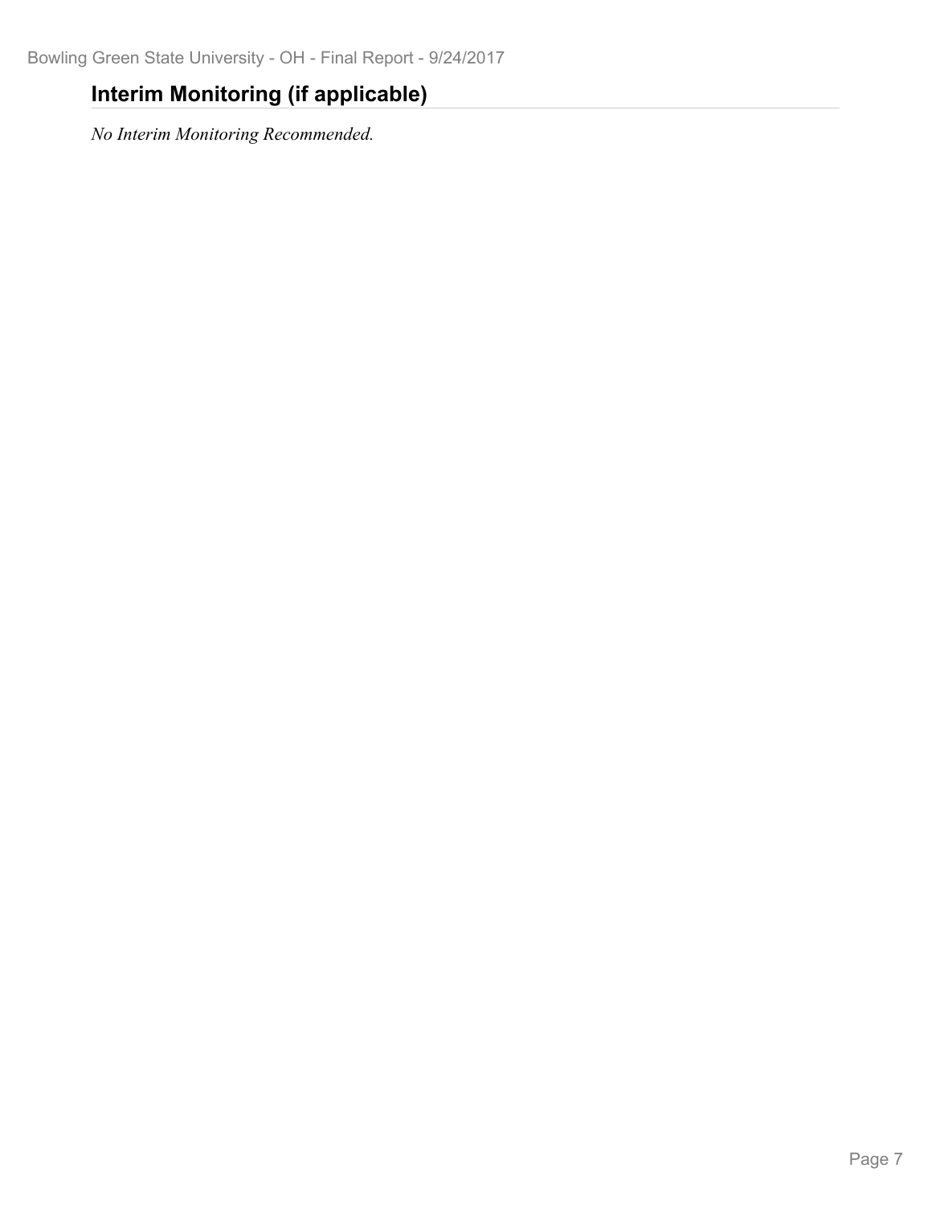## Interim Monitoring (if applicable)

*No Interim Monitoring Recommended.*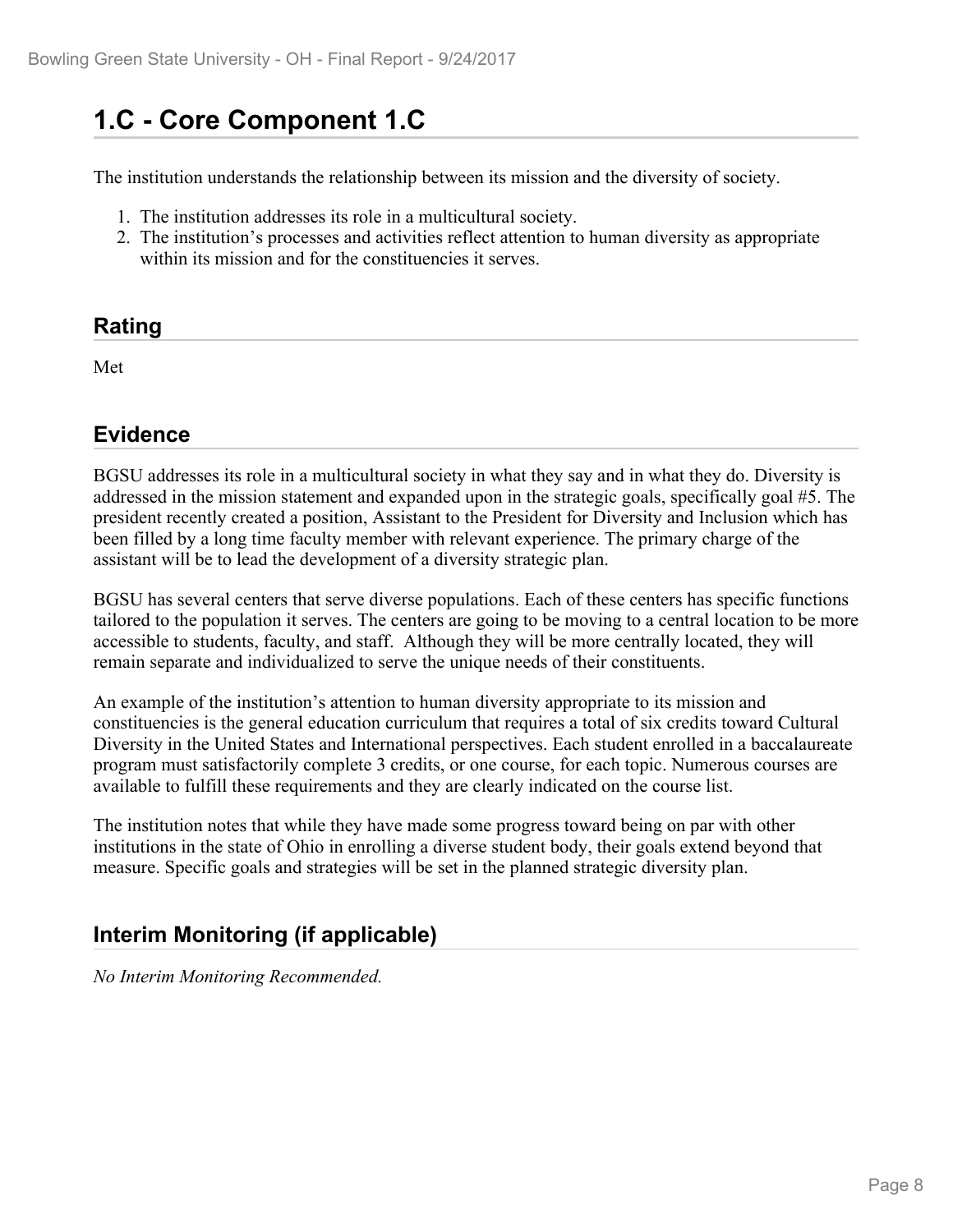## 1.C - Core Component 1.C

The institution understands the relationship between its mission and the diversity of society.

1. The institution addresses its role in a multicultural society.
2. The institution's processes and activities reflect attention to human diversity as appropriate within its mission and for the constituencies it serves.

### Rating

Met

### Evidence

BGSU addresses its role in a multicultural society in what they say and in what they do. Diversity is addressed in the mission statement and expanded upon in the strategic goals, specifically goal #5. The president recently created a position, Assistant to the President for Diversity and Inclusion which has been filled by a long time faculty member with relevant experience. The primary charge of the assistant will be to lead the development of a diversity strategic plan.

BGSU has several centers that serve diverse populations. Each of these centers has specific functions tailored to the population it serves. The centers are going to be moving to a central location to be more accessible to students, faculty, and staff. Although they will be more centrally located, they will remain separate and individualized to serve the unique needs of their constituents.

An example of the institution's attention to human diversity appropriate to its mission and constituencies is the general education curriculum that requires a total of six credits toward Cultural Diversity in the United States and International perspectives. Each student enrolled in a baccalaureate program must satisfactorily complete 3 credits, or one course, for each topic. Numerous courses are available to fulfill these requirements and they are clearly indicated on the course list.

The institution notes that while they have made some progress toward being on par with other institutions in the state of Ohio in enrolling a diverse student body, their goals extend beyond that measure. Specific goals and strategies will be set in the planned strategic diversity plan.

### Interim Monitoring (if applicable)

*No Interim Monitoring Recommended.*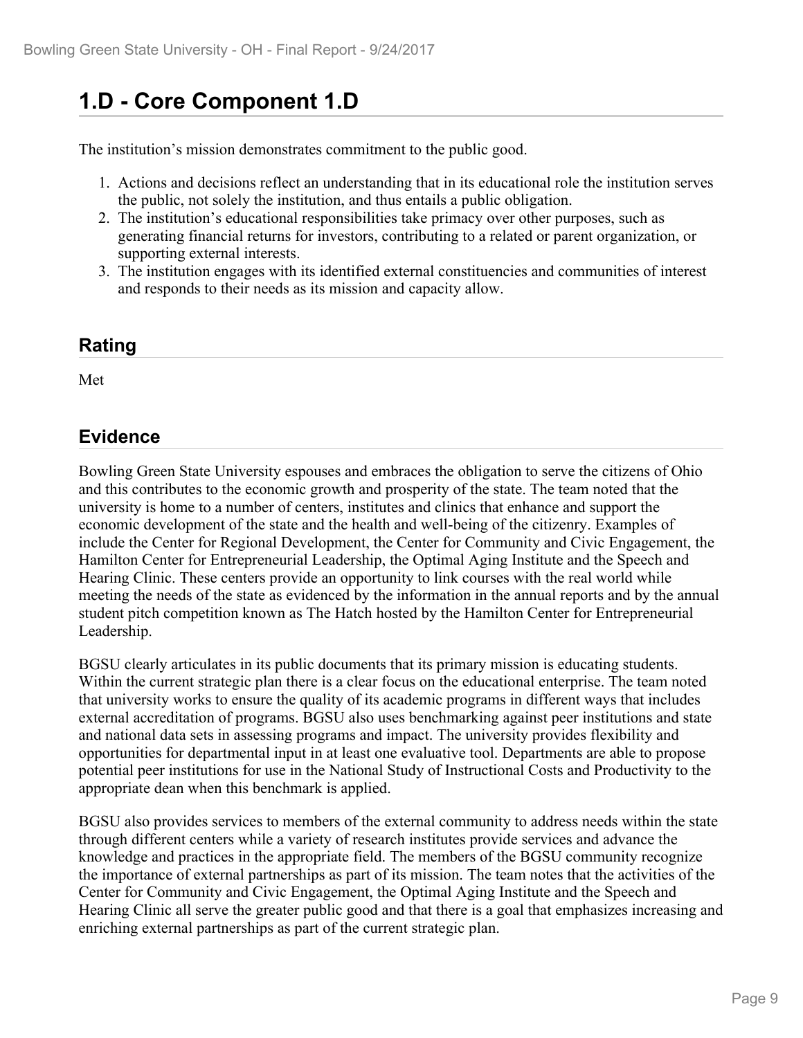# 1.D - Core Component 1.D

The institution's mission demonstrates commitment to the public good.

1. Actions and decisions reflect an understanding that in its educational role the institution serves the public, not solely the institution, and thus entails a public obligation.
2. The institution's educational responsibilities take primacy over other purposes, such as generating financial returns for investors, contributing to a related or parent organization, or supporting external interests.
3. The institution engages with its identified external constituencies and communities of interest and responds to their needs as its mission and capacity allow.

## Rating

Met

## Evidence

Bowling Green State University espouses and embraces the obligation to serve the citizens of Ohio and this contributes to the economic growth and prosperity of the state. The team noted that the university is home to a number of centers, institutes and clinics that enhance and support the economic development of the state and the health and well-being of the citizenry. Examples of include the Center for Regional Development, the Center for Community and Civic Engagement, the Hamilton Center for Entrepreneurial Leadership, the Optimal Aging Institute and the Speech and Hearing Clinic. These centers provide an opportunity to link courses with the real world while meeting the needs of the state as evidenced by the information in the annual reports and by the annual student pitch competition known as The Hatch hosted by the Hamilton Center for Entrepreneurial Leadership.

BGSU clearly articulates in its public documents that its primary mission is educating students. Within the current strategic plan there is a clear focus on the educational enterprise. The team noted that university works to ensure the quality of its academic programs in different ways that includes external accreditation of programs. BGSU also uses benchmarking against peer institutions and state and national data sets in assessing programs and impact. The university provides flexibility and opportunities for departmental input in at least one evaluative tool. Departments are able to propose potential peer institutions for use in the National Study of Instructional Costs and Productivity to the appropriate dean when this benchmark is applied.

BGSU also provides services to members of the external community to address needs within the state through different centers while a variety of research institutes provide services and advance the knowledge and practices in the appropriate field. The members of the BGSU community recognize the importance of external partnerships as part of its mission. The team notes that the activities of the Center for Community and Civic Engagement, the Optimal Aging Institute and the Speech and Hearing Clinic all serve the greater public good and that there is a goal that emphasizes increasing and enriching external partnerships as part of the current strategic plan.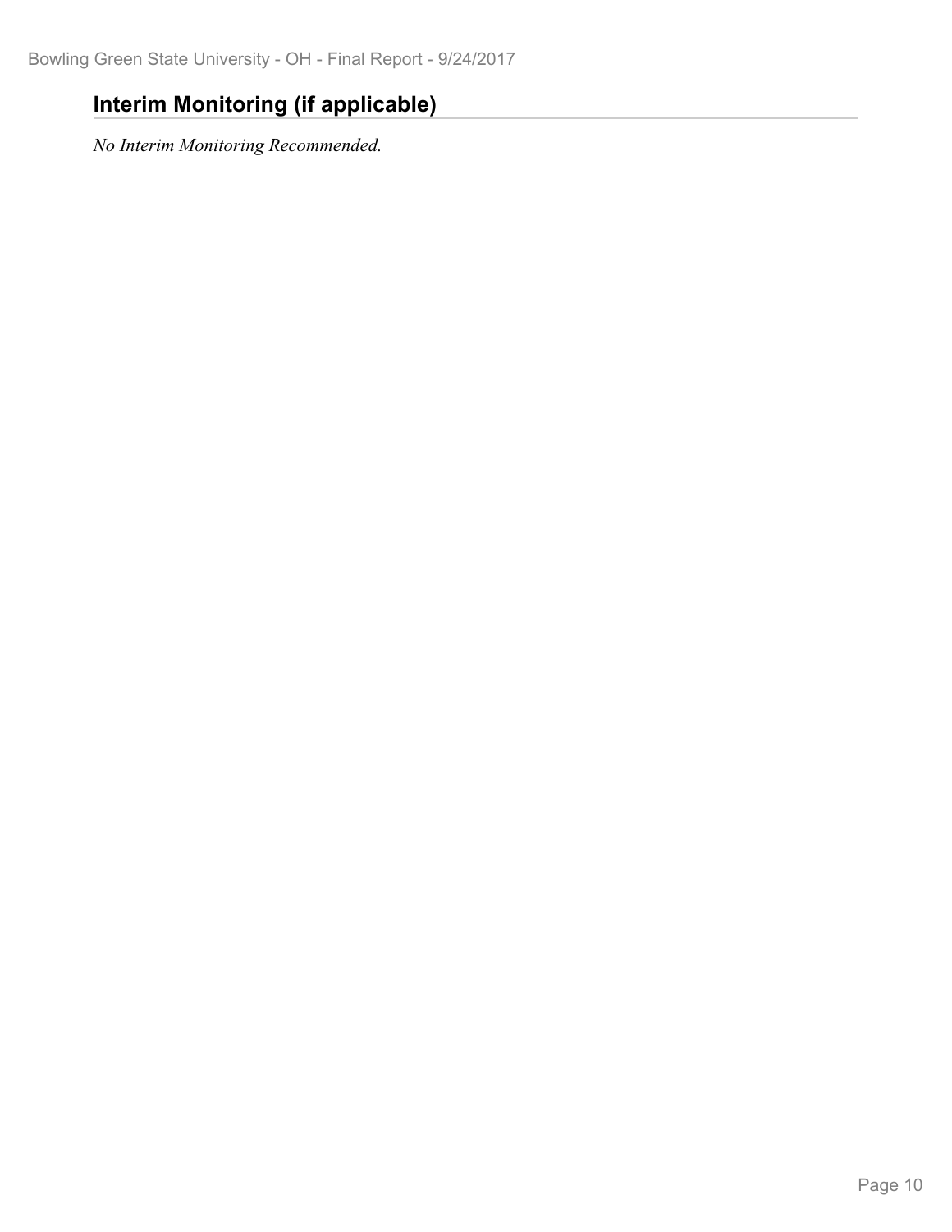## Interim Monitoring (if applicable)

*No Interim Monitoring Recommended.*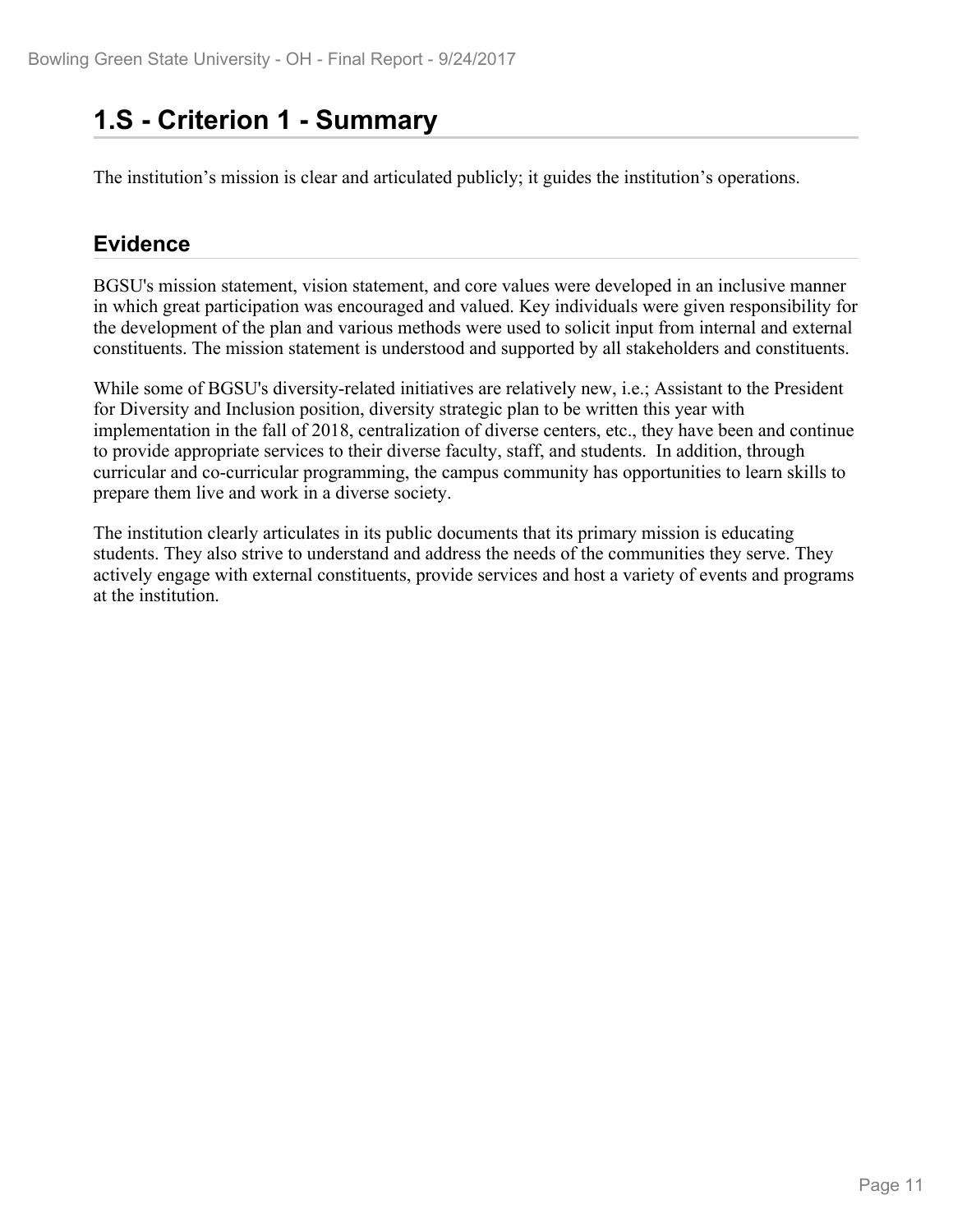## 1.S - Criterion 1 - Summary

The institution's mission is clear and articulated publicly; it guides the institution's operations.

### Evidence

BGSU's mission statement, vision statement, and core values were developed in an inclusive manner in which great participation was encouraged and valued. Key individuals were given responsibility for the development of the plan and various methods were used to solicit input from internal and external constituents. The mission statement is understood and supported by all stakeholders and constituents.

While some of BGSU's diversity-related initiatives are relatively new, i.e.; Assistant to the President for Diversity and Inclusion position, diversity strategic plan to be written this year with implementation in the fall of 2018, centralization of diverse centers, etc., they have been and continue to provide appropriate services to their diverse faculty, staff, and students. In addition, through curricular and co-curricular programming, the campus community has opportunities to learn skills to prepare them live and work in a diverse society.

The institution clearly articulates in its public documents that its primary mission is educating students. They also strive to understand and address the needs of the communities they serve. They actively engage with external constituents, provide services and host a variety of events and programs at the institution.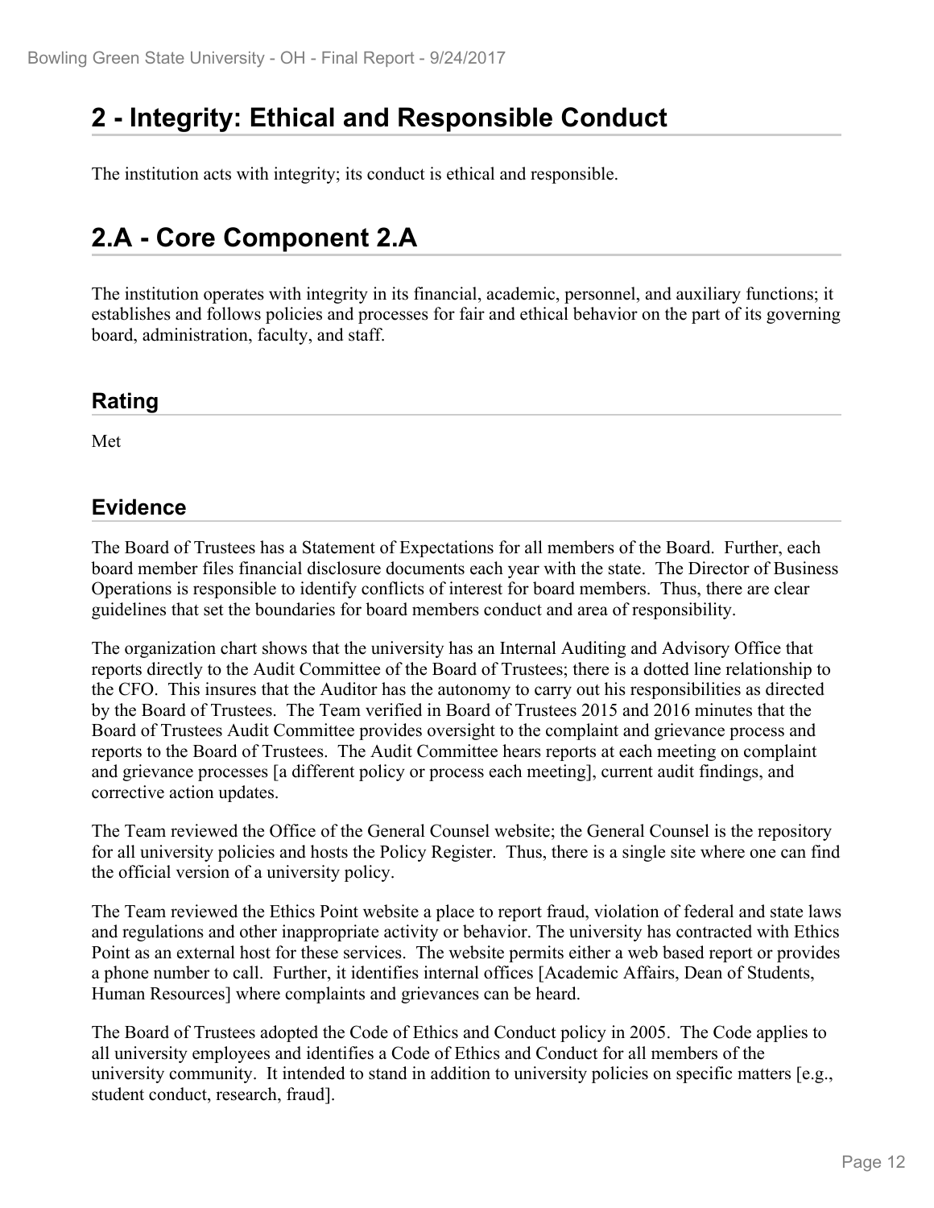# 2 - Integrity: Ethical and Responsible Conduct

The institution acts with integrity; its conduct is ethical and responsible.

# 2.A - Core Component 2.A

The institution operates with integrity in its financial, academic, personnel, and auxiliary functions; it establishes and follows policies and processes for fair and ethical behavior on the part of its governing board, administration, faculty, and staff.

## Rating

Met

## Evidence

The Board of Trustees has a Statement of Expectations for all members of the Board. Further, each board member files financial disclosure documents each year with the state. The Director of Business Operations is responsible to identify conflicts of interest for board members. Thus, there are clear guidelines that set the boundaries for board members conduct and area of responsibility.

The organization chart shows that the university has an Internal Auditing and Advisory Office that reports directly to the Audit Committee of the Board of Trustees; there is a dotted line relationship to the CFO. This insures that the Auditor has the autonomy to carry out his responsibilities as directed by the Board of Trustees. The Team verified in Board of Trustees 2015 and 2016 minutes that the Board of Trustees Audit Committee provides oversight to the complaint and grievance process and reports to the Board of Trustees. The Audit Committee hears reports at each meeting on complaint and grievance processes [a different policy or process each meeting], current audit findings, and corrective action updates.

The Team reviewed the Office of the General Counsel website; the General Counsel is the repository for all university policies and hosts the Policy Register. Thus, there is a single site where one can find the official version of a university policy.

The Team reviewed the Ethics Point website a place to report fraud, violation of federal and state laws and regulations and other inappropriate activity or behavior. The university has contracted with Ethics Point as an external host for these services. The website permits either a web based report or provides a phone number to call. Further, it identifies internal offices [Academic Affairs, Dean of Students, Human Resources] where complaints and grievances can be heard.

The Board of Trustees adopted the Code of Ethics and Conduct policy in 2005. The Code applies to all university employees and identifies a Code of Ethics and Conduct for all members of the university community. It intended to stand in addition to university policies on specific matters [e.g., student conduct, research, fraud].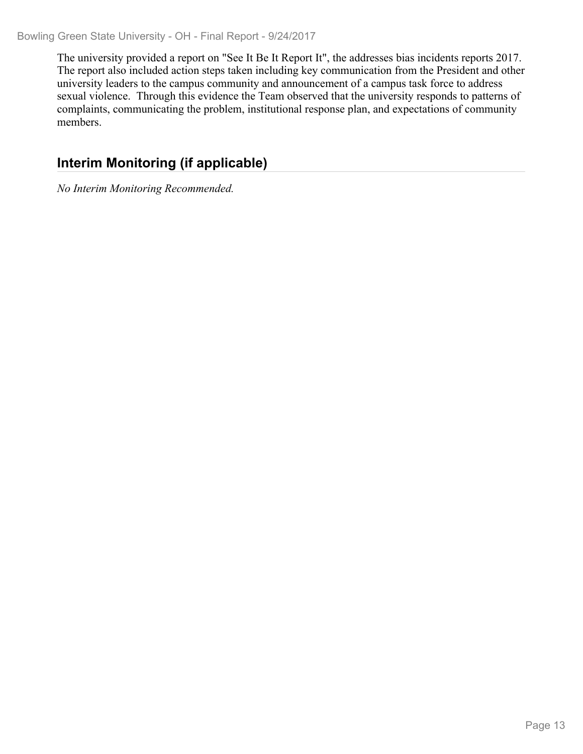The university provided a report on "See It Be It Report It", the addresses bias incidents reports 2017. The report also included action steps taken including key communication from the President and other university leaders to the campus community and announcement of a campus task force to address sexual violence. Through this evidence the Team observed that the university responds to patterns of complaints, communicating the problem, institutional response plan, and expectations of community members.

## Interim Monitoring (if applicable)

*No Interim Monitoring Recommended.*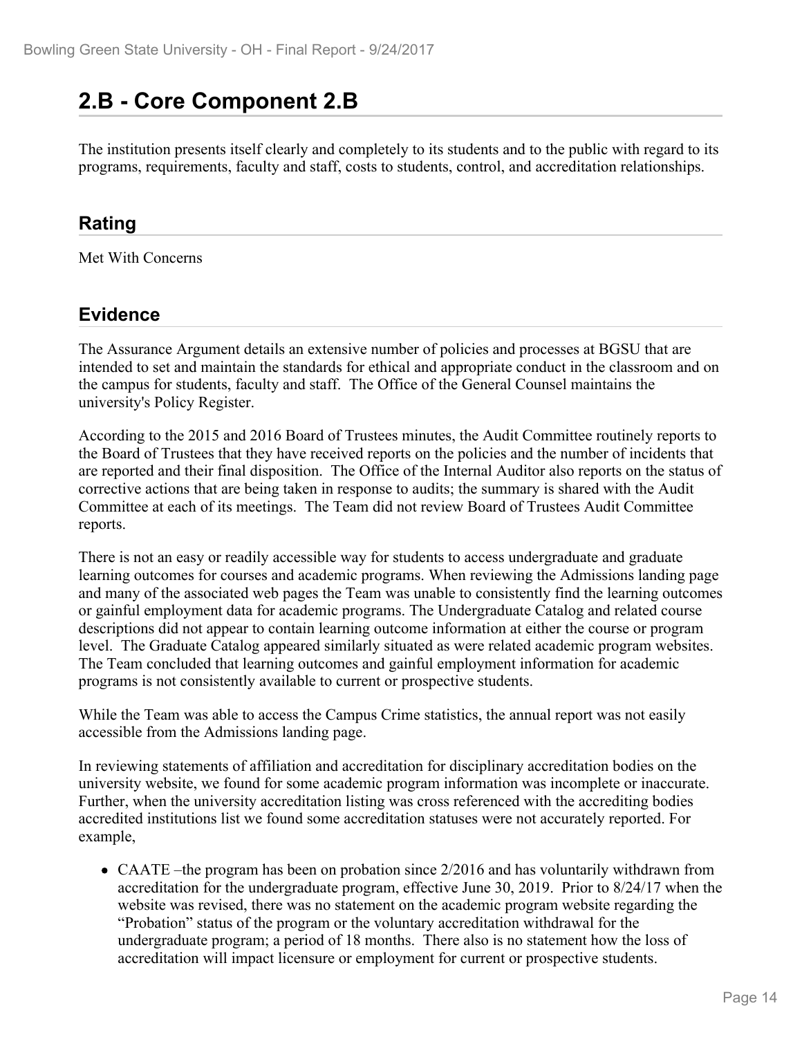# 2.B - Core Component 2.B

The institution presents itself clearly and completely to its students and to the public with regard to its programs, requirements, faculty and staff, costs to students, control, and accreditation relationships.

## Rating

Met With Concerns

## Evidence

The Assurance Argument details an extensive number of policies and processes at BGSU that are intended to set and maintain the standards for ethical and appropriate conduct in the classroom and on the campus for students, faculty and staff. The Office of the General Counsel maintains the university's Policy Register.

According to the 2015 and 2016 Board of Trustees minutes, the Audit Committee routinely reports to the Board of Trustees that they have received reports on the policies and the number of incidents that are reported and their final disposition. The Office of the Internal Auditor also reports on the status of corrective actions that are being taken in response to audits; the summary is shared with the Audit Committee at each of its meetings. The Team did not review Board of Trustees Audit Committee reports.

There is not an easy or readily accessible way for students to access undergraduate and graduate learning outcomes for courses and academic programs. When reviewing the Admissions landing page and many of the associated web pages the Team was unable to consistently find the learning outcomes or gainful employment data for academic programs. The Undergraduate Catalog and related course descriptions did not appear to contain learning outcome information at either the course or program level. The Graduate Catalog appeared similarly situated as were related academic program websites. The Team concluded that learning outcomes and gainful employment information for academic programs is not consistently available to current or prospective students.

While the Team was able to access the Campus Crime statistics, the annual report was not easily accessible from the Admissions landing page.

In reviewing statements of affiliation and accreditation for disciplinary accreditation bodies on the university website, we found for some academic program information was incomplete or inaccurate. Further, when the university accreditation listing was cross referenced with the accrediting bodies accredited institutions list we found some accreditation statuses were not accurately reported. For example,

- CAATE –the program has been on probation since 2/2016 and has voluntarily withdrawn from accreditation for the undergraduate program, effective June 30, 2019. Prior to 8/24/17 when the website was revised, there was no statement on the academic program website regarding the "Probation" status of the program or the voluntary accreditation withdrawal for the undergraduate program; a period of 18 months. There also is no statement how the loss of accreditation will impact licensure or employment for current or prospective students.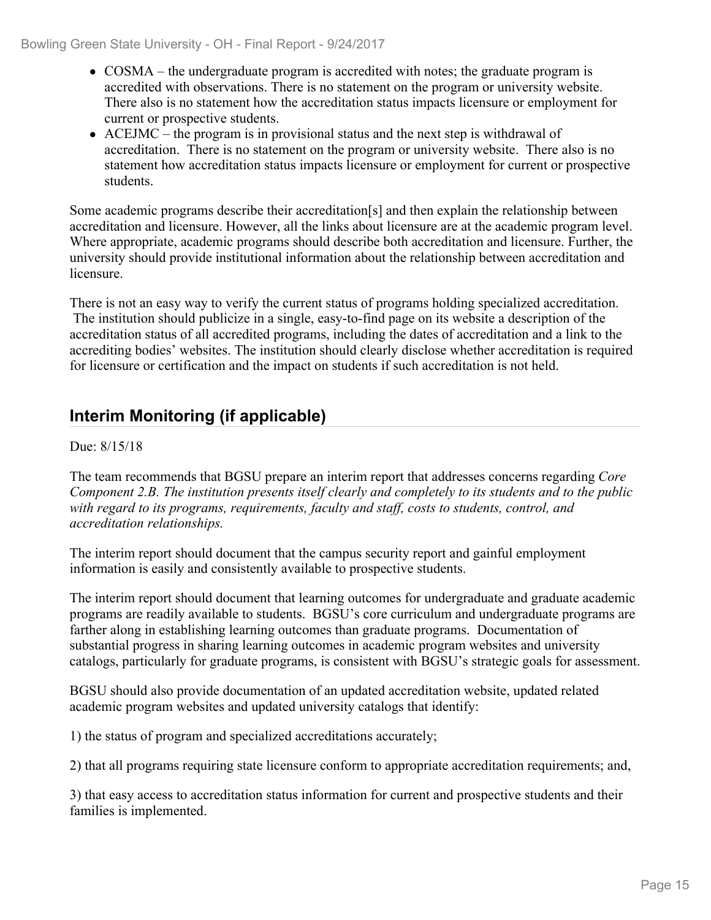- COSMA – the undergraduate program is accredited with notes; the graduate program is accredited with observations. There is no statement on the program or university website. There also is no statement how the accreditation status impacts licensure or employment for current or prospective students.
- ACEJMC – the program is in provisional status and the next step is withdrawal of accreditation. There is no statement on the program or university website. There also is no statement how accreditation status impacts licensure or employment for current or prospective students.

Some academic programs describe their accreditation[s] and then explain the relationship between accreditation and licensure. However, all the links about licensure are at the academic program level. Where appropriate, academic programs should describe both accreditation and licensure. Further, the university should provide institutional information about the relationship between accreditation and licensure.

There is not an easy way to verify the current status of programs holding specialized accreditation. The institution should publicize in a single, easy-to-find page on its website a description of the accreditation status of all accredited programs, including the dates of accreditation and a link to the accrediting bodies' websites. The institution should clearly disclose whether accreditation is required for licensure or certification and the impact on students if such accreditation is not held.

## Interim Monitoring (if applicable)

Due: 8/15/18

The team recommends that BGSU prepare an interim report that addresses concerns regarding *Core Component 2.B. The institution presents itself clearly and completely to its students and to the public with regard to its programs, requirements, faculty and staff, costs to students, control, and accreditation relationships.*

The interim report should document that the campus security report and gainful employment information is easily and consistently available to prospective students.

The interim report should document that learning outcomes for undergraduate and graduate academic programs are readily available to students. BGSU's core curriculum and undergraduate programs are farther along in establishing learning outcomes than graduate programs. Documentation of substantial progress in sharing learning outcomes in academic program websites and university catalogs, particularly for graduate programs, is consistent with BGSU's strategic goals for assessment.

BGSU should also provide documentation of an updated accreditation website, updated related academic program websites and updated university catalogs that identify:

1) the status of program and specialized accreditations accurately;

2) that all programs requiring state licensure conform to appropriate accreditation requirements; and,

3) that easy access to accreditation status information for current and prospective students and their families is implemented.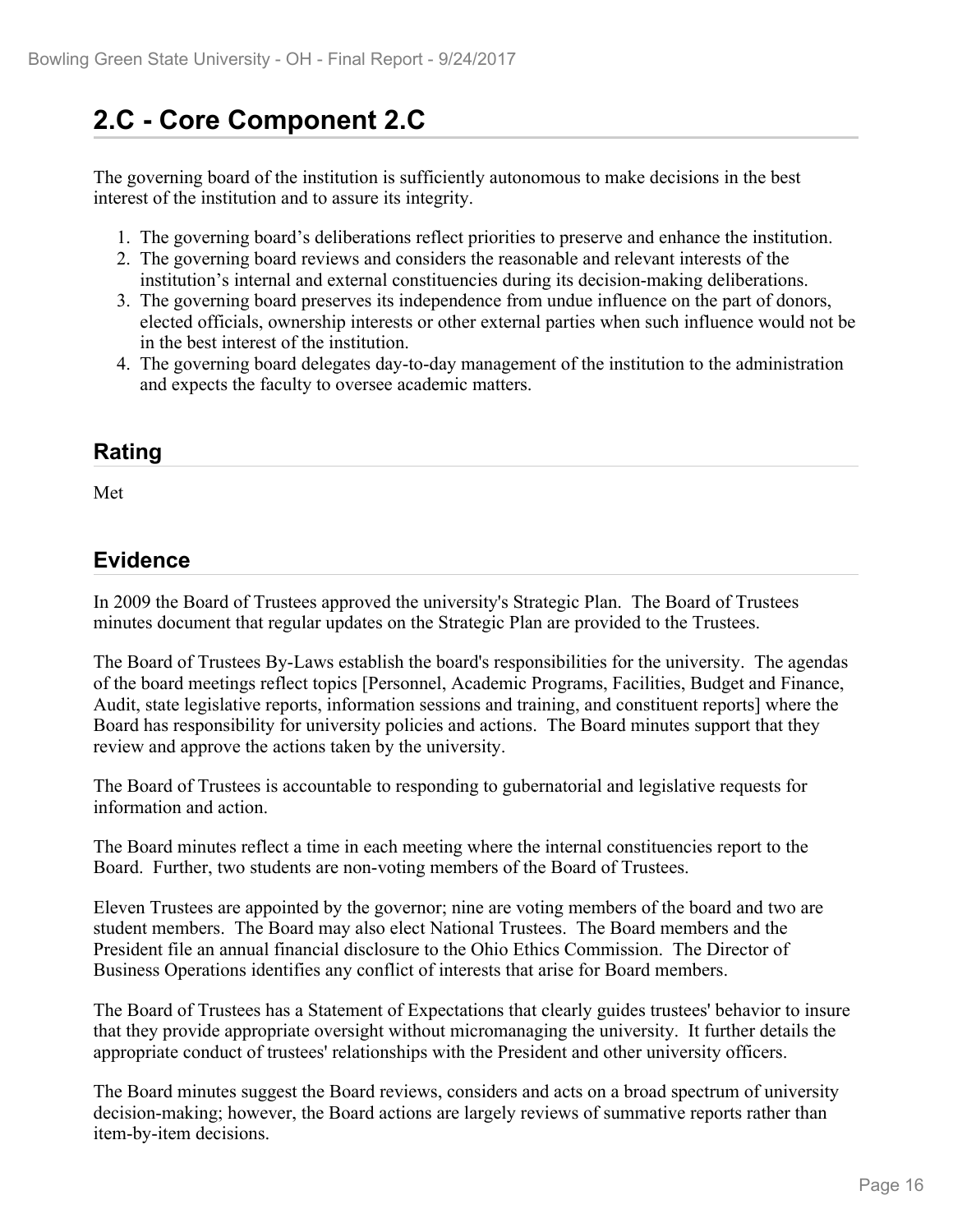# 2.C - Core Component 2.C

The governing board of the institution is sufficiently autonomous to make decisions in the best interest of the institution and to assure its integrity.

1. The governing board's deliberations reflect priorities to preserve and enhance the institution.
2. The governing board reviews and considers the reasonable and relevant interests of the institution's internal and external constituencies during its decision-making deliberations.
3. The governing board preserves its independence from undue influence on the part of donors, elected officials, ownership interests or other external parties when such influence would not be in the best interest of the institution.
4. The governing board delegates day-to-day management of the institution to the administration and expects the faculty to oversee academic matters.

## Rating

Met

## Evidence

In 2009 the Board of Trustees approved the university's Strategic Plan. The Board of Trustees minutes document that regular updates on the Strategic Plan are provided to the Trustees.

The Board of Trustees By-Laws establish the board's responsibilities for the university. The agendas of the board meetings reflect topics [Personnel, Academic Programs, Facilities, Budget and Finance, Audit, state legislative reports, information sessions and training, and constituent reports] where the Board has responsibility for university policies and actions. The Board minutes support that they review and approve the actions taken by the university.

The Board of Trustees is accountable to responding to gubernatorial and legislative requests for information and action.

The Board minutes reflect a time in each meeting where the internal constituencies report to the Board. Further, two students are non-voting members of the Board of Trustees.

Eleven Trustees are appointed by the governor; nine are voting members of the board and two are student members. The Board may also elect National Trustees. The Board members and the President file an annual financial disclosure to the Ohio Ethics Commission. The Director of Business Operations identifies any conflict of interests that arise for Board members.

The Board of Trustees has a Statement of Expectations that clearly guides trustees' behavior to insure that they provide appropriate oversight without micromanaging the university. It further details the appropriate conduct of trustees' relationships with the President and other university officers.

The Board minutes suggest the Board reviews, considers and acts on a broad spectrum of university decision-making; however, the Board actions are largely reviews of summative reports rather than item-by-item decisions.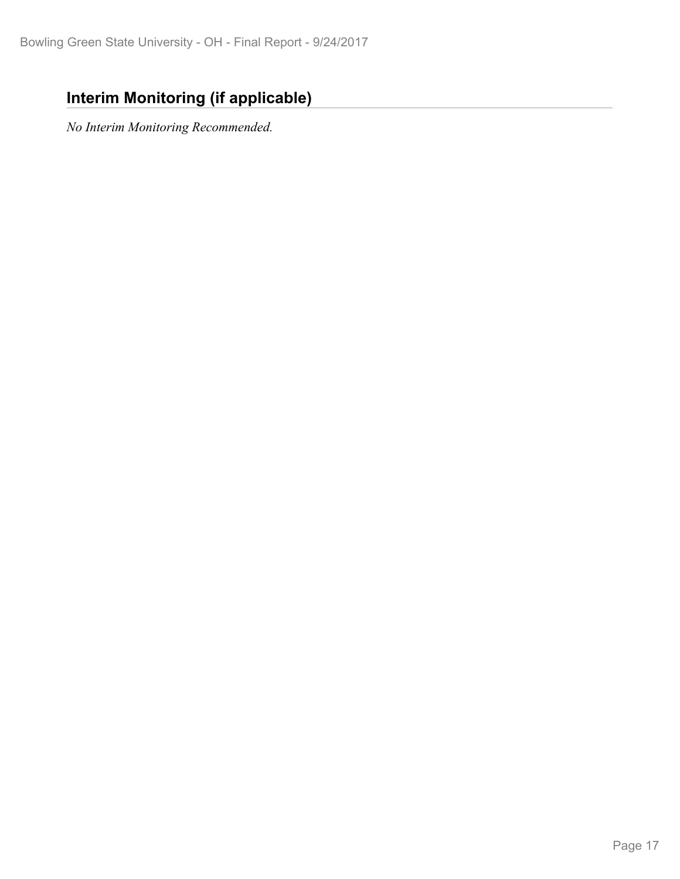## Interim Monitoring (if applicable)

*No Interim Monitoring Recommended.*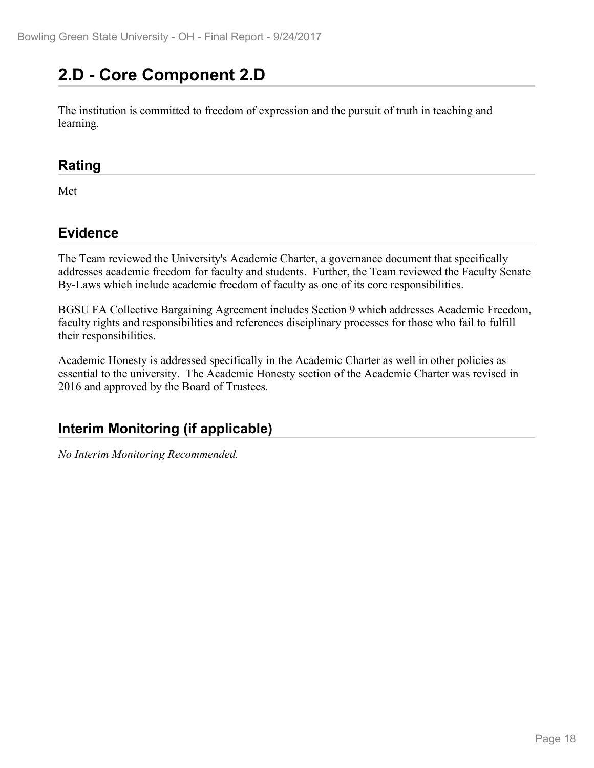## 2.D - Core Component 2.D

The institution is committed to freedom of expression and the pursuit of truth in teaching and learning.

### Rating

Met

### Evidence

The Team reviewed the University's Academic Charter, a governance document that specifically addresses academic freedom for faculty and students. Further, the Team reviewed the Faculty Senate By-Laws which include academic freedom of faculty as one of its core responsibilities.

BGSU FA Collective Bargaining Agreement includes Section 9 which addresses Academic Freedom, faculty rights and responsibilities and references disciplinary processes for those who fail to fulfill their responsibilities.

Academic Honesty is addressed specifically in the Academic Charter as well in other policies as essential to the university. The Academic Honesty section of the Academic Charter was revised in 2016 and approved by the Board of Trustees.

### Interim Monitoring (if applicable)

*No Interim Monitoring Recommended.*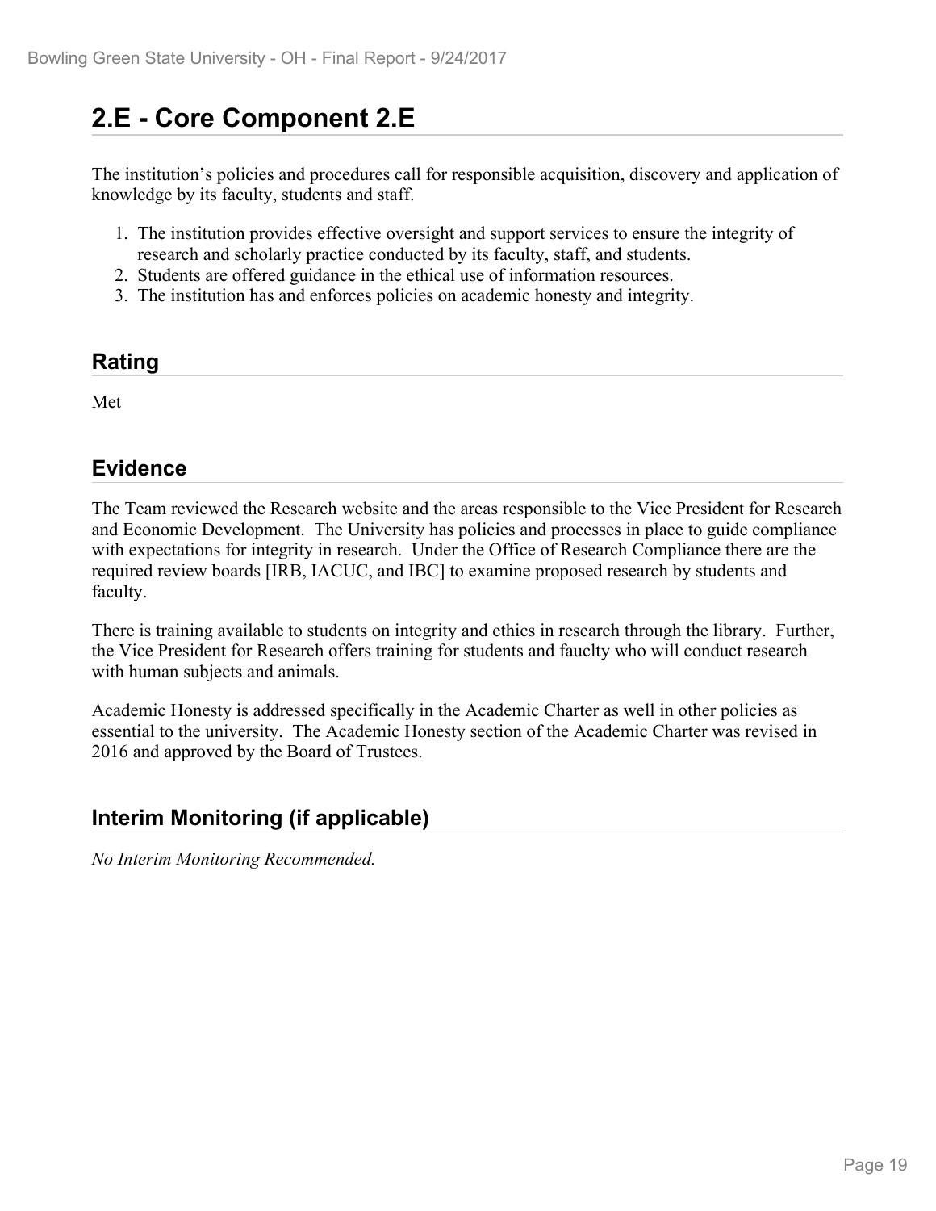## 2.E - Core Component 2.E

The institution's policies and procedures call for responsible acquisition, discovery and application of knowledge by its faculty, students and staff.

1. The institution provides effective oversight and support services to ensure the integrity of research and scholarly practice conducted by its faculty, staff, and students.
2. Students are offered guidance in the ethical use of information resources.
3. The institution has and enforces policies on academic honesty and integrity.

### Rating

Met

### Evidence

The Team reviewed the Research website and the areas responsible to the Vice President for Research and Economic Development. The University has policies and processes in place to guide compliance with expectations for integrity in research. Under the Office of Research Compliance there are the required review boards [IRB, IACUC, and IBC] to examine proposed research by students and faculty.

There is training available to students on integrity and ethics in research through the library. Further, the Vice President for Research offers training for students and fauclty who will conduct research with human subjects and animals.

Academic Honesty is addressed specifically in the Academic Charter as well in other policies as essential to the university. The Academic Honesty section of the Academic Charter was revised in 2016 and approved by the Board of Trustees.

### Interim Monitoring (if applicable)

*No Interim Monitoring Recommended.*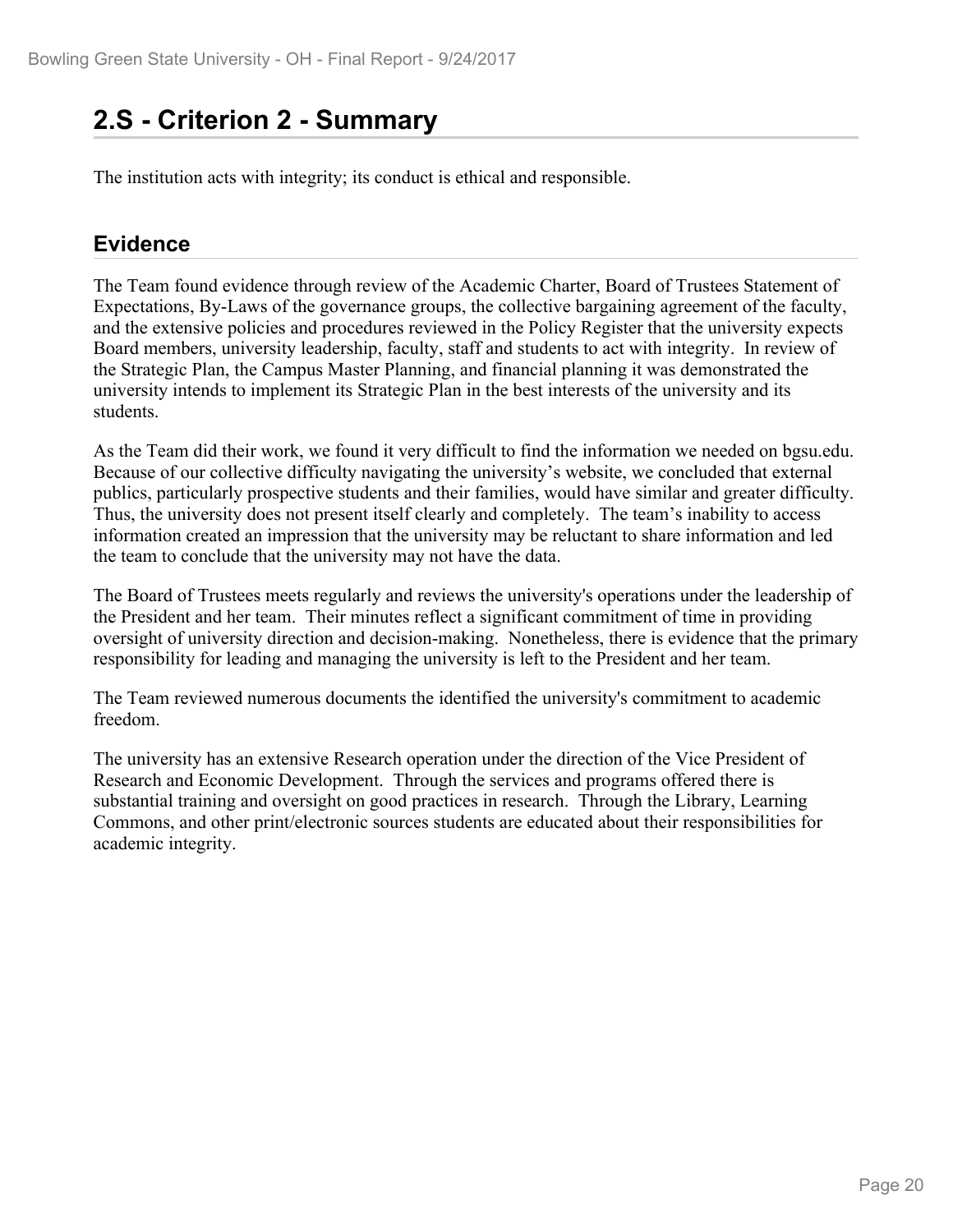## 2.S - Criterion 2 - Summary

The institution acts with integrity; its conduct is ethical and responsible.

### Evidence

The Team found evidence through review of the Academic Charter, Board of Trustees Statement of Expectations, By-Laws of the governance groups, the collective bargaining agreement of the faculty, and the extensive policies and procedures reviewed in the Policy Register that the university expects Board members, university leadership, faculty, staff and students to act with integrity. In review of the Strategic Plan, the Campus Master Planning, and financial planning it was demonstrated the university intends to implement its Strategic Plan in the best interests of the university and its students.

As the Team did their work, we found it very difficult to find the information we needed on bgsu.edu. Because of our collective difficulty navigating the university's website, we concluded that external publics, particularly prospective students and their families, would have similar and greater difficulty. Thus, the university does not present itself clearly and completely. The team's inability to access information created an impression that the university may be reluctant to share information and led the team to conclude that the university may not have the data.

The Board of Trustees meets regularly and reviews the university's operations under the leadership of the President and her team. Their minutes reflect a significant commitment of time in providing oversight of university direction and decision-making. Nonetheless, there is evidence that the primary responsibility for leading and managing the university is left to the President and her team.

The Team reviewed numerous documents the identified the university's commitment to academic freedom.

The university has an extensive Research operation under the direction of the Vice President of Research and Economic Development. Through the services and programs offered there is substantial training and oversight on good practices in research. Through the Library, Learning Commons, and other print/electronic sources students are educated about their responsibilities for academic integrity.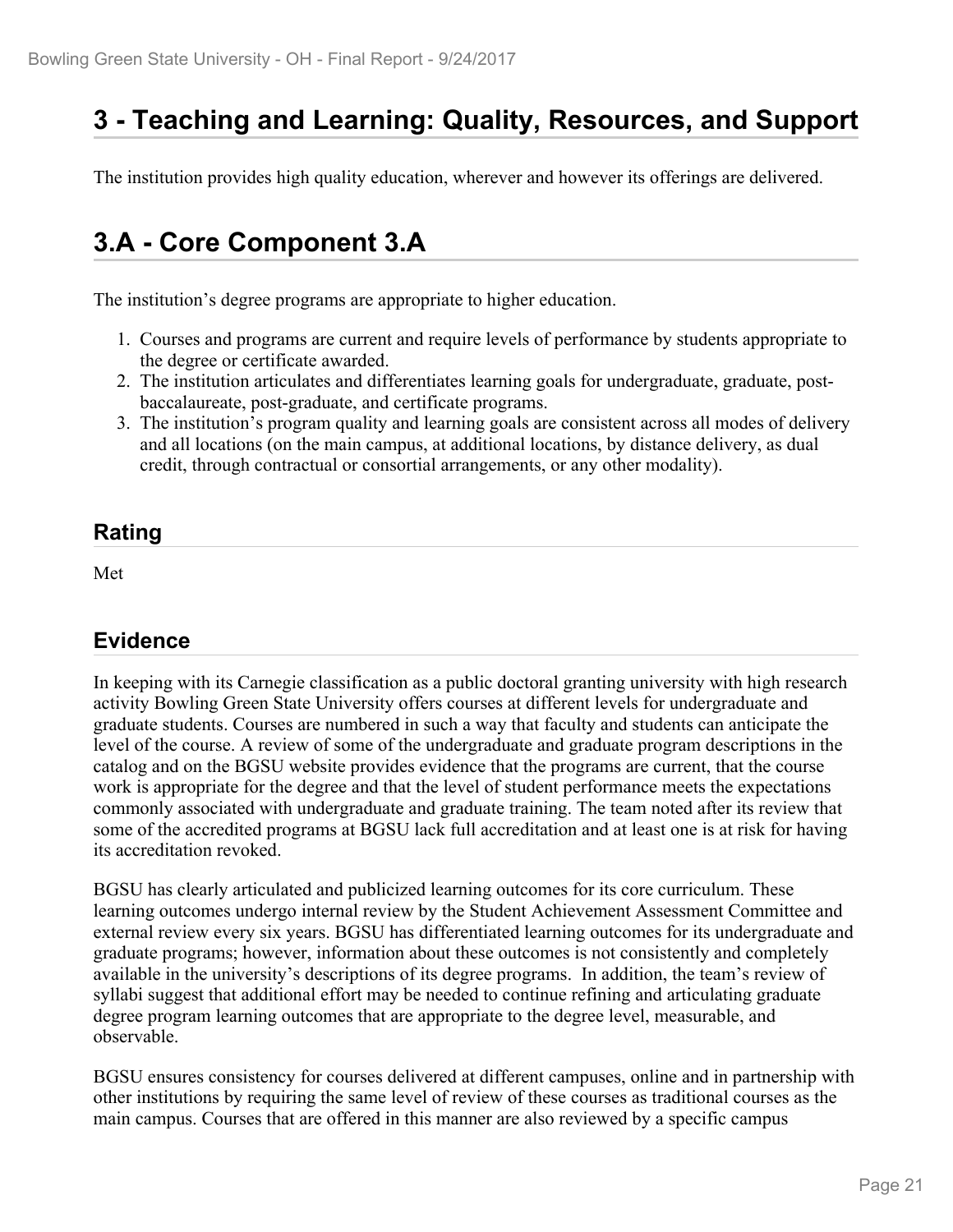# 3 - Teaching and Learning: Quality, Resources, and Support

The institution provides high quality education, wherever and however its offerings are delivered.

# 3.A - Core Component 3.A

The institution's degree programs are appropriate to higher education.

1. Courses and programs are current and require levels of performance by students appropriate to the degree or certificate awarded.
2. The institution articulates and differentiates learning goals for undergraduate, graduate, post-baccalaureate, post-graduate, and certificate programs.
3. The institution's program quality and learning goals are consistent across all modes of delivery and all locations (on the main campus, at additional locations, by distance delivery, as dual credit, through contractual or consortial arrangements, or any other modality).

## Rating

Met

## Evidence

In keeping with its Carnegie classification as a public doctoral granting university with high research activity Bowling Green State University offers courses at different levels for undergraduate and graduate students. Courses are numbered in such a way that faculty and students can anticipate the level of the course. A review of some of the undergraduate and graduate program descriptions in the catalog and on the BGSU website provides evidence that the programs are current, that the course work is appropriate for the degree and that the level of student performance meets the expectations commonly associated with undergraduate and graduate training. The team noted after its review that some of the accredited programs at BGSU lack full accreditation and at least one is at risk for having its accreditation revoked.

BGSU has clearly articulated and publicized learning outcomes for its core curriculum. These learning outcomes undergo internal review by the Student Achievement Assessment Committee and external review every six years. BGSU has differentiated learning outcomes for its undergraduate and graduate programs; however, information about these outcomes is not consistently and completely available in the university's descriptions of its degree programs. In addition, the team's review of syllabi suggest that additional effort may be needed to continue refining and articulating graduate degree program learning outcomes that are appropriate to the degree level, measurable, and observable.

BGSU ensures consistency for courses delivered at different campuses, online and in partnership with other institutions by requiring the same level of review of these courses as traditional courses as the main campus. Courses that are offered in this manner are also reviewed by a specific campus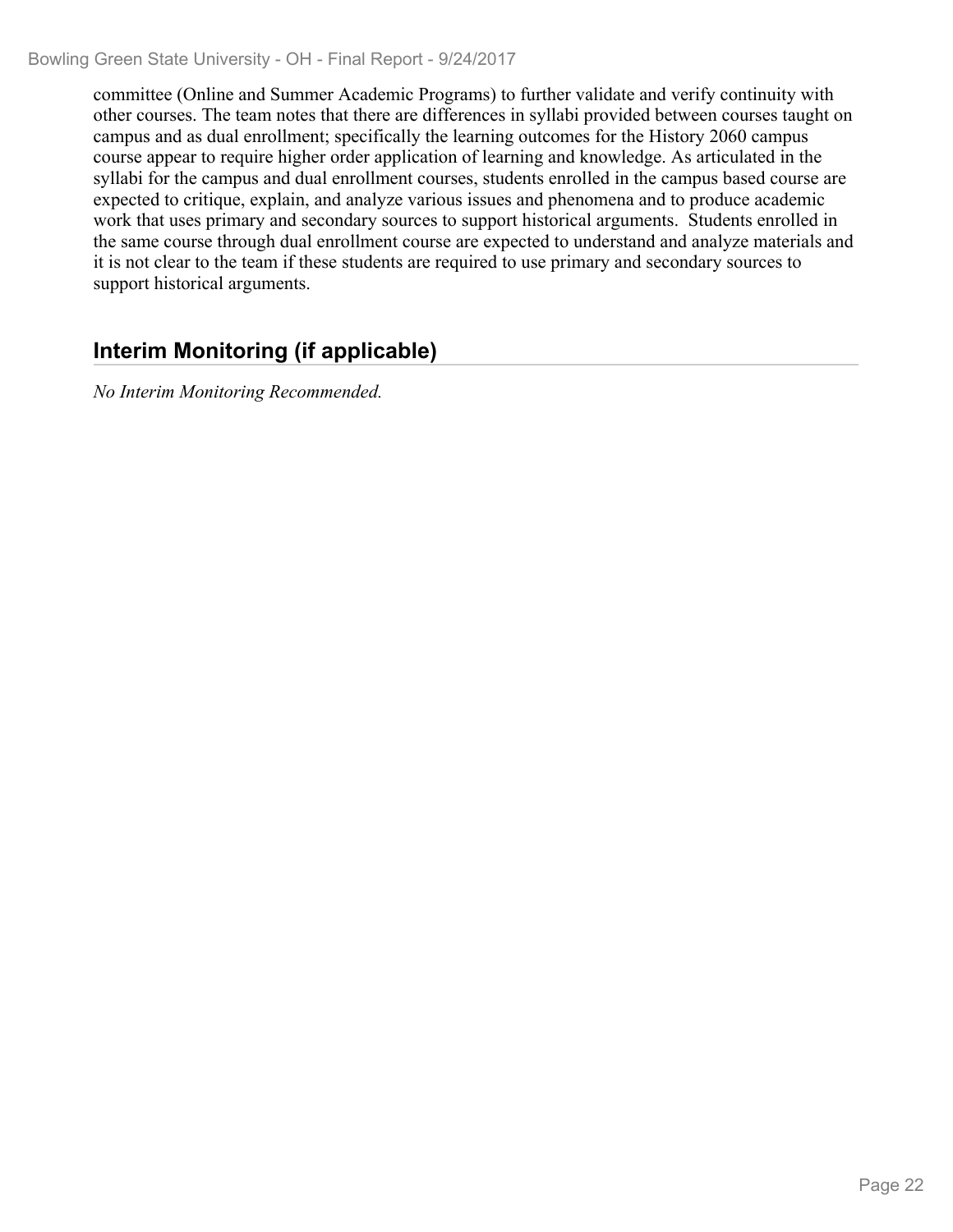committee (Online and Summer Academic Programs) to further validate and verify continuity with other courses. The team notes that there are differences in syllabi provided between courses taught on campus and as dual enrollment; specifically the learning outcomes for the History 2060 campus course appear to require higher order application of learning and knowledge. As articulated in the syllabi for the campus and dual enrollment courses, students enrolled in the campus based course are expected to critique, explain, and analyze various issues and phenomena and to produce academic work that uses primary and secondary sources to support historical arguments. Students enrolled in the same course through dual enrollment course are expected to understand and analyze materials and it is not clear to the team if these students are required to use primary and secondary sources to support historical arguments.

## Interim Monitoring (if applicable)

*No Interim Monitoring Recommended.*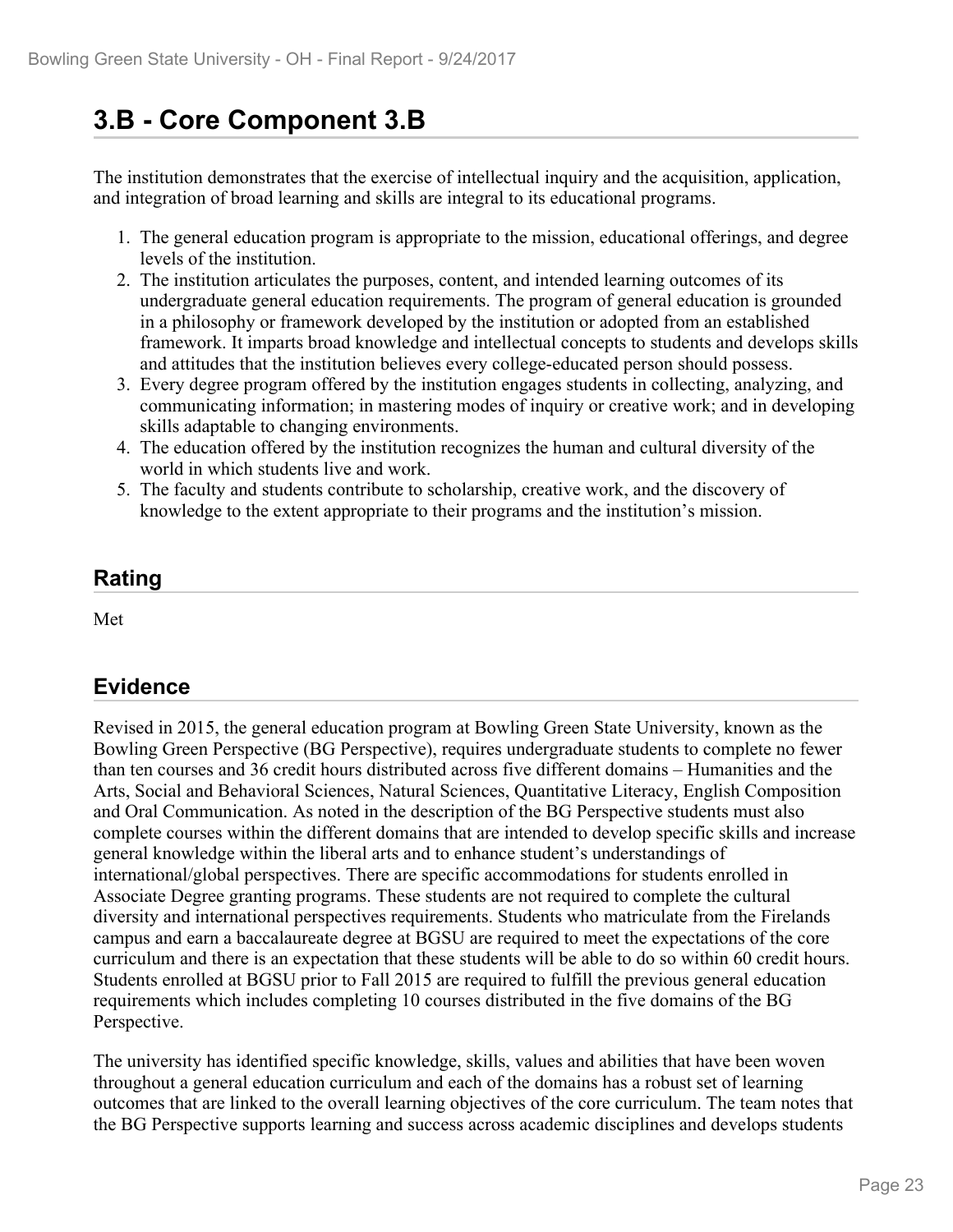## 3.B - Core Component 3.B

The institution demonstrates that the exercise of intellectual inquiry and the acquisition, application, and integration of broad learning and skills are integral to its educational programs.

1. The general education program is appropriate to the mission, educational offerings, and degree levels of the institution.
2. The institution articulates the purposes, content, and intended learning outcomes of its undergraduate general education requirements. The program of general education is grounded in a philosophy or framework developed by the institution or adopted from an established framework. It imparts broad knowledge and intellectual concepts to students and develops skills and attitudes that the institution believes every college-educated person should possess.
3. Every degree program offered by the institution engages students in collecting, analyzing, and communicating information; in mastering modes of inquiry or creative work; and in developing skills adaptable to changing environments.
4. The education offered by the institution recognizes the human and cultural diversity of the world in which students live and work.
5. The faculty and students contribute to scholarship, creative work, and the discovery of knowledge to the extent appropriate to their programs and the institution's mission.

### Rating

Met

### Evidence

Revised in 2015, the general education program at Bowling Green State University, known as the Bowling Green Perspective (BG Perspective), requires undergraduate students to complete no fewer than ten courses and 36 credit hours distributed across five different domains – Humanities and the Arts, Social and Behavioral Sciences, Natural Sciences, Quantitative Literacy, English Composition and Oral Communication. As noted in the description of the BG Perspective students must also complete courses within the different domains that are intended to develop specific skills and increase general knowledge within the liberal arts and to enhance student's understandings of international/global perspectives. There are specific accommodations for students enrolled in Associate Degree granting programs. These students are not required to complete the cultural diversity and international perspectives requirements. Students who matriculate from the Firelands campus and earn a baccalaureate degree at BGSU are required to meet the expectations of the core curriculum and there is an expectation that these students will be able to do so within 60 credit hours. Students enrolled at BGSU prior to Fall 2015 are required to fulfill the previous general education requirements which includes completing 10 courses distributed in the five domains of the BG Perspective.

The university has identified specific knowledge, skills, values and abilities that have been woven throughout a general education curriculum and each of the domains has a robust set of learning outcomes that are linked to the overall learning objectives of the core curriculum. The team notes that the BG Perspective supports learning and success across academic disciplines and develops students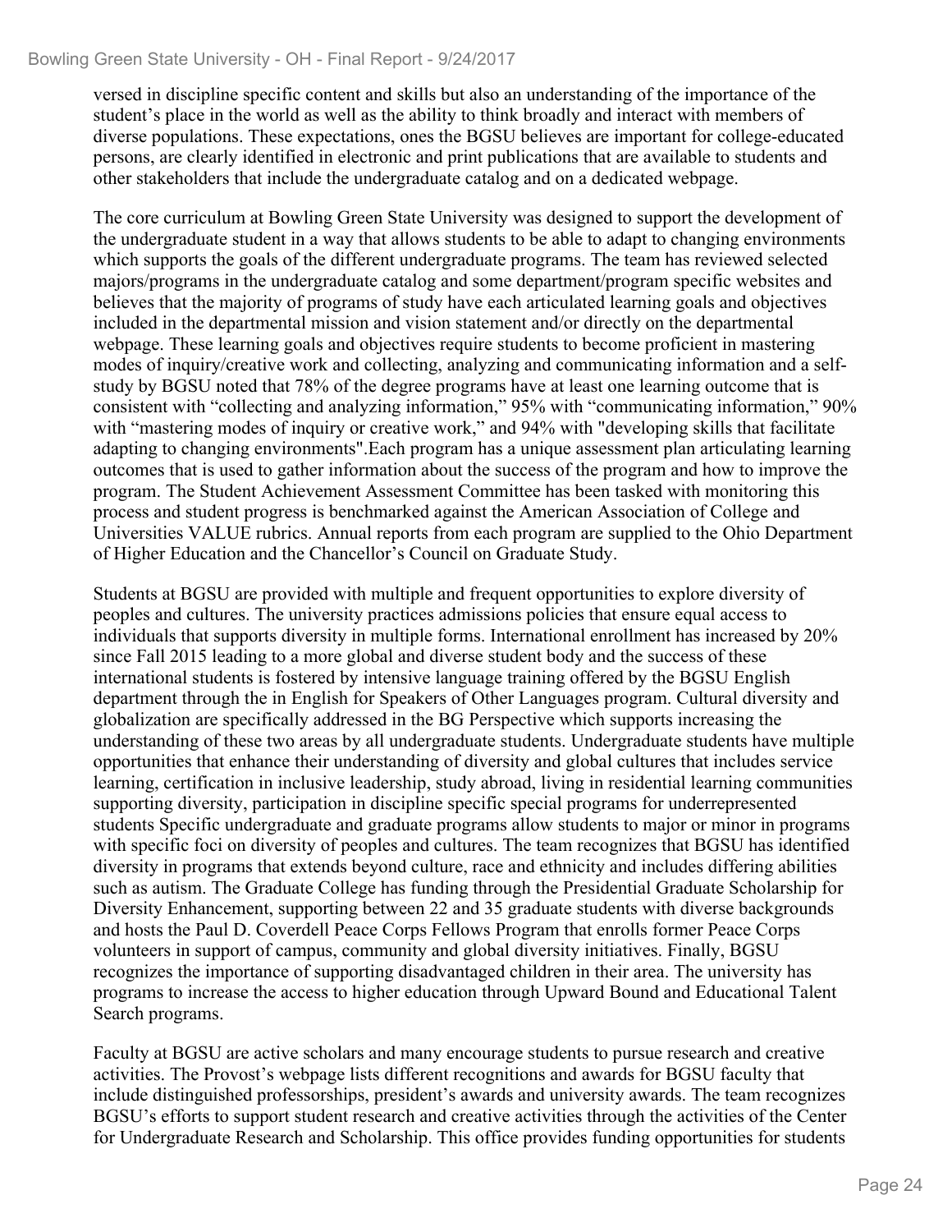versed in discipline specific content and skills but also an understanding of the importance of the student's place in the world as well as the ability to think broadly and interact with members of diverse populations. These expectations, ones the BGSU believes are important for college-educated persons, are clearly identified in electronic and print publications that are available to students and other stakeholders that include the undergraduate catalog and on a dedicated webpage.

The core curriculum at Bowling Green State University was designed to support the development of the undergraduate student in a way that allows students to be able to adapt to changing environments which supports the goals of the different undergraduate programs. The team has reviewed selected majors/programs in the undergraduate catalog and some department/program specific websites and believes that the majority of programs of study have each articulated learning goals and objectives included in the departmental mission and vision statement and/or directly on the departmental webpage. These learning goals and objectives require students to become proficient in mastering modes of inquiry/creative work and collecting, analyzing and communicating information and a self-study by BGSU noted that 78% of the degree programs have at least one learning outcome that is consistent with "collecting and analyzing information," 95% with "communicating information," 90% with "mastering modes of inquiry or creative work," and 94% with "developing skills that facilitate adapting to changing environments".Each program has a unique assessment plan articulating learning outcomes that is used to gather information about the success of the program and how to improve the program. The Student Achievement Assessment Committee has been tasked with monitoring this process and student progress is benchmarked against the American Association of College and Universities VALUE rubrics. Annual reports from each program are supplied to the Ohio Department of Higher Education and the Chancellor's Council on Graduate Study.

Students at BGSU are provided with multiple and frequent opportunities to explore diversity of peoples and cultures. The university practices admissions policies that ensure equal access to individuals that supports diversity in multiple forms. International enrollment has increased by 20% since Fall 2015 leading to a more global and diverse student body and the success of these international students is fostered by intensive language training offered by the BGSU English department through the in English for Speakers of Other Languages program. Cultural diversity and globalization are specifically addressed in the BG Perspective which supports increasing the understanding of these two areas by all undergraduate students. Undergraduate students have multiple opportunities that enhance their understanding of diversity and global cultures that includes service learning, certification in inclusive leadership, study abroad, living in residential learning communities supporting diversity, participation in discipline specific special programs for underrepresented students Specific undergraduate and graduate programs allow students to major or minor in programs with specific foci on diversity of peoples and cultures. The team recognizes that BGSU has identified diversity in programs that extends beyond culture, race and ethnicity and includes differing abilities such as autism. The Graduate College has funding through the Presidential Graduate Scholarship for Diversity Enhancement, supporting between 22 and 35 graduate students with diverse backgrounds and hosts the Paul D. Coverdell Peace Corps Fellows Program that enrolls former Peace Corps volunteers in support of campus, community and global diversity initiatives. Finally, BGSU recognizes the importance of supporting disadvantaged children in their area. The university has programs to increase the access to higher education through Upward Bound and Educational Talent Search programs.

Faculty at BGSU are active scholars and many encourage students to pursue research and creative activities. The Provost's webpage lists different recognitions and awards for BGSU faculty that include distinguished professorships, president's awards and university awards. The team recognizes BGSU's efforts to support student research and creative activities through the activities of the Center for Undergraduate Research and Scholarship. This office provides funding opportunities for students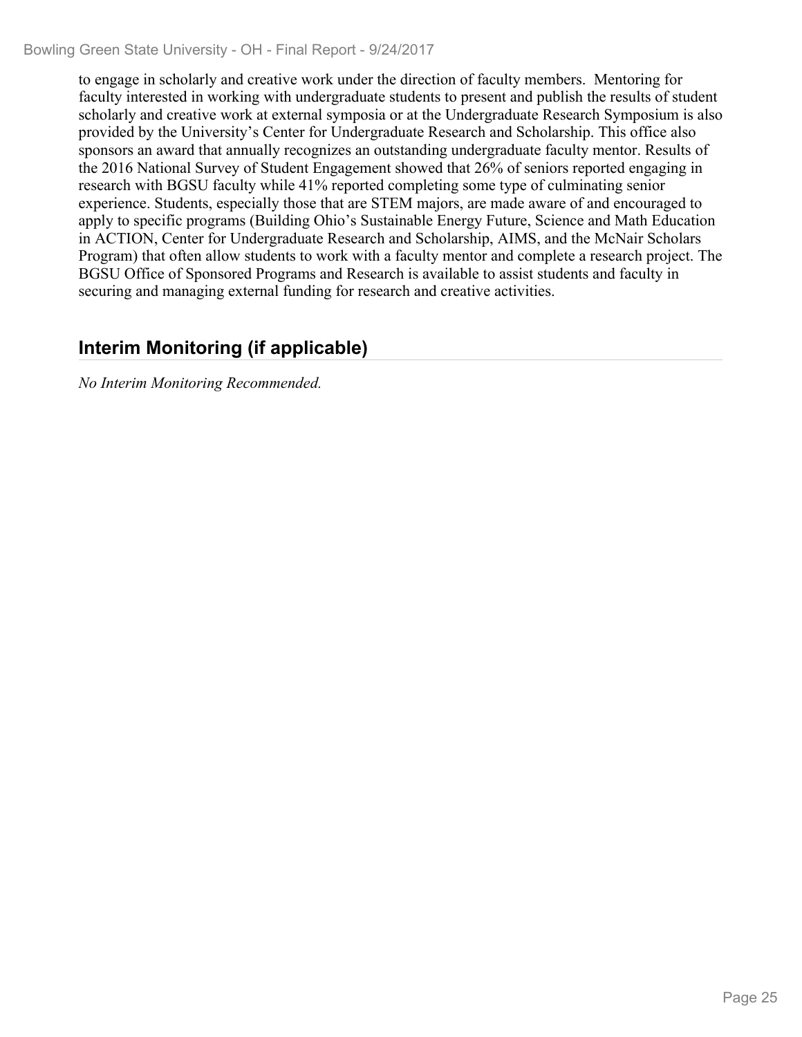to engage in scholarly and creative work under the direction of faculty members.  Mentoring for faculty interested in working with undergraduate students to present and publish the results of student scholarly and creative work at external symposia or at the Undergraduate Research Symposium is also provided by the University's Center for Undergraduate Research and Scholarship. This office also sponsors an award that annually recognizes an outstanding undergraduate faculty mentor. Results of the 2016 National Survey of Student Engagement showed that 26% of seniors reported engaging in research with BGSU faculty while 41% reported completing some type of culminating senior experience. Students, especially those that are STEM majors, are made aware of and encouraged to apply to specific programs (Building Ohio's Sustainable Energy Future, Science and Math Education in ACTION, Center for Undergraduate Research and Scholarship, AIMS, and the McNair Scholars Program) that often allow students to work with a faculty mentor and complete a research project. The BGSU Office of Sponsored Programs and Research is available to assist students and faculty in securing and managing external funding for research and creative activities.

## Interim Monitoring (if applicable)

*No Interim Monitoring Recommended.*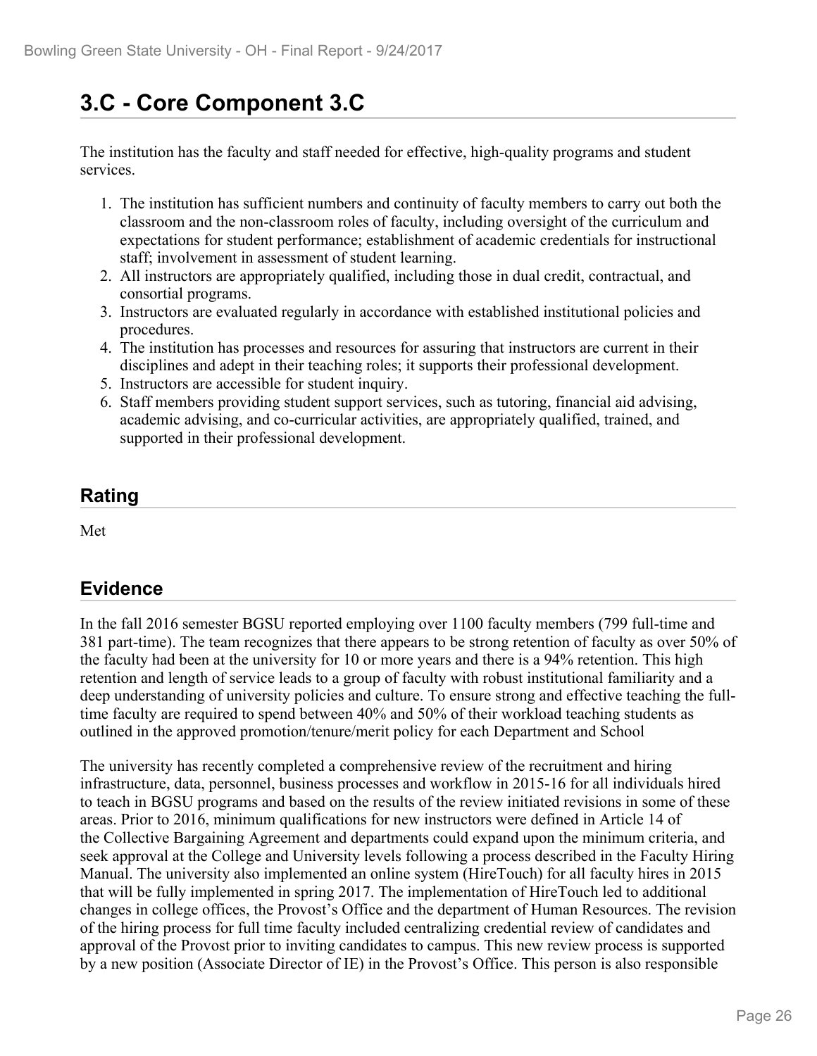# 3.C - Core Component 3.C

The institution has the faculty and staff needed for effective, high-quality programs and student services.

1. The institution has sufficient numbers and continuity of faculty members to carry out both the classroom and the non-classroom roles of faculty, including oversight of the curriculum and expectations for student performance; establishment of academic credentials for instructional staff; involvement in assessment of student learning.
2. All instructors are appropriately qualified, including those in dual credit, contractual, and consortial programs.
3. Instructors are evaluated regularly in accordance with established institutional policies and procedures.
4. The institution has processes and resources for assuring that instructors are current in their disciplines and adept in their teaching roles; it supports their professional development.
5. Instructors are accessible for student inquiry.
6. Staff members providing student support services, such as tutoring, financial aid advising, academic advising, and co-curricular activities, are appropriately qualified, trained, and supported in their professional development.

## Rating

Met

## Evidence

In the fall 2016 semester BGSU reported employing over 1100 faculty members (799 full-time and 381 part-time). The team recognizes that there appears to be strong retention of faculty as over 50% of the faculty had been at the university for 10 or more years and there is a 94% retention. This high retention and length of service leads to a group of faculty with robust institutional familiarity and a deep understanding of university policies and culture. To ensure strong and effective teaching the full-time faculty are required to spend between 40% and 50% of their workload teaching students as outlined in the approved promotion/tenure/merit policy for each Department and School

The university has recently completed a comprehensive review of the recruitment and hiring infrastructure, data, personnel, business processes and workflow in 2015-16 for all individuals hired to teach in BGSU programs and based on the results of the review initiated revisions in some of these areas. Prior to 2016, minimum qualifications for new instructors were defined in Article 14 of the Collective Bargaining Agreement and departments could expand upon the minimum criteria, and seek approval at the College and University levels following a process described in the Faculty Hiring Manual. The university also implemented an online system (HireTouch) for all faculty hires in 2015 that will be fully implemented in spring 2017. The implementation of HireTouch led to additional changes in college offices, the Provost's Office and the department of Human Resources. The revision of the hiring process for full time faculty included centralizing credential review of candidates and approval of the Provost prior to inviting candidates to campus. This new review process is supported by a new position (Associate Director of IE) in the Provost's Office. This person is also responsible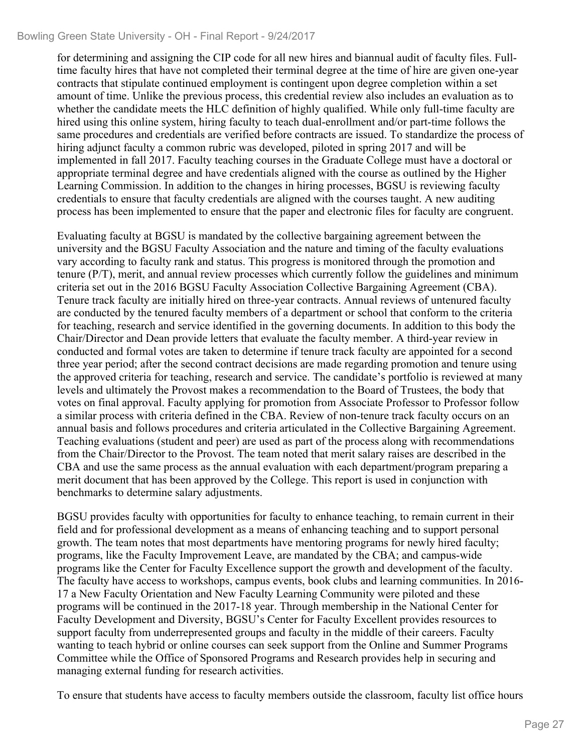for determining and assigning the CIP code for all new hires and biannual audit of faculty files. Full-time faculty hires that have not completed their terminal degree at the time of hire are given one-year contracts that stipulate continued employment is contingent upon degree completion within a set amount of time. Unlike the previous process, this credential review also includes an evaluation as to whether the candidate meets the HLC definition of highly qualified. While only full-time faculty are hired using this online system, hiring faculty to teach dual-enrollment and/or part-time follows the same procedures and credentials are verified before contracts are issued. To standardize the process of hiring adjunct faculty a common rubric was developed, piloted in spring 2017 and will be implemented in fall 2017. Faculty teaching courses in the Graduate College must have a doctoral or appropriate terminal degree and have credentials aligned with the course as outlined by the Higher Learning Commission. In addition to the changes in hiring processes, BGSU is reviewing faculty credentials to ensure that faculty credentials are aligned with the courses taught. A new auditing process has been implemented to ensure that the paper and electronic files for faculty are congruent.

Evaluating faculty at BGSU is mandated by the collective bargaining agreement between the university and the BGSU Faculty Association and the nature and timing of the faculty evaluations vary according to faculty rank and status. This progress is monitored through the promotion and tenure (P/T), merit, and annual review processes which currently follow the guidelines and minimum criteria set out in the 2016 BGSU Faculty Association Collective Bargaining Agreement (CBA). Tenure track faculty are initially hired on three-year contracts. Annual reviews of untenured faculty are conducted by the tenured faculty members of a department or school that conform to the criteria for teaching, research and service identified in the governing documents. In addition to this body the Chair/Director and Dean provide letters that evaluate the faculty member. A third-year review in conducted and formal votes are taken to determine if tenure track faculty are appointed for a second three year period; after the second contract decisions are made regarding promotion and tenure using the approved criteria for teaching, research and service. The candidate's portfolio is reviewed at many levels and ultimately the Provost makes a recommendation to the Board of Trustees, the body that votes on final approval. Faculty applying for promotion from Associate Professor to Professor follow a similar process with criteria defined in the CBA. Review of non-tenure track faculty occurs on an annual basis and follows procedures and criteria articulated in the Collective Bargaining Agreement. Teaching evaluations (student and peer) are used as part of the process along with recommendations from the Chair/Director to the Provost. The team noted that merit salary raises are described in the CBA and use the same process as the annual evaluation with each department/program preparing a merit document that has been approved by the College. This report is used in conjunction with benchmarks to determine salary adjustments.

BGSU provides faculty with opportunities for faculty to enhance teaching, to remain current in their field and for professional development as a means of enhancing teaching and to support personal growth. The team notes that most departments have mentoring programs for newly hired faculty; programs, like the Faculty Improvement Leave, are mandated by the CBA; and campus-wide programs like the Center for Faculty Excellence support the growth and development of the faculty. The faculty have access to workshops, campus events, book clubs and learning communities. In 2016-17 a New Faculty Orientation and New Faculty Learning Community were piloted and these programs will be continued in the 2017-18 year. Through membership in the National Center for Faculty Development and Diversity, BGSU's Center for Faculty Excellent provides resources to support faculty from underrepresented groups and faculty in the middle of their careers. Faculty wanting to teach hybrid or online courses can seek support from the Online and Summer Programs Committee while the Office of Sponsored Programs and Research provides help in securing and managing external funding for research activities.

To ensure that students have access to faculty members outside the classroom, faculty list office hours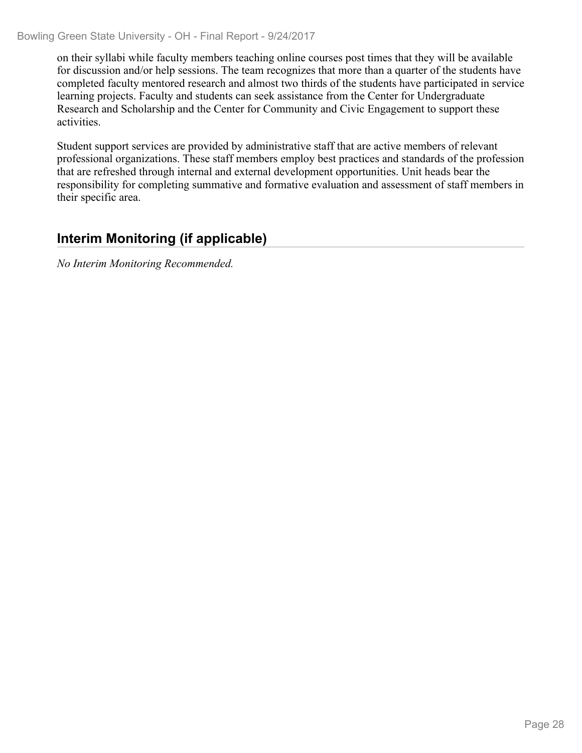on their syllabi while faculty members teaching online courses post times that they will be available for discussion and/or help sessions. The team recognizes that more than a quarter of the students have completed faculty mentored research and almost two thirds of the students have participated in service learning projects. Faculty and students can seek assistance from the Center for Undergraduate Research and Scholarship and the Center for Community and Civic Engagement to support these activities.

Student support services are provided by administrative staff that are active members of relevant professional organizations. These staff members employ best practices and standards of the profession that are refreshed through internal and external development opportunities. Unit heads bear the responsibility for completing summative and formative evaluation and assessment of staff members in their specific area.

## Interim Monitoring (if applicable)

*No Interim Monitoring Recommended.*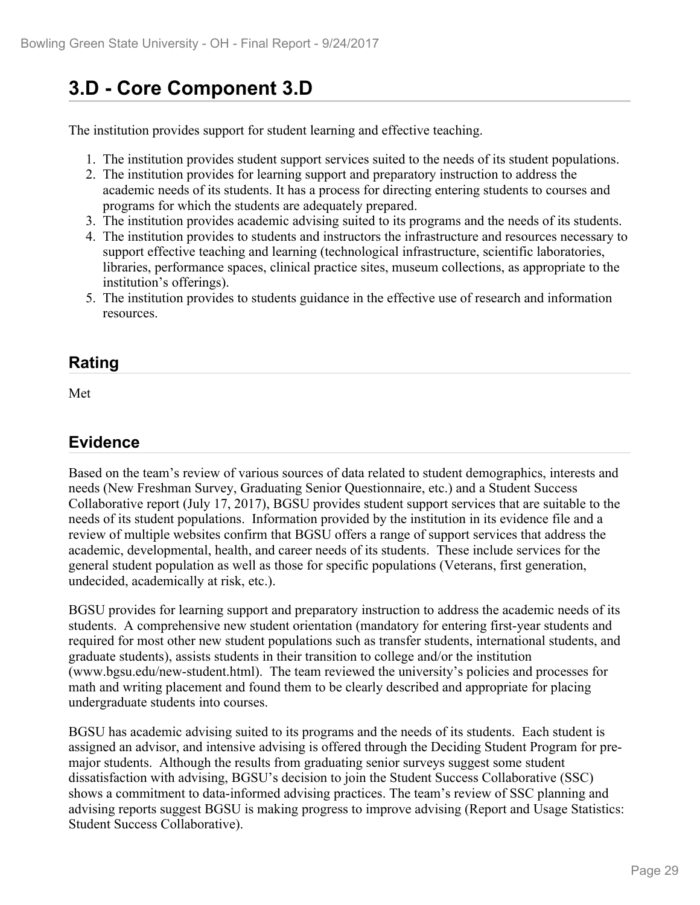## 3.D - Core Component 3.D

The institution provides support for student learning and effective teaching.

1. The institution provides student support services suited to the needs of its student populations.
2. The institution provides for learning support and preparatory instruction to address the academic needs of its students. It has a process for directing entering students to courses and programs for which the students are adequately prepared.
3. The institution provides academic advising suited to its programs and the needs of its students.
4. The institution provides to students and instructors the infrastructure and resources necessary to support effective teaching and learning (technological infrastructure, scientific laboratories, libraries, performance spaces, clinical practice sites, museum collections, as appropriate to the institution's offerings).
5. The institution provides to students guidance in the effective use of research and information resources.

### Rating

Met

### Evidence

Based on the team's review of various sources of data related to student demographics, interests and needs (New Freshman Survey, Graduating Senior Questionnaire, etc.) and a Student Success Collaborative report (July 17, 2017), BGSU provides student support services that are suitable to the needs of its student populations. Information provided by the institution in its evidence file and a review of multiple websites confirm that BGSU offers a range of support services that address the academic, developmental, health, and career needs of its students. These include services for the general student population as well as those for specific populations (Veterans, first generation, undecided, academically at risk, etc.).

BGSU provides for learning support and preparatory instruction to address the academic needs of its students. A comprehensive new student orientation (mandatory for entering first-year students and required for most other new student populations such as transfer students, international students, and graduate students), assists students in their transition to college and/or the institution (www.bgsu.edu/new-student.html). The team reviewed the university's policies and processes for math and writing placement and found them to be clearly described and appropriate for placing undergraduate students into courses.

BGSU has academic advising suited to its programs and the needs of its students. Each student is assigned an advisor, and intensive advising is offered through the Deciding Student Program for pre-major students. Although the results from graduating senior surveys suggest some student dissatisfaction with advising, BGSU's decision to join the Student Success Collaborative (SSC) shows a commitment to data-informed advising practices. The team's review of SSC planning and advising reports suggest BGSU is making progress to improve advising (Report and Usage Statistics: Student Success Collaborative).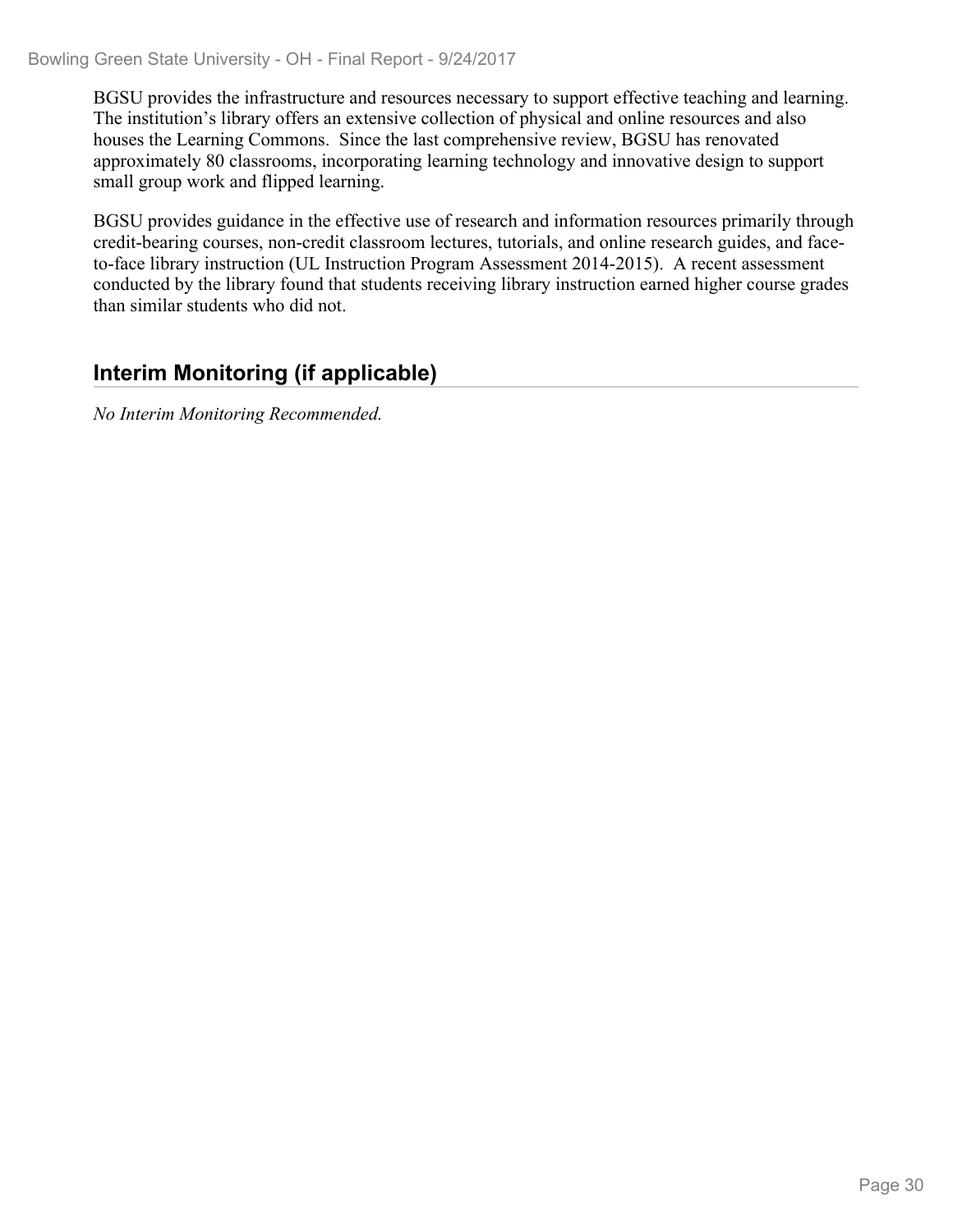BGSU provides the infrastructure and resources necessary to support effective teaching and learning. The institution's library offers an extensive collection of physical and online resources and also houses the Learning Commons. Since the last comprehensive review, BGSU has renovated approximately 80 classrooms, incorporating learning technology and innovative design to support small group work and flipped learning.

BGSU provides guidance in the effective use of research and information resources primarily through credit-bearing courses, non-credit classroom lectures, tutorials, and online research guides, and face-to-face library instruction (UL Instruction Program Assessment 2014-2015). A recent assessment conducted by the library found that students receiving library instruction earned higher course grades than similar students who did not.

## Interim Monitoring (if applicable)

*No Interim Monitoring Recommended.*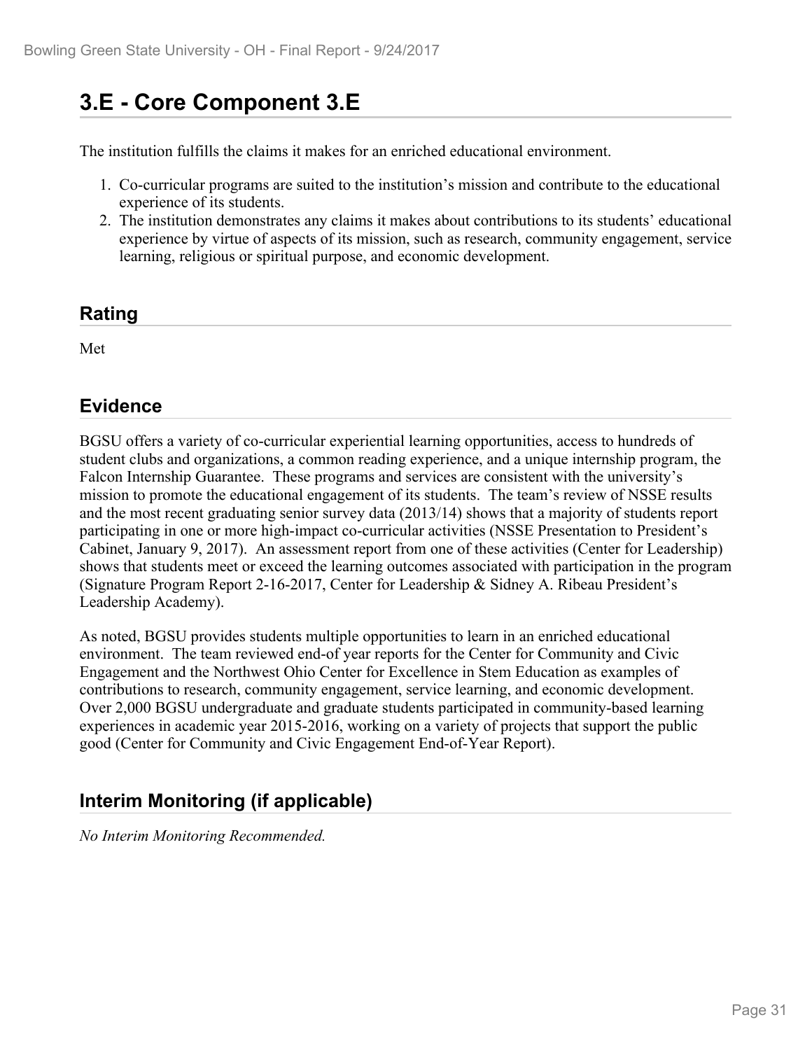# 3.E - Core Component 3.E

The institution fulfills the claims it makes for an enriched educational environment.

1. Co-curricular programs are suited to the institution's mission and contribute to the educational experience of its students.
2. The institution demonstrates any claims it makes about contributions to its students' educational experience by virtue of aspects of its mission, such as research, community engagement, service learning, religious or spiritual purpose, and economic development.

## Rating

Met

## Evidence

BGSU offers a variety of co-curricular experiential learning opportunities, access to hundreds of student clubs and organizations, a common reading experience, and a unique internship program, the Falcon Internship Guarantee. These programs and services are consistent with the university's mission to promote the educational engagement of its students. The team's review of NSSE results and the most recent graduating senior survey data (2013/14) shows that a majority of students report participating in one or more high-impact co-curricular activities (NSSE Presentation to President's Cabinet, January 9, 2017). An assessment report from one of these activities (Center for Leadership) shows that students meet or exceed the learning outcomes associated with participation in the program (Signature Program Report 2-16-2017, Center for Leadership & Sidney A. Ribeau President's Leadership Academy).

As noted, BGSU provides students multiple opportunities to learn in an enriched educational environment. The team reviewed end-of year reports for the Center for Community and Civic Engagement and the Northwest Ohio Center for Excellence in Stem Education as examples of contributions to research, community engagement, service learning, and economic development. Over 2,000 BGSU undergraduate and graduate students participated in community-based learning experiences in academic year 2015-2016, working on a variety of projects that support the public good (Center for Community and Civic Engagement End-of-Year Report).

## Interim Monitoring (if applicable)

*No Interim Monitoring Recommended.*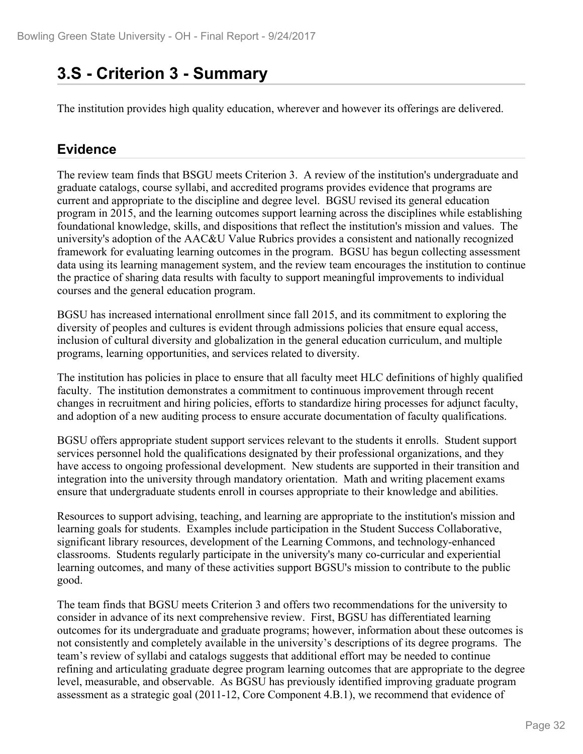# 3.S - Criterion 3 - Summary

The institution provides high quality education, wherever and however its offerings are delivered.

## Evidence

The review team finds that BSGU meets Criterion 3. A review of the institution's undergraduate and graduate catalogs, course syllabi, and accredited programs provides evidence that programs are current and appropriate to the discipline and degree level. BGSU revised its general education program in 2015, and the learning outcomes support learning across the disciplines while establishing foundational knowledge, skills, and dispositions that reflect the institution's mission and values. The university's adoption of the AAC&U Value Rubrics provides a consistent and nationally recognized framework for evaluating learning outcomes in the program. BGSU has begun collecting assessment data using its learning management system, and the review team encourages the institution to continue the practice of sharing data results with faculty to support meaningful improvements to individual courses and the general education program.

BGSU has increased international enrollment since fall 2015, and its commitment to exploring the diversity of peoples and cultures is evident through admissions policies that ensure equal access, inclusion of cultural diversity and globalization in the general education curriculum, and multiple programs, learning opportunities, and services related to diversity.

The institution has policies in place to ensure that all faculty meet HLC definitions of highly qualified faculty. The institution demonstrates a commitment to continuous improvement through recent changes in recruitment and hiring policies, efforts to standardize hiring processes for adjunct faculty, and adoption of a new auditing process to ensure accurate documentation of faculty qualifications.

BGSU offers appropriate student support services relevant to the students it enrolls. Student support services personnel hold the qualifications designated by their professional organizations, and they have access to ongoing professional development. New students are supported in their transition and integration into the university through mandatory orientation. Math and writing placement exams ensure that undergraduate students enroll in courses appropriate to their knowledge and abilities.

Resources to support advising, teaching, and learning are appropriate to the institution's mission and learning goals for students. Examples include participation in the Student Success Collaborative, significant library resources, development of the Learning Commons, and technology-enhanced classrooms. Students regularly participate in the university's many co-curricular and experiential learning outcomes, and many of these activities support BGSU's mission to contribute to the public good.

The team finds that BGSU meets Criterion 3 and offers two recommendations for the university to consider in advance of its next comprehensive review. First, BGSU has differentiated learning outcomes for its undergraduate and graduate programs; however, information about these outcomes is not consistently and completely available in the university's descriptions of its degree programs. The team's review of syllabi and catalogs suggests that additional effort may be needed to continue refining and articulating graduate degree program learning outcomes that are appropriate to the degree level, measurable, and observable. As BGSU has previously identified improving graduate program assessment as a strategic goal (2011-12, Core Component 4.B.1), we recommend that evidence of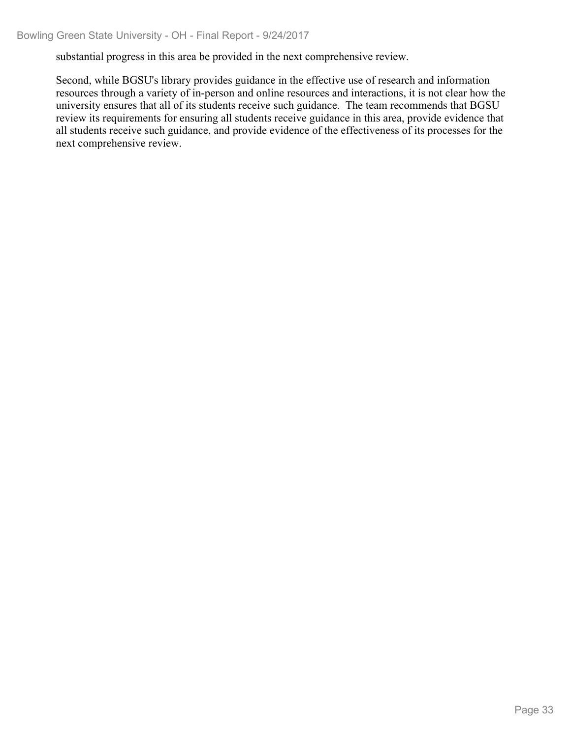substantial progress in this area be provided in the next comprehensive review.

Second, while BGSU's library provides guidance in the effective use of research and information resources through a variety of in-person and online resources and interactions, it is not clear how the university ensures that all of its students receive such guidance. The team recommends that BGSU review its requirements for ensuring all students receive guidance in this area, provide evidence that all students receive such guidance, and provide evidence of the effectiveness of its processes for the next comprehensive review.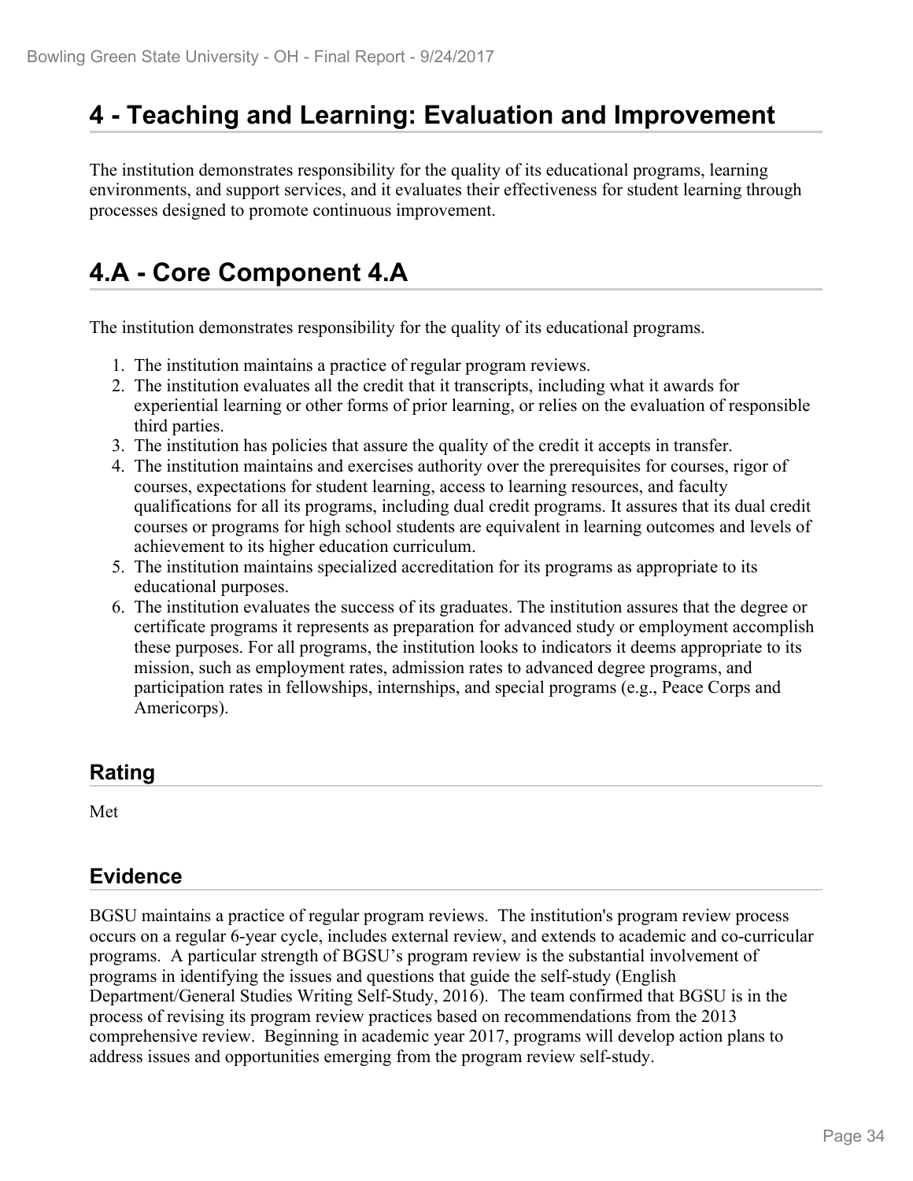# 4 - Teaching and Learning: Evaluation and Improvement

The institution demonstrates responsibility for the quality of its educational programs, learning environments, and support services, and it evaluates their effectiveness for student learning through processes designed to promote continuous improvement.

# 4.A - Core Component 4.A

The institution demonstrates responsibility for the quality of its educational programs.

1. The institution maintains a practice of regular program reviews.
2. The institution evaluates all the credit that it transcripts, including what it awards for experiential learning or other forms of prior learning, or relies on the evaluation of responsible third parties.
3. The institution has policies that assure the quality of the credit it accepts in transfer.
4. The institution maintains and exercises authority over the prerequisites for courses, rigor of courses, expectations for student learning, access to learning resources, and faculty qualifications for all its programs, including dual credit programs. It assures that its dual credit courses or programs for high school students are equivalent in learning outcomes and levels of achievement to its higher education curriculum.
5. The institution maintains specialized accreditation for its programs as appropriate to its educational purposes.
6. The institution evaluates the success of its graduates. The institution assures that the degree or certificate programs it represents as preparation for advanced study or employment accomplish these purposes. For all programs, the institution looks to indicators it deems appropriate to its mission, such as employment rates, admission rates to advanced degree programs, and participation rates in fellowships, internships, and special programs (e.g., Peace Corps and Americorps).

## Rating

Met

## Evidence

BGSU maintains a practice of regular program reviews. The institution's program review process occurs on a regular 6-year cycle, includes external review, and extends to academic and co-curricular programs. A particular strength of BGSU's program review is the substantial involvement of programs in identifying the issues and questions that guide the self-study (English Department/General Studies Writing Self-Study, 2016). The team confirmed that BGSU is in the process of revising its program review practices based on recommendations from the 2013 comprehensive review. Beginning in academic year 2017, programs will develop action plans to address issues and opportunities emerging from the program review self-study.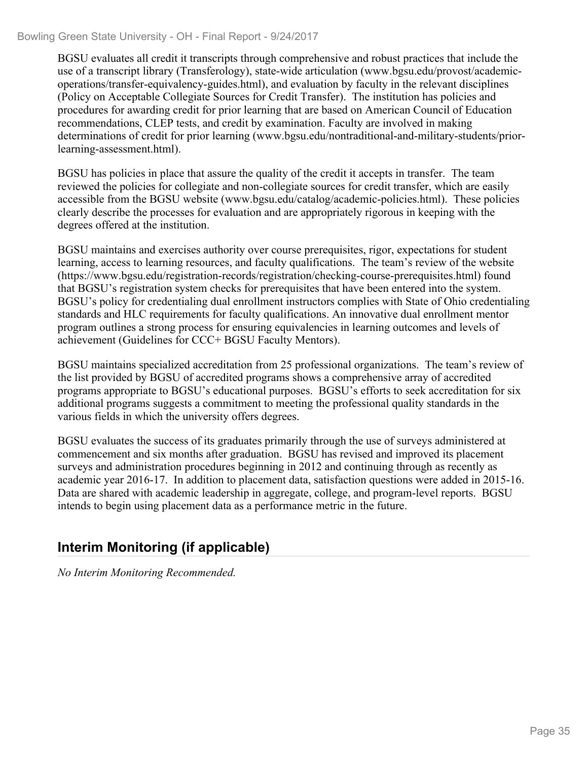BGSU evaluates all credit it transcripts through comprehensive and robust practices that include the use of a transcript library (Transferology), state-wide articulation (www.bgsu.edu/provost/academic-operations/transfer-equivalency-guides.html), and evaluation by faculty in the relevant disciplines (Policy on Acceptable Collegiate Sources for Credit Transfer). The institution has policies and procedures for awarding credit for prior learning that are based on American Council of Education recommendations, CLEP tests, and credit by examination. Faculty are involved in making determinations of credit for prior learning (www.bgsu.edu/nontraditional-and-military-students/prior-learning-assessment.html).

BGSU has policies in place that assure the quality of the credit it accepts in transfer. The team reviewed the policies for collegiate and non-collegiate sources for credit transfer, which are easily accessible from the BGSU website (www.bgsu.edu/catalog/academic-policies.html). These policies clearly describe the processes for evaluation and are appropriately rigorous in keeping with the degrees offered at the institution.

BGSU maintains and exercises authority over course prerequisites, rigor, expectations for student learning, access to learning resources, and faculty qualifications. The team's review of the website (https://www.bgsu.edu/registration-records/registration/checking-course-prerequisites.html) found that BGSU's registration system checks for prerequisites that have been entered into the system. BGSU's policy for credentialing dual enrollment instructors complies with State of Ohio credentialing standards and HLC requirements for faculty qualifications. An innovative dual enrollment mentor program outlines a strong process for ensuring equivalencies in learning outcomes and levels of achievement (Guidelines for CCC+ BGSU Faculty Mentors).

BGSU maintains specialized accreditation from 25 professional organizations. The team's review of the list provided by BGSU of accredited programs shows a comprehensive array of accredited programs appropriate to BGSU's educational purposes. BGSU's efforts to seek accreditation for six additional programs suggests a commitment to meeting the professional quality standards in the various fields in which the university offers degrees.

BGSU evaluates the success of its graduates primarily through the use of surveys administered at commencement and six months after graduation. BGSU has revised and improved its placement surveys and administration procedures beginning in 2012 and continuing through as recently as academic year 2016-17. In addition to placement data, satisfaction questions were added in 2015-16. Data are shared with academic leadership in aggregate, college, and program-level reports. BGSU intends to begin using placement data as a performance metric in the future.

## Interim Monitoring (if applicable)

*No Interim Monitoring Recommended.*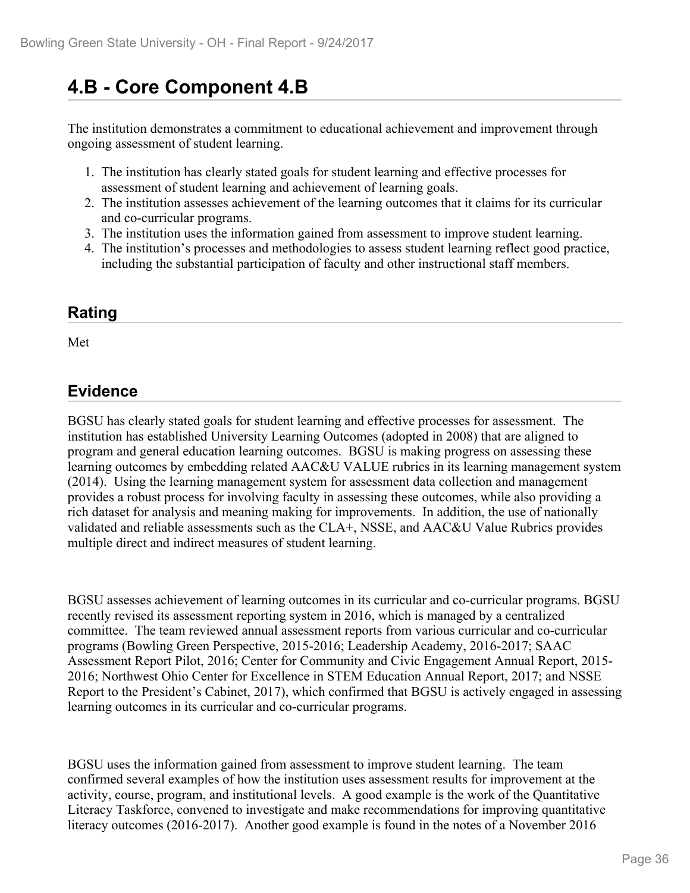# 4.B - Core Component 4.B

The institution demonstrates a commitment to educational achievement and improvement through ongoing assessment of student learning.

1. The institution has clearly stated goals for student learning and effective processes for assessment of student learning and achievement of learning goals.
2. The institution assesses achievement of the learning outcomes that it claims for its curricular and co-curricular programs.
3. The institution uses the information gained from assessment to improve student learning.
4. The institution's processes and methodologies to assess student learning reflect good practice, including the substantial participation of faculty and other instructional staff members.

## Rating

Met

## Evidence

BGSU has clearly stated goals for student learning and effective processes for assessment. The institution has established University Learning Outcomes (adopted in 2008) that are aligned to program and general education learning outcomes. BGSU is making progress on assessing these learning outcomes by embedding related AAC&U VALUE rubrics in its learning management system (2014). Using the learning management system for assessment data collection and management provides a robust process for involving faculty in assessing these outcomes, while also providing a rich dataset for analysis and meaning making for improvements. In addition, the use of nationally validated and reliable assessments such as the CLA+, NSSE, and AAC&U Value Rubrics provides multiple direct and indirect measures of student learning.

BGSU assesses achievement of learning outcomes in its curricular and co-curricular programs. BGSU recently revised its assessment reporting system in 2016, which is managed by a centralized committee. The team reviewed annual assessment reports from various curricular and co-curricular programs (Bowling Green Perspective, 2015-2016; Leadership Academy, 2016-2017; SAAC Assessment Report Pilot, 2016; Center for Community and Civic Engagement Annual Report, 2015-2016; Northwest Ohio Center for Excellence in STEM Education Annual Report, 2017; and NSSE Report to the President's Cabinet, 2017), which confirmed that BGSU is actively engaged in assessing learning outcomes in its curricular and co-curricular programs.

BGSU uses the information gained from assessment to improve student learning. The team confirmed several examples of how the institution uses assessment results for improvement at the activity, course, program, and institutional levels. A good example is the work of the Quantitative Literacy Taskforce, convened to investigate and make recommendations for improving quantitative literacy outcomes (2016-2017). Another good example is found in the notes of a November 2016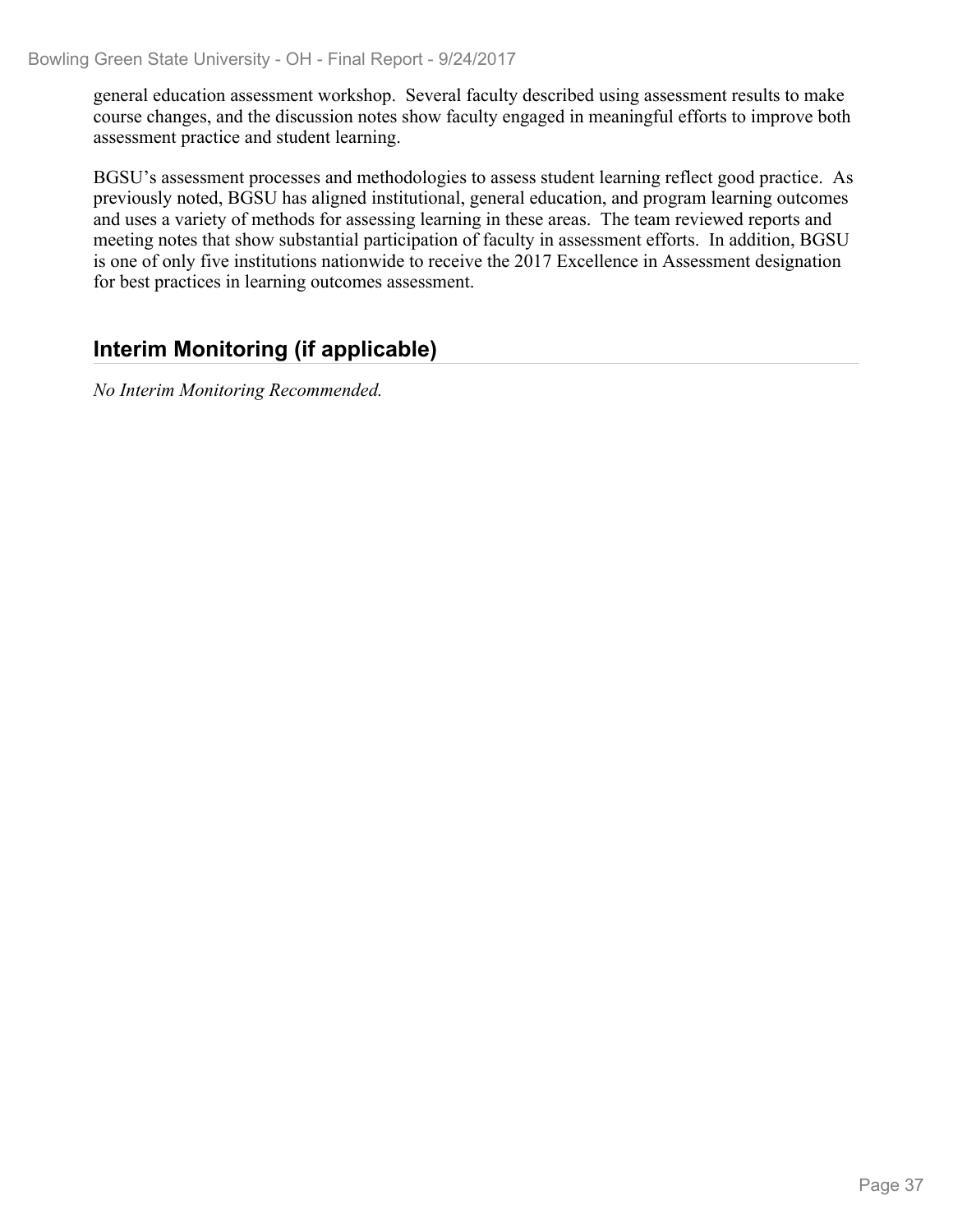general education assessment workshop. Several faculty described using assessment results to make course changes, and the discussion notes show faculty engaged in meaningful efforts to improve both assessment practice and student learning.

BGSU's assessment processes and methodologies to assess student learning reflect good practice. As previously noted, BGSU has aligned institutional, general education, and program learning outcomes and uses a variety of methods for assessing learning in these areas. The team reviewed reports and meeting notes that show substantial participation of faculty in assessment efforts. In addition, BGSU is one of only five institutions nationwide to receive the 2017 Excellence in Assessment designation for best practices in learning outcomes assessment.

## Interim Monitoring (if applicable)

*No Interim Monitoring Recommended.*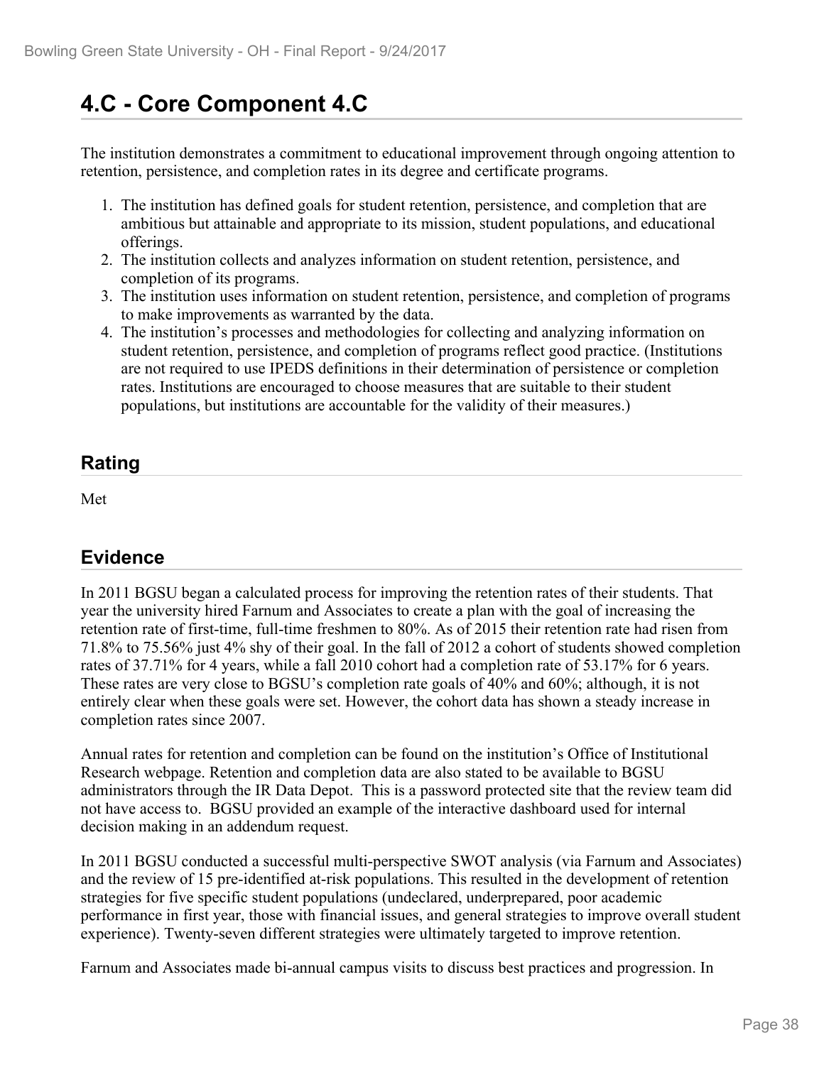# 4.C - Core Component 4.C

The institution demonstrates a commitment to educational improvement through ongoing attention to retention, persistence, and completion rates in its degree and certificate programs.

1. The institution has defined goals for student retention, persistence, and completion that are ambitious but attainable and appropriate to its mission, student populations, and educational offerings.
2. The institution collects and analyzes information on student retention, persistence, and completion of its programs.
3. The institution uses information on student retention, persistence, and completion of programs to make improvements as warranted by the data.
4. The institution's processes and methodologies for collecting and analyzing information on student retention, persistence, and completion of programs reflect good practice. (Institutions are not required to use IPEDS definitions in their determination of persistence or completion rates. Institutions are encouraged to choose measures that are suitable to their student populations, but institutions are accountable for the validity of their measures.)

## Rating

Met

## Evidence

In 2011 BGSU began a calculated process for improving the retention rates of their students. That year the university hired Farnum and Associates to create a plan with the goal of increasing the retention rate of first-time, full-time freshmen to 80%. As of 2015 their retention rate had risen from 71.8% to 75.56% just 4% shy of their goal. In the fall of 2012 a cohort of students showed completion rates of 37.71% for 4 years, while a fall 2010 cohort had a completion rate of 53.17% for 6 years. These rates are very close to BGSU's completion rate goals of 40% and 60%; although, it is not entirely clear when these goals were set. However, the cohort data has shown a steady increase in completion rates since 2007.

Annual rates for retention and completion can be found on the institution's Office of Institutional Research webpage. Retention and completion data are also stated to be available to BGSU administrators through the IR Data Depot. This is a password protected site that the review team did not have access to. BGSU provided an example of the interactive dashboard used for internal decision making in an addendum request.

In 2011 BGSU conducted a successful multi-perspective SWOT analysis (via Farnum and Associates) and the review of 15 pre-identified at-risk populations. This resulted in the development of retention strategies for five specific student populations (undeclared, underprepared, poor academic performance in first year, those with financial issues, and general strategies to improve overall student experience). Twenty-seven different strategies were ultimately targeted to improve retention.

Farnum and Associates made bi-annual campus visits to discuss best practices and progression. In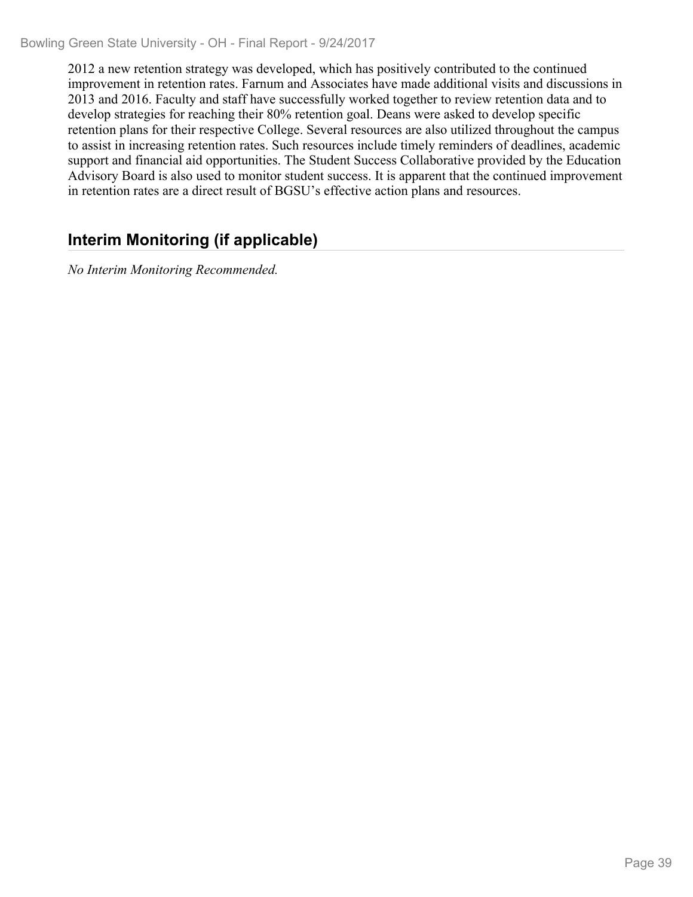2012 a new retention strategy was developed, which has positively contributed to the continued improvement in retention rates. Farnum and Associates have made additional visits and discussions in 2013 and 2016. Faculty and staff have successfully worked together to review retention data and to develop strategies for reaching their 80% retention goal. Deans were asked to develop specific retention plans for their respective College. Several resources are also utilized throughout the campus to assist in increasing retention rates. Such resources include timely reminders of deadlines, academic support and financial aid opportunities. The Student Success Collaborative provided by the Education Advisory Board is also used to monitor student success. It is apparent that the continued improvement in retention rates are a direct result of BGSU's effective action plans and resources.

## Interim Monitoring (if applicable)

*No Interim Monitoring Recommended.*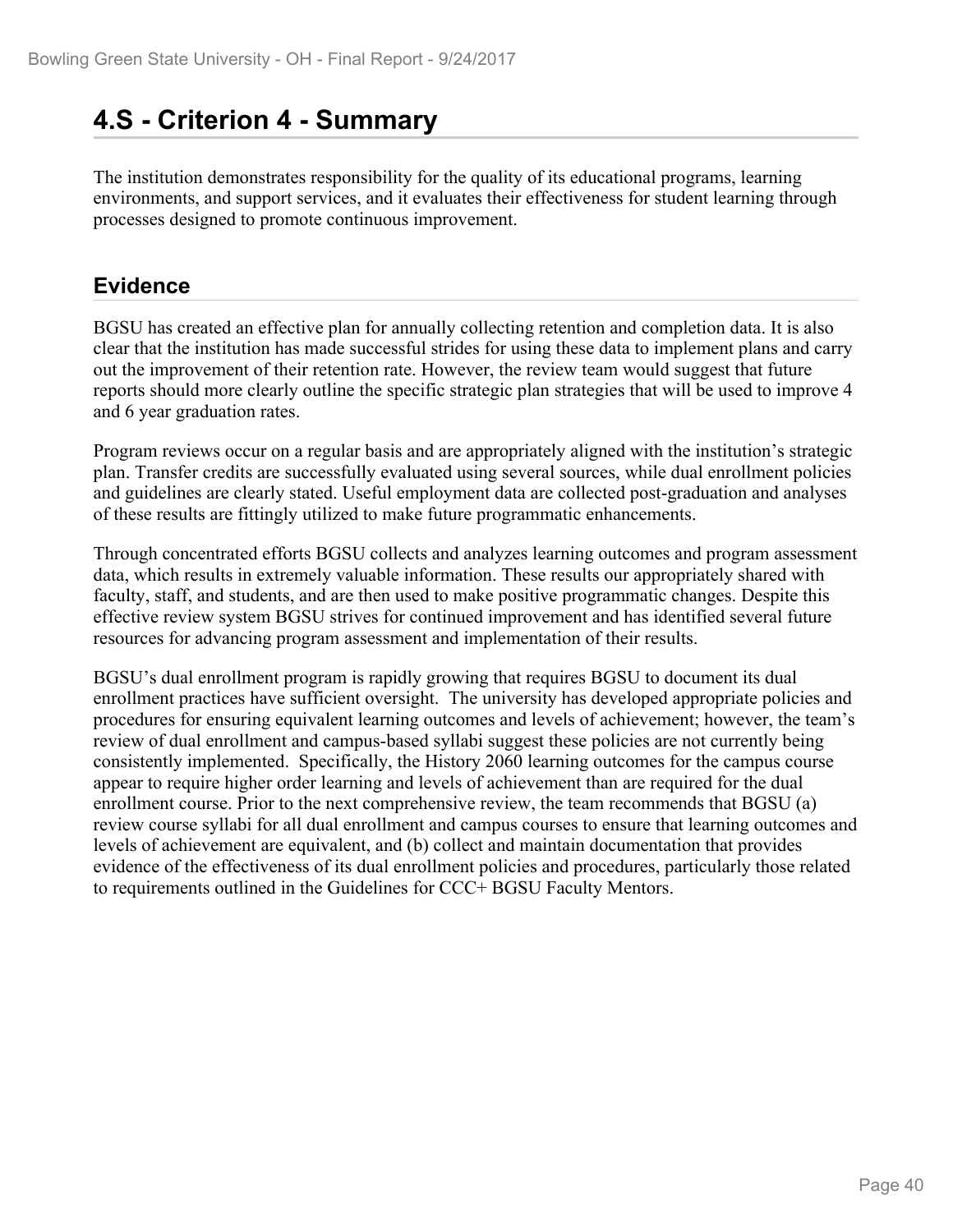# 4.S - Criterion 4 - Summary

The institution demonstrates responsibility for the quality of its educational programs, learning environments, and support services, and it evaluates their effectiveness for student learning through processes designed to promote continuous improvement.

## Evidence

BGSU has created an effective plan for annually collecting retention and completion data. It is also clear that the institution has made successful strides for using these data to implement plans and carry out the improvement of their retention rate. However, the review team would suggest that future reports should more clearly outline the specific strategic plan strategies that will be used to improve 4 and 6 year graduation rates.

Program reviews occur on a regular basis and are appropriately aligned with the institution's strategic plan. Transfer credits are successfully evaluated using several sources, while dual enrollment policies and guidelines are clearly stated. Useful employment data are collected post-graduation and analyses of these results are fittingly utilized to make future programmatic enhancements.

Through concentrated efforts BGSU collects and analyzes learning outcomes and program assessment data, which results in extremely valuable information. These results our appropriately shared with faculty, staff, and students, and are then used to make positive programmatic changes. Despite this effective review system BGSU strives for continued improvement and has identified several future resources for advancing program assessment and implementation of their results.

BGSU's dual enrollment program is rapidly growing that requires BGSU to document its dual enrollment practices have sufficient oversight. The university has developed appropriate policies and procedures for ensuring equivalent learning outcomes and levels of achievement; however, the team's review of dual enrollment and campus-based syllabi suggest these policies are not currently being consistently implemented. Specifically, the History 2060 learning outcomes for the campus course appear to require higher order learning and levels of achievement than are required for the dual enrollment course. Prior to the next comprehensive review, the team recommends that BGSU (a) review course syllabi for all dual enrollment and campus courses to ensure that learning outcomes and levels of achievement are equivalent, and (b) collect and maintain documentation that provides evidence of the effectiveness of its dual enrollment policies and procedures, particularly those related to requirements outlined in the Guidelines for CCC+ BGSU Faculty Mentors.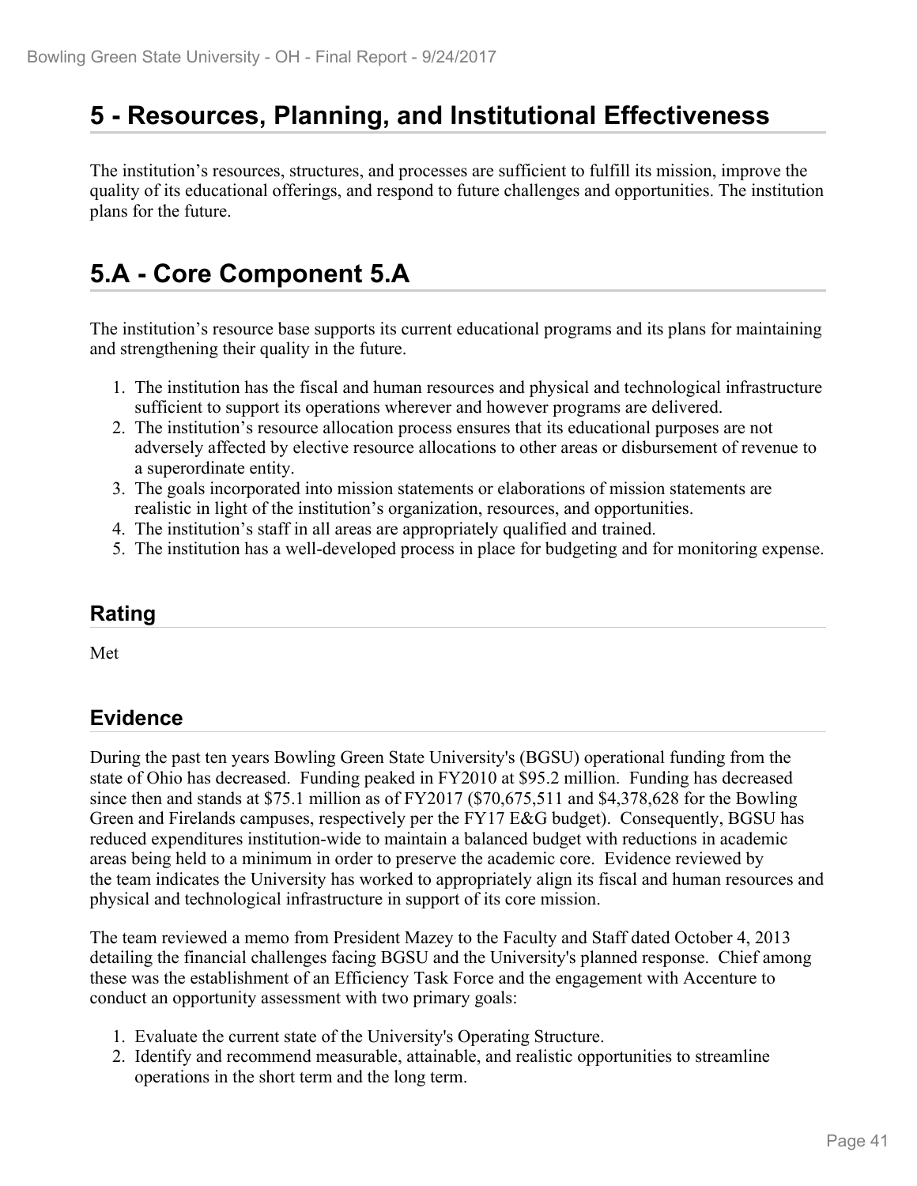# 5 - Resources, Planning, and Institutional Effectiveness

The institution's resources, structures, and processes are sufficient to fulfill its mission, improve the quality of its educational offerings, and respond to future challenges and opportunities. The institution plans for the future.

# 5.A - Core Component 5.A

The institution's resource base supports its current educational programs and its plans for maintaining and strengthening their quality in the future.

1. The institution has the fiscal and human resources and physical and technological infrastructure sufficient to support its operations wherever and however programs are delivered.
2. The institution's resource allocation process ensures that its educational purposes are not adversely affected by elective resource allocations to other areas or disbursement of revenue to a superordinate entity.
3. The goals incorporated into mission statements or elaborations of mission statements are realistic in light of the institution's organization, resources, and opportunities.
4. The institution's staff in all areas are appropriately qualified and trained.
5. The institution has a well-developed process in place for budgeting and for monitoring expense.

## Rating

Met

## Evidence

During the past ten years Bowling Green State University's (BGSU) operational funding from the state of Ohio has decreased. Funding peaked in FY2010 at $95.2 million. Funding has decreased since then and stands at $75.1 million as of FY2017 ($70,675,511 and $4,378,628 for the Bowling Green and Firelands campuses, respectively per the FY17 E&G budget). Consequently, BGSU has reduced expenditures institution-wide to maintain a balanced budget with reductions in academic areas being held to a minimum in order to preserve the academic core. Evidence reviewed by the team indicates the University has worked to appropriately align its fiscal and human resources and physical and technological infrastructure in support of its core mission.

The team reviewed a memo from President Mazey to the Faculty and Staff dated October 4, 2013 detailing the financial challenges facing BGSU and the University's planned response. Chief among these was the establishment of an Efficiency Task Force and the engagement with Accenture to conduct an opportunity assessment with two primary goals:

1. Evaluate the current state of the University's Operating Structure.
2. Identify and recommend measurable, attainable, and realistic opportunities to streamline operations in the short term and the long term.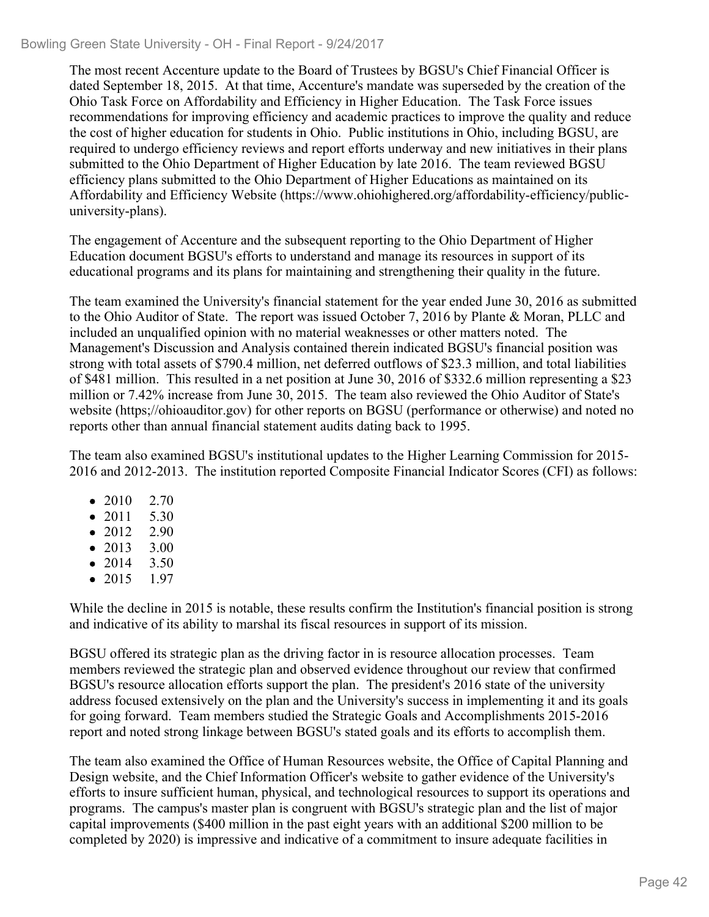The most recent Accenture update to the Board of Trustees by BGSU's Chief Financial Officer is dated September 18, 2015. At that time, Accenture's mandate was superseded by the creation of the Ohio Task Force on Affordability and Efficiency in Higher Education. The Task Force issues recommendations for improving efficiency and academic practices to improve the quality and reduce the cost of higher education for students in Ohio. Public institutions in Ohio, including BGSU, are required to undergo efficiency reviews and report efforts underway and new initiatives in their plans submitted to the Ohio Department of Higher Education by late 2016. The team reviewed BGSU efficiency plans submitted to the Ohio Department of Higher Educations as maintained on its Affordability and Efficiency Website (https://www.ohiohighered.org/affordability-efficiency/public-university-plans).

The engagement of Accenture and the subsequent reporting to the Ohio Department of Higher Education document BGSU's efforts to understand and manage its resources in support of its educational programs and its plans for maintaining and strengthening their quality in the future.

The team examined the University's financial statement for the year ended June 30, 2016 as submitted to the Ohio Auditor of State. The report was issued October 7, 2016 by Plante & Moran, PLLC and included an unqualified opinion with no material weaknesses or other matters noted. The Management's Discussion and Analysis contained therein indicated BGSU's financial position was strong with total assets of $790.4 million, net deferred outflows of $23.3 million, and total liabilities of $481 million. This resulted in a net position at June 30, 2016 of $332.6 million representing a $23 million or 7.42% increase from June 30, 2015. The team also reviewed the Ohio Auditor of State's website (https;//ohioauditor.gov) for other reports on BGSU (performance or otherwise) and noted no reports other than annual financial statement audits dating back to 1995.

The team also examined BGSU's institutional updates to the Higher Learning Commission for 2015-2016 and 2012-2013. The institution reported Composite Financial Indicator Scores (CFI) as follows:

- 2010 2.70
- 2011 5.30
- 2012 2.90
- 2013 3.00
- 2014 3.50
- 2015 1.97

While the decline in 2015 is notable, these results confirm the Institution's financial position is strong and indicative of its ability to marshal its fiscal resources in support of its mission.

BGSU offered its strategic plan as the driving factor in is resource allocation processes. Team members reviewed the strategic plan and observed evidence throughout our review that confirmed BGSU's resource allocation efforts support the plan. The president's 2016 state of the university address focused extensively on the plan and the University's success in implementing it and its goals for going forward. Team members studied the Strategic Goals and Accomplishments 2015-2016 report and noted strong linkage between BGSU's stated goals and its efforts to accomplish them.

The team also examined the Office of Human Resources website, the Office of Capital Planning and Design website, and the Chief Information Officer's website to gather evidence of the University's efforts to insure sufficient human, physical, and technological resources to support its operations and programs. The campus's master plan is congruent with BGSU's strategic plan and the list of major capital improvements ($400 million in the past eight years with an additional $200 million to be completed by 2020) is impressive and indicative of a commitment to insure adequate facilities in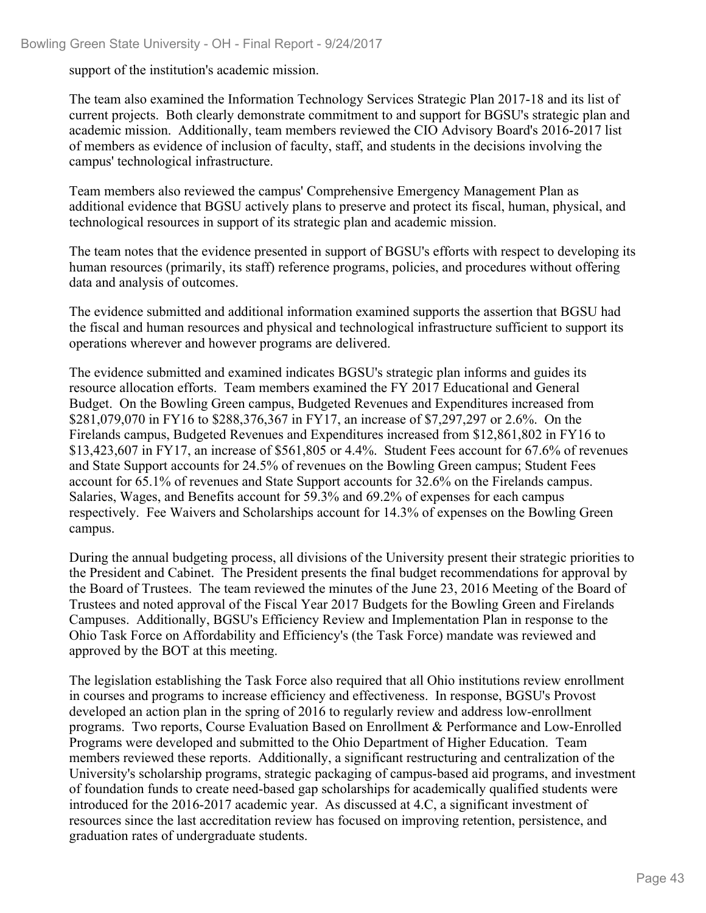support of the institution's academic mission.

The team also examined the Information Technology Services Strategic Plan 2017-18 and its list of current projects. Both clearly demonstrate commitment to and support for BGSU's strategic plan and academic mission. Additionally, team members reviewed the CIO Advisory Board's 2016-2017 list of members as evidence of inclusion of faculty, staff, and students in the decisions involving the campus' technological infrastructure.

Team members also reviewed the campus' Comprehensive Emergency Management Plan as additional evidence that BGSU actively plans to preserve and protect its fiscal, human, physical, and technological resources in support of its strategic plan and academic mission.

The team notes that the evidence presented in support of BGSU's efforts with respect to developing its human resources (primarily, its staff) reference programs, policies, and procedures without offering data and analysis of outcomes.

The evidence submitted and additional information examined supports the assertion that BGSU had the fiscal and human resources and physical and technological infrastructure sufficient to support its operations wherever and however programs are delivered.

The evidence submitted and examined indicates BGSU's strategic plan informs and guides its resource allocation efforts. Team members examined the FY 2017 Educational and General Budget. On the Bowling Green campus, Budgeted Revenues and Expenditures increased from $281,079,070 in FY16 to $288,376,367 in FY17, an increase of $7,297,297 or 2.6%. On the Firelands campus, Budgeted Revenues and Expenditures increased from $12,861,802 in FY16 to $13,423,607 in FY17, an increase of $561,805 or 4.4%. Student Fees account for 67.6% of revenues and State Support accounts for 24.5% of revenues on the Bowling Green campus; Student Fees account for 65.1% of revenues and State Support accounts for 32.6% on the Firelands campus. Salaries, Wages, and Benefits account for 59.3% and 69.2% of expenses for each campus respectively. Fee Waivers and Scholarships account for 14.3% of expenses on the Bowling Green campus.

During the annual budgeting process, all divisions of the University present their strategic priorities to the President and Cabinet. The President presents the final budget recommendations for approval by the Board of Trustees. The team reviewed the minutes of the June 23, 2016 Meeting of the Board of Trustees and noted approval of the Fiscal Year 2017 Budgets for the Bowling Green and Firelands Campuses. Additionally, BGSU's Efficiency Review and Implementation Plan in response to the Ohio Task Force on Affordability and Efficiency's (the Task Force) mandate was reviewed and approved by the BOT at this meeting.

The legislation establishing the Task Force also required that all Ohio institutions review enrollment in courses and programs to increase efficiency and effectiveness. In response, BGSU's Provost developed an action plan in the spring of 2016 to regularly review and address low-enrollment programs. Two reports, Course Evaluation Based on Enrollment & Performance and Low-Enrolled Programs were developed and submitted to the Ohio Department of Higher Education. Team members reviewed these reports. Additionally, a significant restructuring and centralization of the University's scholarship programs, strategic packaging of campus-based aid programs, and investment of foundation funds to create need-based gap scholarships for academically qualified students were introduced for the 2016-2017 academic year. As discussed at 4.C, a significant investment of resources since the last accreditation review has focused on improving retention, persistence, and graduation rates of undergraduate students.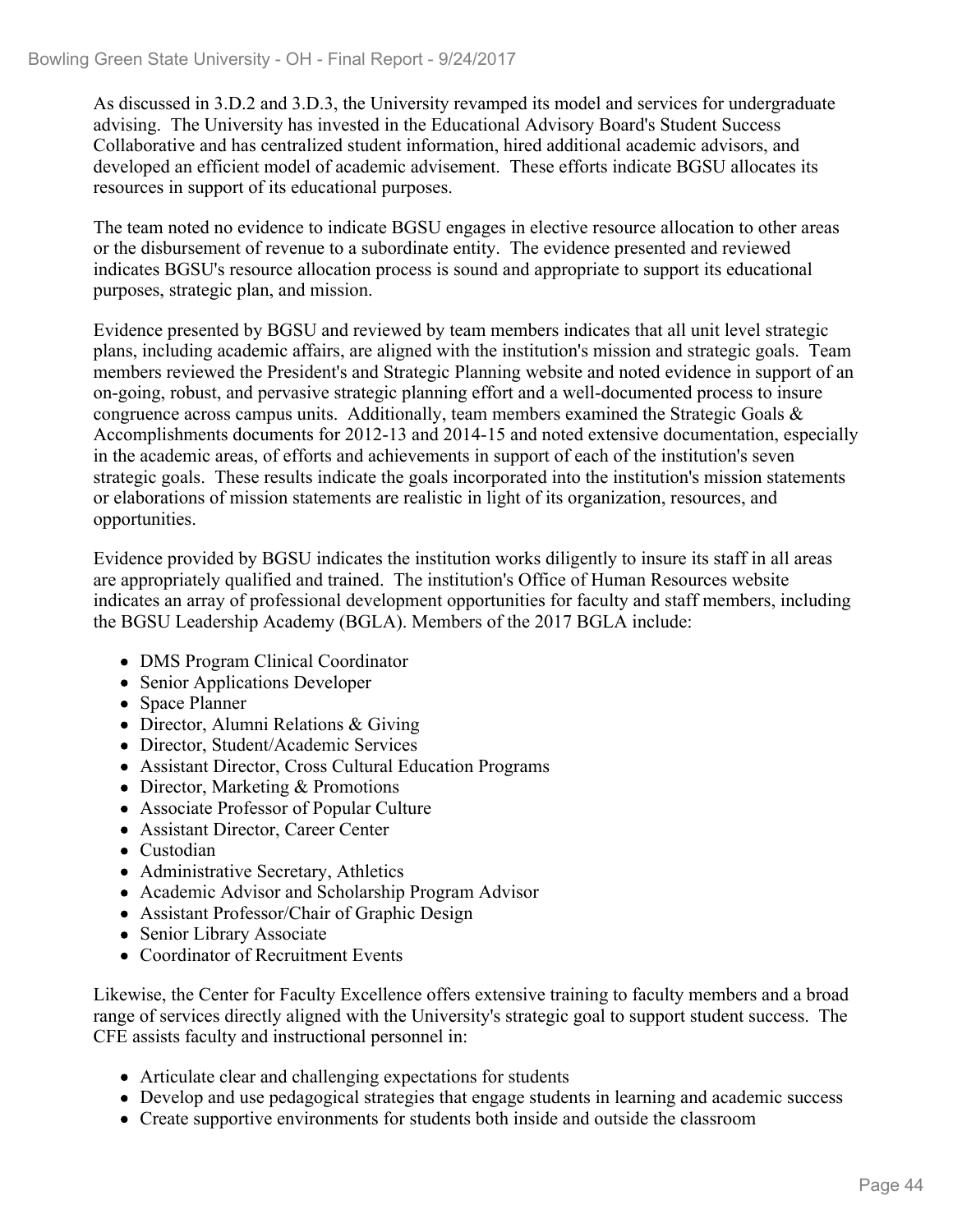As discussed in 3.D.2 and 3.D.3, the University revamped its model and services for undergraduate advising. The University has invested in the Educational Advisory Board's Student Success Collaborative and has centralized student information, hired additional academic advisors, and developed an efficient model of academic advisement. These efforts indicate BGSU allocates its resources in support of its educational purposes.

The team noted no evidence to indicate BGSU engages in elective resource allocation to other areas or the disbursement of revenue to a subordinate entity. The evidence presented and reviewed indicates BGSU's resource allocation process is sound and appropriate to support its educational purposes, strategic plan, and mission.

Evidence presented by BGSU and reviewed by team members indicates that all unit level strategic plans, including academic affairs, are aligned with the institution's mission and strategic goals. Team members reviewed the President's and Strategic Planning website and noted evidence in support of an on-going, robust, and pervasive strategic planning effort and a well-documented process to insure congruence across campus units. Additionally, team members examined the Strategic Goals & Accomplishments documents for 2012-13 and 2014-15 and noted extensive documentation, especially in the academic areas, of efforts and achievements in support of each of the institution's seven strategic goals. These results indicate the goals incorporated into the institution's mission statements or elaborations of mission statements are realistic in light of its organization, resources, and opportunities.

Evidence provided by BGSU indicates the institution works diligently to insure its staff in all areas are appropriately qualified and trained. The institution's Office of Human Resources website indicates an array of professional development opportunities for faculty and staff members, including the BGSU Leadership Academy (BGLA). Members of the 2017 BGLA include:

- DMS Program Clinical Coordinator
- Senior Applications Developer
- Space Planner
- Director, Alumni Relations & Giving
- Director, Student/Academic Services
- Assistant Director, Cross Cultural Education Programs
- Director, Marketing & Promotions
- Associate Professor of Popular Culture
- Assistant Director, Career Center
- Custodian
- Administrative Secretary, Athletics
- Academic Advisor and Scholarship Program Advisor
- Assistant Professor/Chair of Graphic Design
- Senior Library Associate
- Coordinator of Recruitment Events

Likewise, the Center for Faculty Excellence offers extensive training to faculty members and a broad range of services directly aligned with the University's strategic goal to support student success. The CFE assists faculty and instructional personnel in:

- Articulate clear and challenging expectations for students
- Develop and use pedagogical strategies that engage students in learning and academic success
- Create supportive environments for students both inside and outside the classroom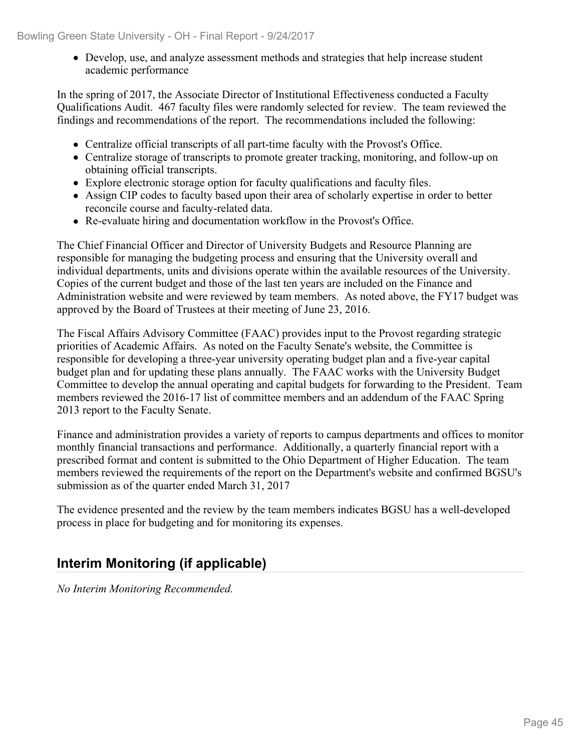- Develop, use, and analyze assessment methods and strategies that help increase student academic performance

In the spring of 2017, the Associate Director of Institutional Effectiveness conducted a Faculty Qualifications Audit. 467 faculty files were randomly selected for review. The team reviewed the findings and recommendations of the report. The recommendations included the following:

- Centralize official transcripts of all part-time faculty with the Provost's Office.
- Centralize storage of transcripts to promote greater tracking, monitoring, and follow-up on obtaining official transcripts.
- Explore electronic storage option for faculty qualifications and faculty files.
- Assign CIP codes to faculty based upon their area of scholarly expertise in order to better reconcile course and faculty-related data.
- Re-evaluate hiring and documentation workflow in the Provost's Office.

The Chief Financial Officer and Director of University Budgets and Resource Planning are responsible for managing the budgeting process and ensuring that the University overall and individual departments, units and divisions operate within the available resources of the University. Copies of the current budget and those of the last ten years are included on the Finance and Administration website and were reviewed by team members. As noted above, the FY17 budget was approved by the Board of Trustees at their meeting of June 23, 2016.

The Fiscal Affairs Advisory Committee (FAAC) provides input to the Provost regarding strategic priorities of Academic Affairs. As noted on the Faculty Senate's website, the Committee is responsible for developing a three-year university operating budget plan and a five-year capital budget plan and for updating these plans annually. The FAAC works with the University Budget Committee to develop the annual operating and capital budgets for forwarding to the President. Team members reviewed the 2016-17 list of committee members and an addendum of the FAAC Spring 2013 report to the Faculty Senate.

Finance and administration provides a variety of reports to campus departments and offices to monitor monthly financial transactions and performance. Additionally, a quarterly financial report with a prescribed format and content is submitted to the Ohio Department of Higher Education. The team members reviewed the requirements of the report on the Department's website and confirmed BGSU's submission as of the quarter ended March 31, 2017

The evidence presented and the review by the team members indicates BGSU has a well-developed process in place for budgeting and for monitoring its expenses.

## Interim Monitoring (if applicable)

*No Interim Monitoring Recommended.*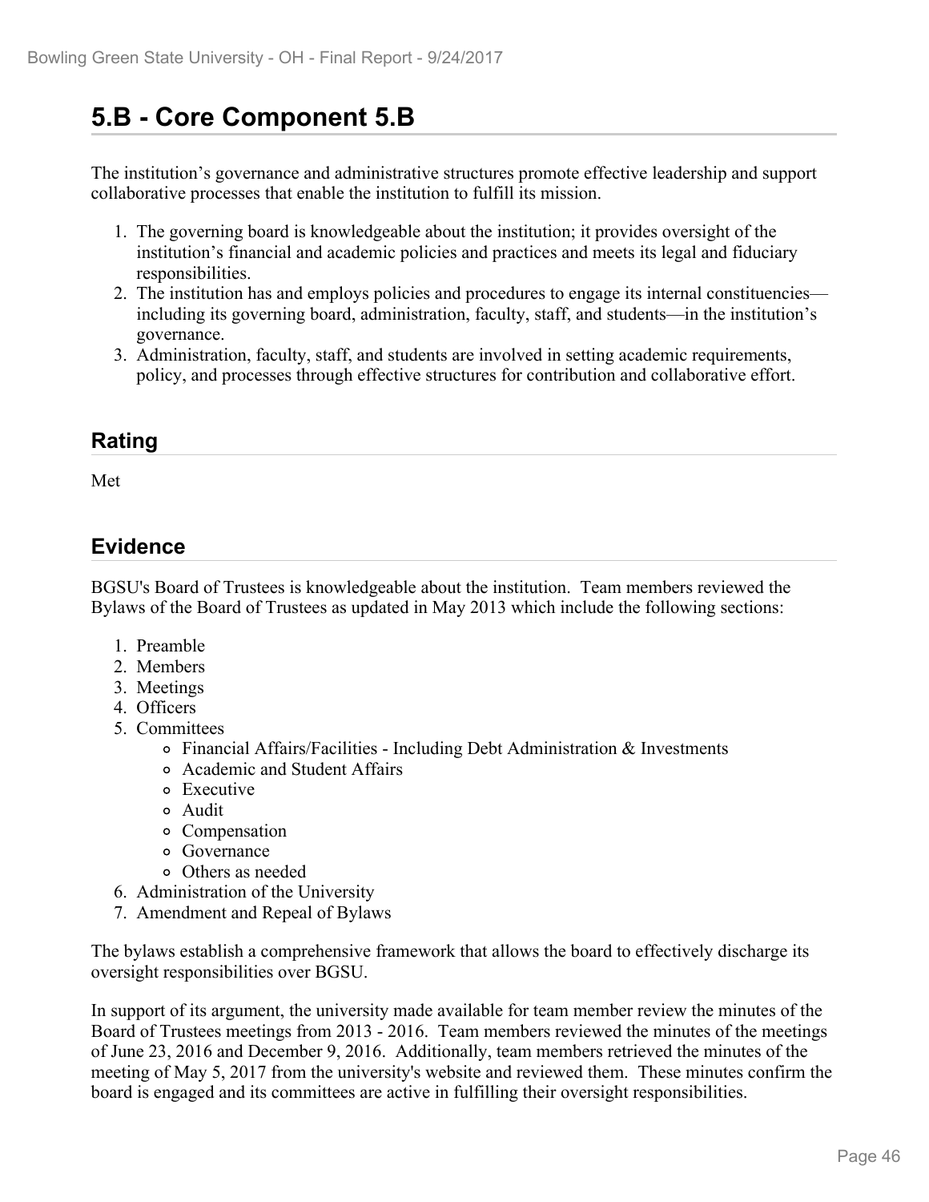# 5.B - Core Component 5.B

The institution's governance and administrative structures promote effective leadership and support collaborative processes that enable the institution to fulfill its mission.

1. The governing board is knowledgeable about the institution; it provides oversight of the institution's financial and academic policies and practices and meets its legal and fiduciary responsibilities.
2. The institution has and employs policies and procedures to engage its internal constituencies—including its governing board, administration, faculty, staff, and students—in the institution's governance.
3. Administration, faculty, staff, and students are involved in setting academic requirements, policy, and processes through effective structures for contribution and collaborative effort.

## Rating

Met

## Evidence

BGSU's Board of Trustees is knowledgeable about the institution. Team members reviewed the Bylaws of the Board of Trustees as updated in May 2013 which include the following sections:

1. Preamble
2. Members
3. Meetings
4. Officers
5. Committees
    - Financial Affairs/Facilities - Including Debt Administration & Investments
    - Academic and Student Affairs
    - Executive
    - Audit
    - Compensation
    - Governance
    - Others as needed
6. Administration of the University
7. Amendment and Repeal of Bylaws

The bylaws establish a comprehensive framework that allows the board to effectively discharge its oversight responsibilities over BGSU.

In support of its argument, the university made available for team member review the minutes of the Board of Trustees meetings from 2013 - 2016. Team members reviewed the minutes of the meetings of June 23, 2016 and December 9, 2016. Additionally, team members retrieved the minutes of the meeting of May 5, 2017 from the university's website and reviewed them. These minutes confirm the board is engaged and its committees are active in fulfilling their oversight responsibilities.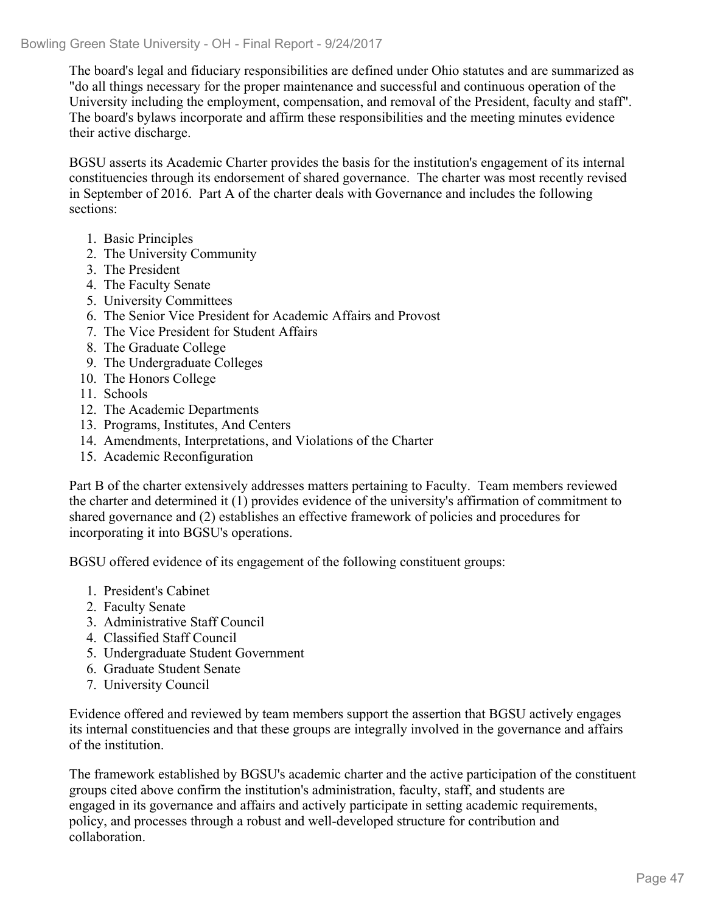The board's legal and fiduciary responsibilities are defined under Ohio statutes and are summarized as "do all things necessary for the proper maintenance and successful and continuous operation of the University including the employment, compensation, and removal of the President, faculty and staff". The board's bylaws incorporate and affirm these responsibilities and the meeting minutes evidence their active discharge.

BGSU asserts its Academic Charter provides the basis for the institution's engagement of its internal constituencies through its endorsement of shared governance. The charter was most recently revised in September of 2016. Part A of the charter deals with Governance and includes the following sections:

1. Basic Principles
2. The University Community
3. The President
4. The Faculty Senate
5. University Committees
6. The Senior Vice President for Academic Affairs and Provost
7. The Vice President for Student Affairs
8. The Graduate College
9. The Undergraduate Colleges
10. The Honors College
11. Schools
12. The Academic Departments
13. Programs, Institutes, And Centers
14. Amendments, Interpretations, and Violations of the Charter
15. Academic Reconfiguration

Part B of the charter extensively addresses matters pertaining to Faculty. Team members reviewed the charter and determined it (1) provides evidence of the university's affirmation of commitment to shared governance and (2) establishes an effective framework of policies and procedures for incorporating it into BGSU's operations.

BGSU offered evidence of its engagement of the following constituent groups:

1. President's Cabinet
2. Faculty Senate
3. Administrative Staff Council
4. Classified Staff Council
5. Undergraduate Student Government
6. Graduate Student Senate
7. University Council

Evidence offered and reviewed by team members support the assertion that BGSU actively engages its internal constituencies and that these groups are integrally involved in the governance and affairs of the institution.

The framework established by BGSU's academic charter and the active participation of the constituent groups cited above confirm the institution's administration, faculty, staff, and students are engaged in its governance and affairs and actively participate in setting academic requirements, policy, and processes through a robust and well-developed structure for contribution and collaboration.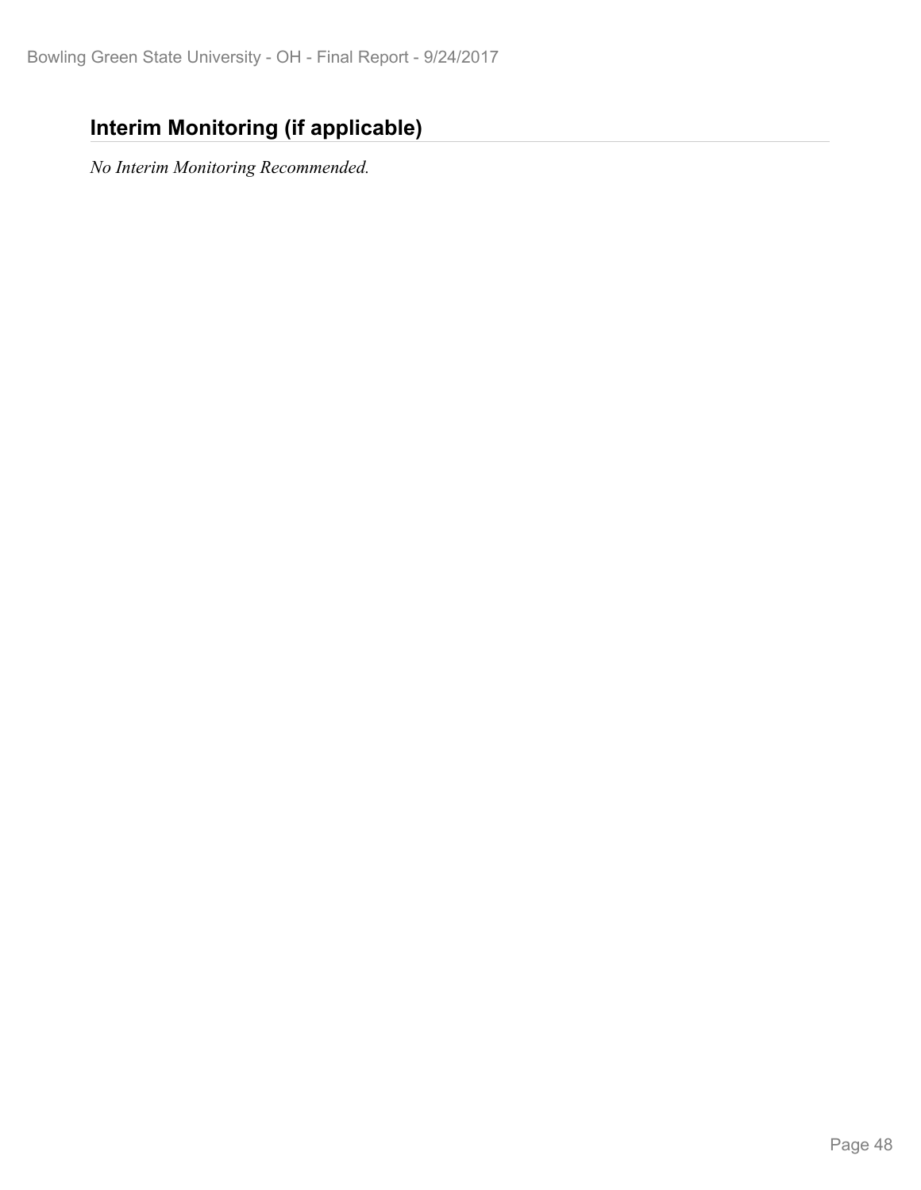## Interim Monitoring (if applicable)

*No Interim Monitoring Recommended.*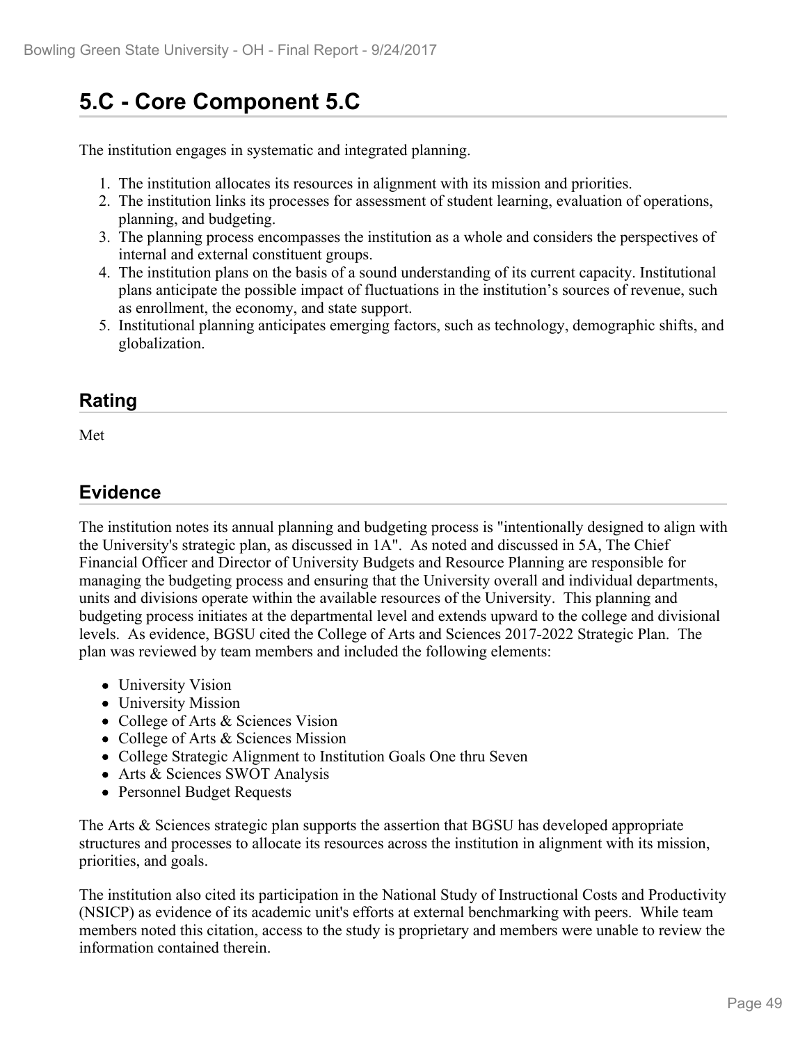# 5.C - Core Component 5.C

The institution engages in systematic and integrated planning.

1. The institution allocates its resources in alignment with its mission and priorities.
2. The institution links its processes for assessment of student learning, evaluation of operations, planning, and budgeting.
3. The planning process encompasses the institution as a whole and considers the perspectives of internal and external constituent groups.
4. The institution plans on the basis of a sound understanding of its current capacity. Institutional plans anticipate the possible impact of fluctuations in the institution's sources of revenue, such as enrollment, the economy, and state support.
5. Institutional planning anticipates emerging factors, such as technology, demographic shifts, and globalization.

## Rating

Met

## Evidence

The institution notes its annual planning and budgeting process is "intentionally designed to align with the University's strategic plan, as discussed in 1A". As noted and discussed in 5A, The Chief Financial Officer and Director of University Budgets and Resource Planning are responsible for managing the budgeting process and ensuring that the University overall and individual departments, units and divisions operate within the available resources of the University. This planning and budgeting process initiates at the departmental level and extends upward to the college and divisional levels. As evidence, BGSU cited the College of Arts and Sciences 2017-2022 Strategic Plan. The plan was reviewed by team members and included the following elements:

- University Vision
- University Mission
- College of Arts & Sciences Vision
- College of Arts & Sciences Mission
- College Strategic Alignment to Institution Goals One thru Seven
- Arts & Sciences SWOT Analysis
- Personnel Budget Requests

The Arts & Sciences strategic plan supports the assertion that BGSU has developed appropriate structures and processes to allocate its resources across the institution in alignment with its mission, priorities, and goals.

The institution also cited its participation in the National Study of Instructional Costs and Productivity (NSICP) as evidence of its academic unit's efforts at external benchmarking with peers. While team members noted this citation, access to the study is proprietary and members were unable to review the information contained therein.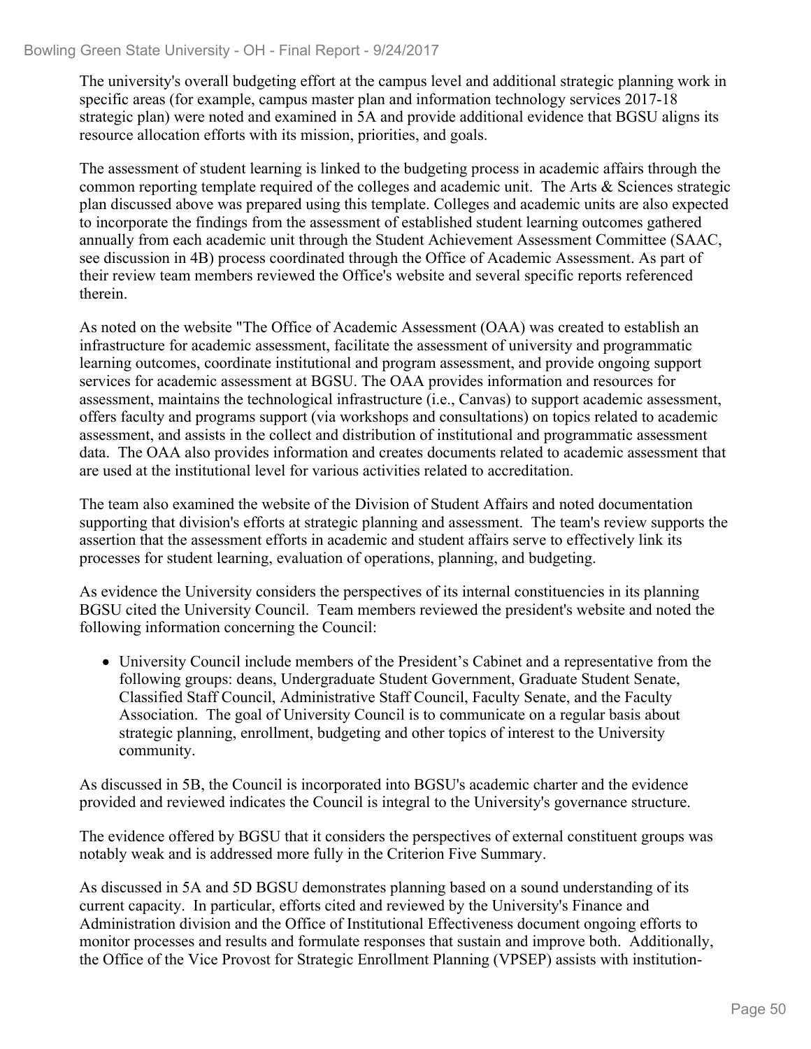The university's overall budgeting effort at the campus level and additional strategic planning work in specific areas (for example, campus master plan and information technology services 2017-18 strategic plan) were noted and examined in 5A and provide additional evidence that BGSU aligns its resource allocation efforts with its mission, priorities, and goals.

The assessment of student learning is linked to the budgeting process in academic affairs through the common reporting template required of the colleges and academic unit. The Arts & Sciences strategic plan discussed above was prepared using this template. Colleges and academic units are also expected to incorporate the findings from the assessment of established student learning outcomes gathered annually from each academic unit through the Student Achievement Assessment Committee (SAAC, see discussion in 4B) process coordinated through the Office of Academic Assessment. As part of their review team members reviewed the Office's website and several specific reports referenced therein.

As noted on the website "The Office of Academic Assessment (OAA) was created to establish an infrastructure for academic assessment, facilitate the assessment of university and programmatic learning outcomes, coordinate institutional and program assessment, and provide ongoing support services for academic assessment at BGSU. The OAA provides information and resources for assessment, maintains the technological infrastructure (i.e., Canvas) to support academic assessment, offers faculty and programs support (via workshops and consultations) on topics related to academic assessment, and assists in the collect and distribution of institutional and programmatic assessment data. The OAA also provides information and creates documents related to academic assessment that are used at the institutional level for various activities related to accreditation.

The team also examined the website of the Division of Student Affairs and noted documentation supporting that division's efforts at strategic planning and assessment. The team's review supports the assertion that the assessment efforts in academic and student affairs serve to effectively link its processes for student learning, evaluation of operations, planning, and budgeting.

As evidence the University considers the perspectives of its internal constituencies in its planning BGSU cited the University Council. Team members reviewed the president's website and noted the following information concerning the Council:

- University Council include members of the President's Cabinet and a representative from the following groups: deans, Undergraduate Student Government, Graduate Student Senate, Classified Staff Council, Administrative Staff Council, Faculty Senate, and the Faculty Association. The goal of University Council is to communicate on a regular basis about strategic planning, enrollment, budgeting and other topics of interest to the University community.

As discussed in 5B, the Council is incorporated into BGSU's academic charter and the evidence provided and reviewed indicates the Council is integral to the University's governance structure.

The evidence offered by BGSU that it considers the perspectives of external constituent groups was notably weak and is addressed more fully in the Criterion Five Summary.

As discussed in 5A and 5D BGSU demonstrates planning based on a sound understanding of its current capacity. In particular, efforts cited and reviewed by the University's Finance and Administration division and the Office of Institutional Effectiveness document ongoing efforts to monitor processes and results and formulate responses that sustain and improve both. Additionally, the Office of the Vice Provost for Strategic Enrollment Planning (VPSEP) assists with institution-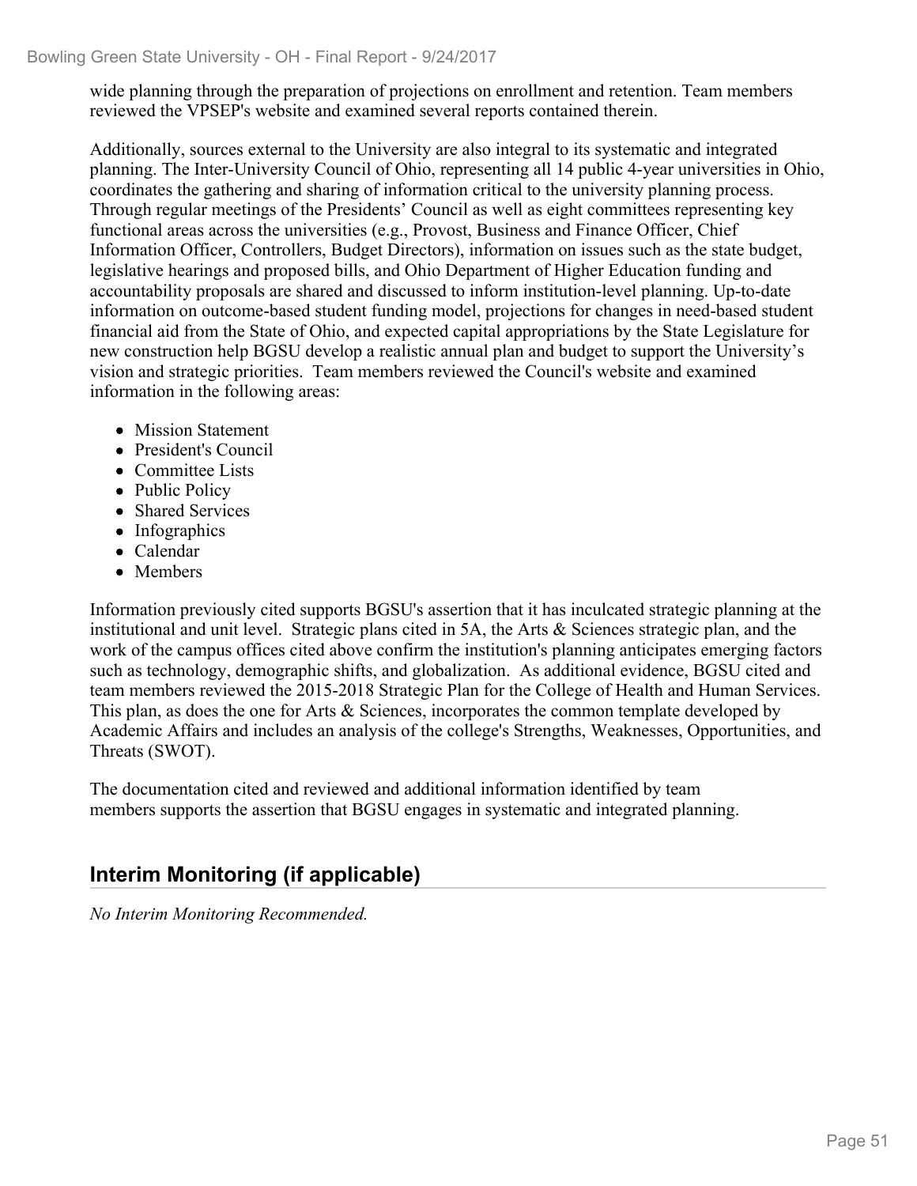wide planning through the preparation of projections on enrollment and retention. Team members reviewed the VPSEP's website and examined several reports contained therein.

Additionally, sources external to the University are also integral to its systematic and integrated planning. The Inter-University Council of Ohio, representing all 14 public 4-year universities in Ohio, coordinates the gathering and sharing of information critical to the university planning process. Through regular meetings of the Presidents' Council as well as eight committees representing key functional areas across the universities (e.g., Provost, Business and Finance Officer, Chief Information Officer, Controllers, Budget Directors), information on issues such as the state budget, legislative hearings and proposed bills, and Ohio Department of Higher Education funding and accountability proposals are shared and discussed to inform institution-level planning. Up-to-date information on outcome-based student funding model, projections for changes in need-based student financial aid from the State of Ohio, and expected capital appropriations by the State Legislature for new construction help BGSU develop a realistic annual plan and budget to support the University's vision and strategic priorities. Team members reviewed the Council's website and examined information in the following areas:

- Mission Statement
- President's Council
- Committee Lists
- Public Policy
- Shared Services
- Infographics
- Calendar
- Members

Information previously cited supports BGSU's assertion that it has inculcated strategic planning at the institutional and unit level. Strategic plans cited in 5A, the Arts & Sciences strategic plan, and the work of the campus offices cited above confirm the institution's planning anticipates emerging factors such as technology, demographic shifts, and globalization. As additional evidence, BGSU cited and team members reviewed the 2015-2018 Strategic Plan for the College of Health and Human Services. This plan, as does the one for Arts & Sciences, incorporates the common template developed by Academic Affairs and includes an analysis of the college's Strengths, Weaknesses, Opportunities, and Threats (SWOT).

The documentation cited and reviewed and additional information identified by team members supports the assertion that BGSU engages in systematic and integrated planning.

## Interim Monitoring (if applicable)

*No Interim Monitoring Recommended.*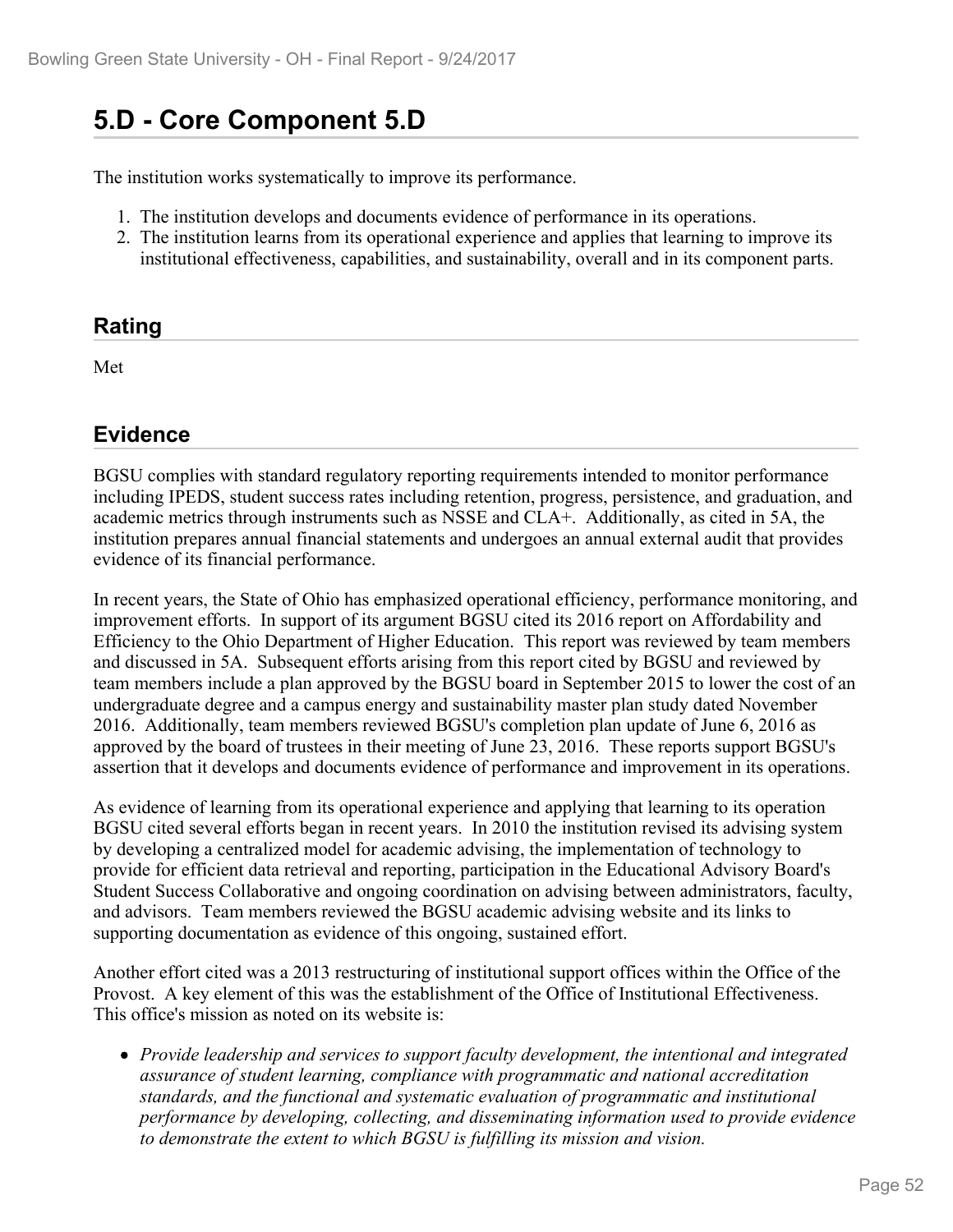## 5.D - Core Component 5.D

The institution works systematically to improve its performance.

1. The institution develops and documents evidence of performance in its operations.
2. The institution learns from its operational experience and applies that learning to improve its institutional effectiveness, capabilities, and sustainability, overall and in its component parts.

### Rating

Met

### Evidence

BGSU complies with standard regulatory reporting requirements intended to monitor performance including IPEDS, student success rates including retention, progress, persistence, and graduation, and academic metrics through instruments such as NSSE and CLA+. Additionally, as cited in 5A, the institution prepares annual financial statements and undergoes an annual external audit that provides evidence of its financial performance.

In recent years, the State of Ohio has emphasized operational efficiency, performance monitoring, and improvement efforts. In support of its argument BGSU cited its 2016 report on Affordability and Efficiency to the Ohio Department of Higher Education. This report was reviewed by team members and discussed in 5A. Subsequent efforts arising from this report cited by BGSU and reviewed by team members include a plan approved by the BGSU board in September 2015 to lower the cost of an undergraduate degree and a campus energy and sustainability master plan study dated November 2016. Additionally, team members reviewed BGSU's completion plan update of June 6, 2016 as approved by the board of trustees in their meeting of June 23, 2016. These reports support BGSU's assertion that it develops and documents evidence of performance and improvement in its operations.

As evidence of learning from its operational experience and applying that learning to its operation BGSU cited several efforts began in recent years. In 2010 the institution revised its advising system by developing a centralized model for academic advising, the implementation of technology to provide for efficient data retrieval and reporting, participation in the Educational Advisory Board's Student Success Collaborative and ongoing coordination on advising between administrators, faculty, and advisors. Team members reviewed the BGSU academic advising website and its links to supporting documentation as evidence of this ongoing, sustained effort.

Another effort cited was a 2013 restructuring of institutional support offices within the Office of the Provost. A key element of this was the establishment of the Office of Institutional Effectiveness. This office's mission as noted on its website is:

- *Provide leadership and services to support faculty development, the intentional and integrated assurance of student learning, compliance with programmatic and national accreditation standards, and the functional and systematic evaluation of programmatic and institutional performance by developing, collecting, and disseminating information used to provide evidence to demonstrate the extent to which BGSU is fulfilling its mission and vision.*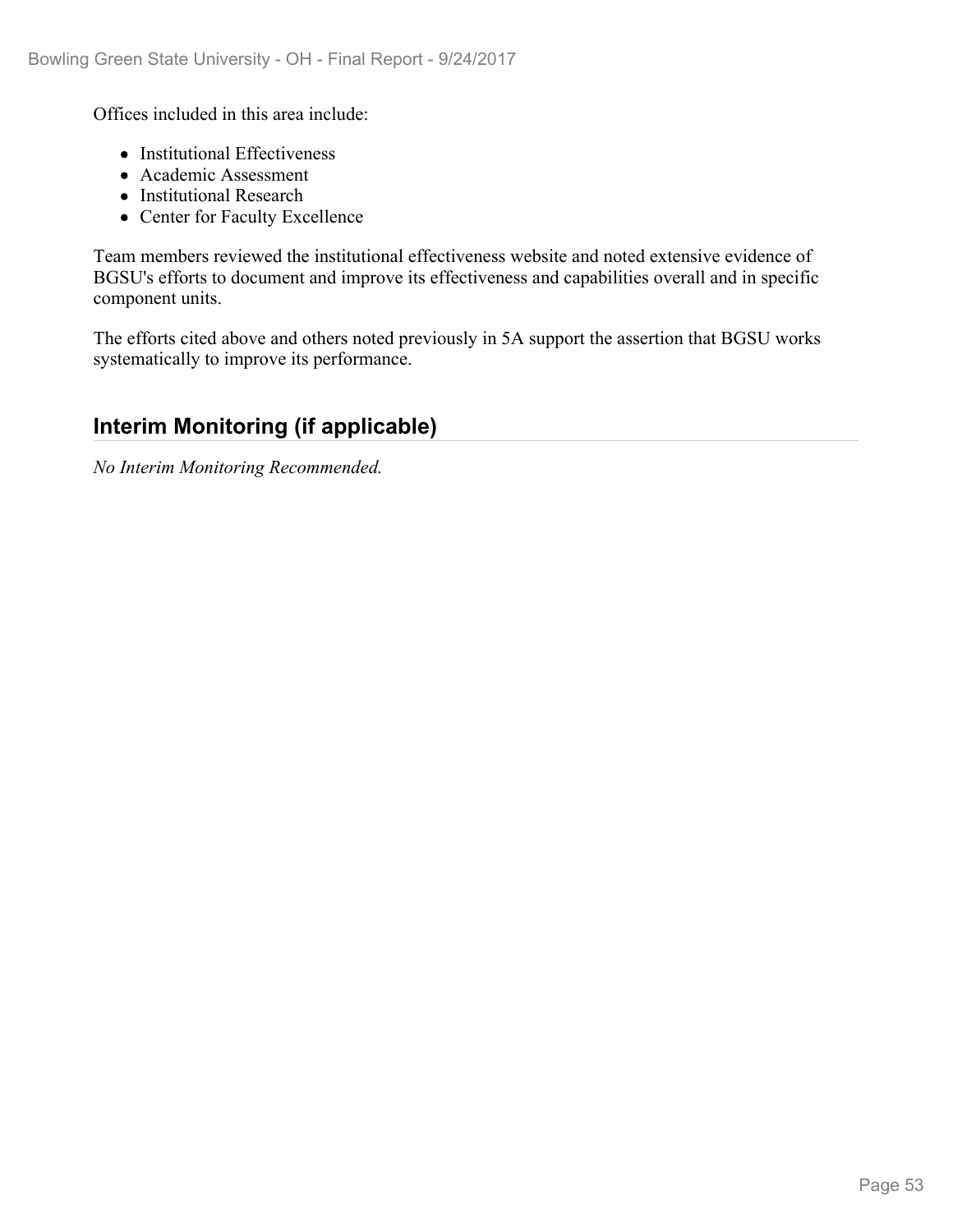Offices included in this area include:

- Institutional Effectiveness
- Academic Assessment
- Institutional Research
- Center for Faculty Excellence

Team members reviewed the institutional effectiveness website and noted extensive evidence of BGSU's efforts to document and improve its effectiveness and capabilities overall and in specific component units.

The efforts cited above and others noted previously in 5A support the assertion that BGSU works systematically to improve its performance.

## Interim Monitoring (if applicable)

*No Interim Monitoring Recommended.*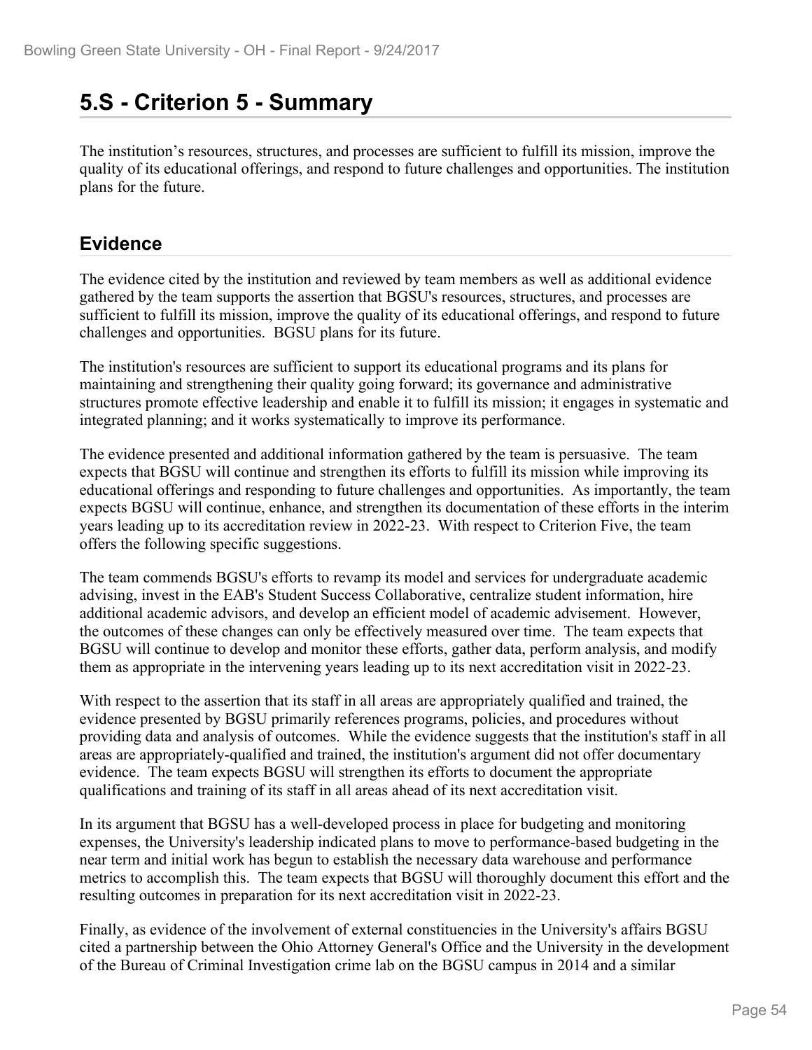# 5.S - Criterion 5 - Summary

The institution's resources, structures, and processes are sufficient to fulfill its mission, improve the quality of its educational offerings, and respond to future challenges and opportunities. The institution plans for the future.

## Evidence

The evidence cited by the institution and reviewed by team members as well as additional evidence gathered by the team supports the assertion that BGSU's resources, structures, and processes are sufficient to fulfill its mission, improve the quality of its educational offerings, and respond to future challenges and opportunities. BGSU plans for its future.

The institution's resources are sufficient to support its educational programs and its plans for maintaining and strengthening their quality going forward; its governance and administrative structures promote effective leadership and enable it to fulfill its mission; it engages in systematic and integrated planning; and it works systematically to improve its performance.

The evidence presented and additional information gathered by the team is persuasive. The team expects that BGSU will continue and strengthen its efforts to fulfill its mission while improving its educational offerings and responding to future challenges and opportunities. As importantly, the team expects BGSU will continue, enhance, and strengthen its documentation of these efforts in the interim years leading up to its accreditation review in 2022-23. With respect to Criterion Five, the team offers the following specific suggestions.

The team commends BGSU's efforts to revamp its model and services for undergraduate academic advising, invest in the EAB's Student Success Collaborative, centralize student information, hire additional academic advisors, and develop an efficient model of academic advisement. However, the outcomes of these changes can only be effectively measured over time. The team expects that BGSU will continue to develop and monitor these efforts, gather data, perform analysis, and modify them as appropriate in the intervening years leading up to its next accreditation visit in 2022-23.

With respect to the assertion that its staff in all areas are appropriately qualified and trained, the evidence presented by BGSU primarily references programs, policies, and procedures without providing data and analysis of outcomes. While the evidence suggests that the institution's staff in all areas are appropriately-qualified and trained, the institution's argument did not offer documentary evidence. The team expects BGSU will strengthen its efforts to document the appropriate qualifications and training of its staff in all areas ahead of its next accreditation visit.

In its argument that BGSU has a well-developed process in place for budgeting and monitoring expenses, the University's leadership indicated plans to move to performance-based budgeting in the near term and initial work has begun to establish the necessary data warehouse and performance metrics to accomplish this. The team expects that BGSU will thoroughly document this effort and the resulting outcomes in preparation for its next accreditation visit in 2022-23.

Finally, as evidence of the involvement of external constituencies in the University's affairs BGSU cited a partnership between the Ohio Attorney General's Office and the University in the development of the Bureau of Criminal Investigation crime lab on the BGSU campus in 2014 and a similar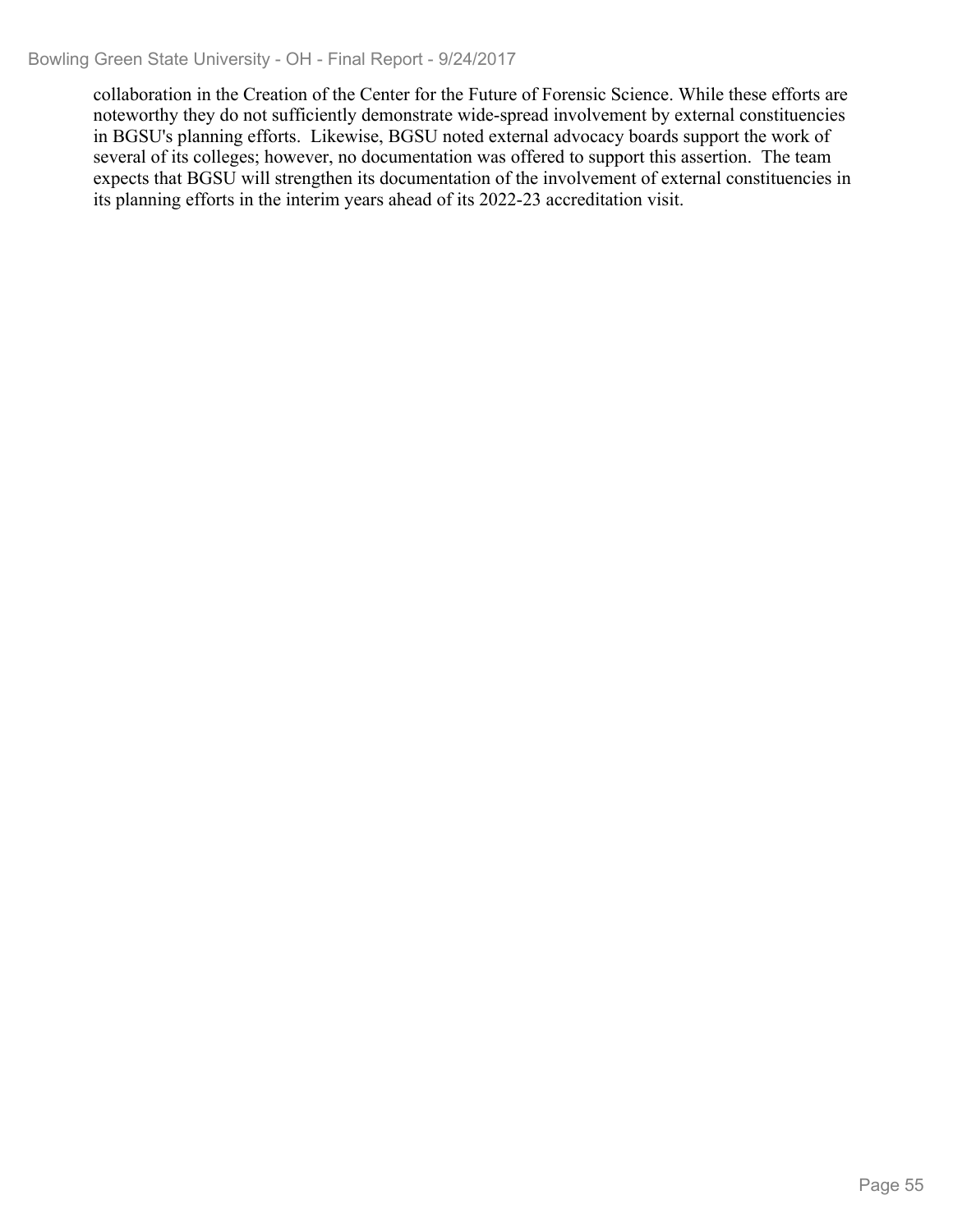collaboration in the Creation of the Center for the Future of Forensic Science. While these efforts are noteworthy they do not sufficiently demonstrate wide-spread involvement by external constituencies in BGSU's planning efforts.  Likewise, BGSU noted external advocacy boards support the work of several of its colleges; however, no documentation was offered to support this assertion.  The team expects that BGSU will strengthen its documentation of the involvement of external constituencies in its planning efforts in the interim years ahead of its 2022-23 accreditation visit.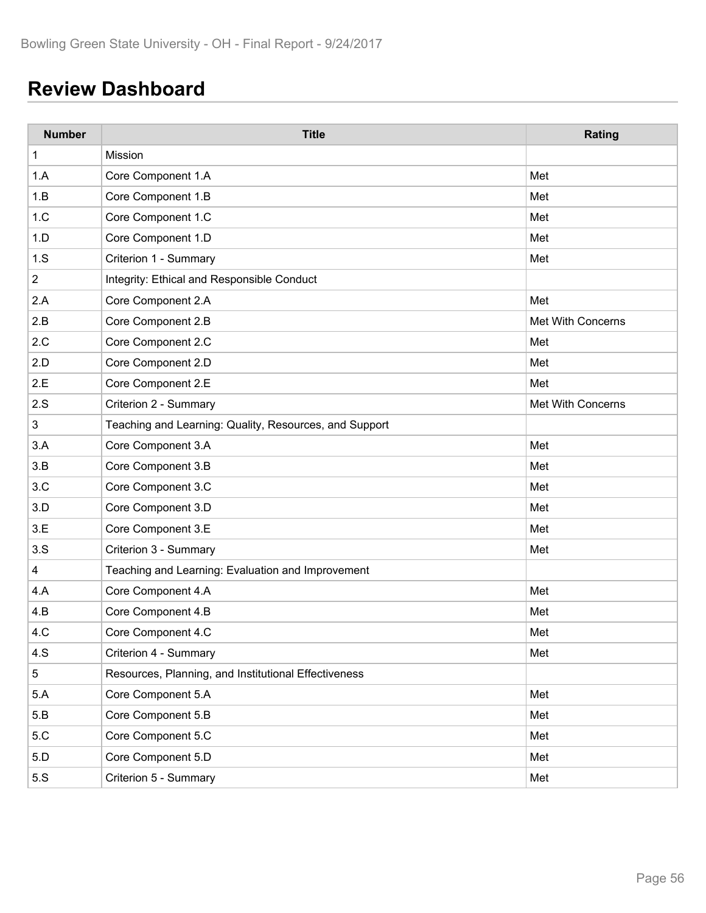# Review Dashboard

| Number | Title | Rating |
|---|---|---|
| 1 | Mission | |
| 1.A | Core Component 1.A | Met |
| 1.B | Core Component 1.B | Met |
| 1.C | Core Component 1.C | Met |
| 1.D | Core Component 1.D | Met |
| 1.S | Criterion 1 - Summary | Met |
| 2 | Integrity: Ethical and Responsible Conduct | |
| 2.A | Core Component 2.A | Met |
| 2.B | Core Component 2.B | Met With Concerns |
| 2.C | Core Component 2.C | Met |
| 2.D | Core Component 2.D | Met |
| 2.E | Core Component 2.E | Met |
| 2.S | Criterion 2 - Summary | Met With Concerns |
| 3 | Teaching and Learning: Quality, Resources, and Support | |
| 3.A | Core Component 3.A | Met |
| 3.B | Core Component 3.B | Met |
| 3.C | Core Component 3.C | Met |
| 3.D | Core Component 3.D | Met |
| 3.E | Core Component 3.E | Met |
| 3.S | Criterion 3 - Summary | Met |
| 4 | Teaching and Learning: Evaluation and Improvement | |
| 4.A | Core Component 4.A | Met |
| 4.B | Core Component 4.B | Met |
| 4.C | Core Component 4.C | Met |
| 4.S | Criterion 4 - Summary | Met |
| 5 | Resources, Planning, and Institutional Effectiveness | |
| 5.A | Core Component 5.A | Met |
| 5.B | Core Component 5.B | Met |
| 5.C | Core Component 5.C | Met |
| 5.D | Core Component 5.D | Met |
| 5.S | Criterion 5 - Summary | Met |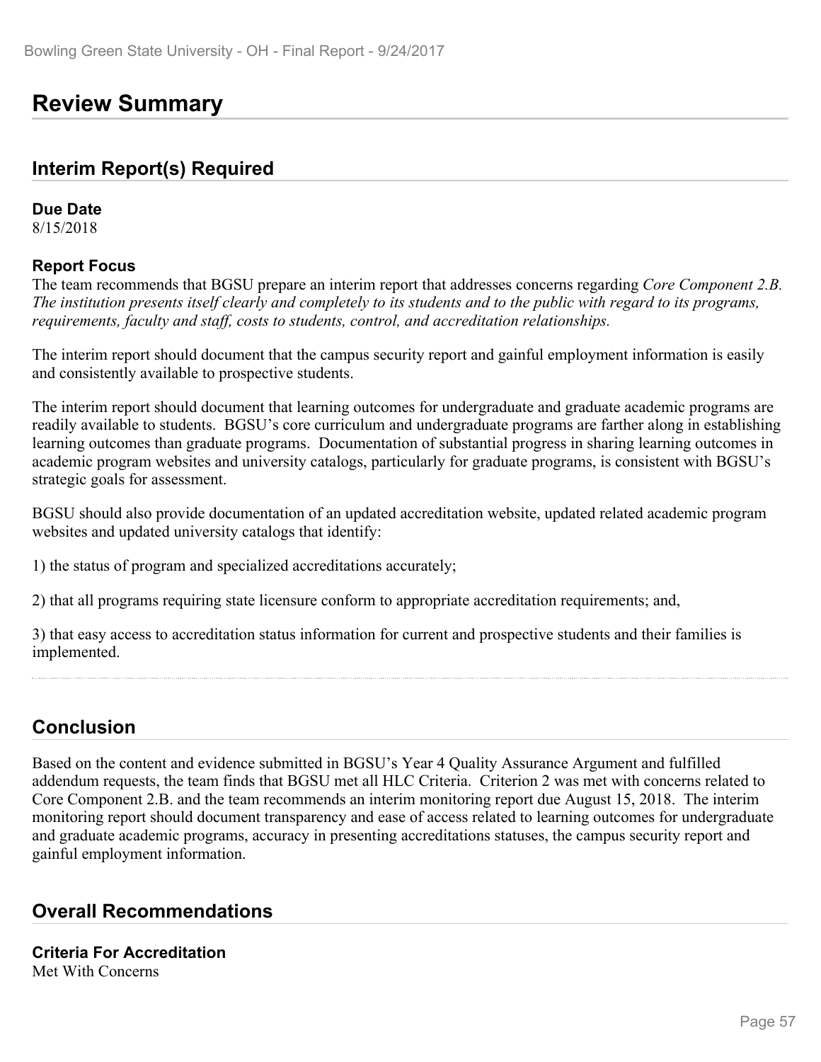# Review Summary

## Interim Report(s) Required

**Due Date**
8/15/2018

**Report Focus**
The team recommends that BGSU prepare an interim report that addresses concerns regarding *Core Component 2.B. The institution presents itself clearly and completely to its students and to the public with regard to its programs, requirements, faculty and staff, costs to students, control, and accreditation relationships.*

The interim report should document that the campus security report and gainful employment information is easily and consistently available to prospective students.

The interim report should document that learning outcomes for undergraduate and graduate academic programs are readily available to students. BGSU's core curriculum and undergraduate programs are farther along in establishing learning outcomes than graduate programs. Documentation of substantial progress in sharing learning outcomes in academic program websites and university catalogs, particularly for graduate programs, is consistent with BGSU's strategic goals for assessment.

BGSU should also provide documentation of an updated accreditation website, updated related academic program websites and updated university catalogs that identify:

1) the status of program and specialized accreditations accurately;

2) that all programs requiring state licensure conform to appropriate accreditation requirements; and,

3) that easy access to accreditation status information for current and prospective students and their families is implemented.

## Conclusion

Based on the content and evidence submitted in BGSU's Year 4 Quality Assurance Argument and fulfilled addendum requests, the team finds that BGSU met all HLC Criteria. Criterion 2 was met with concerns related to Core Component 2.B. and the team recommends an interim monitoring report due August 15, 2018. The interim monitoring report should document transparency and ease of access related to learning outcomes for undergraduate and graduate academic programs, accuracy in presenting accreditations statuses, the campus security report and gainful employment information.

## Overall Recommendations

**Criteria For Accreditation**
Met With Concerns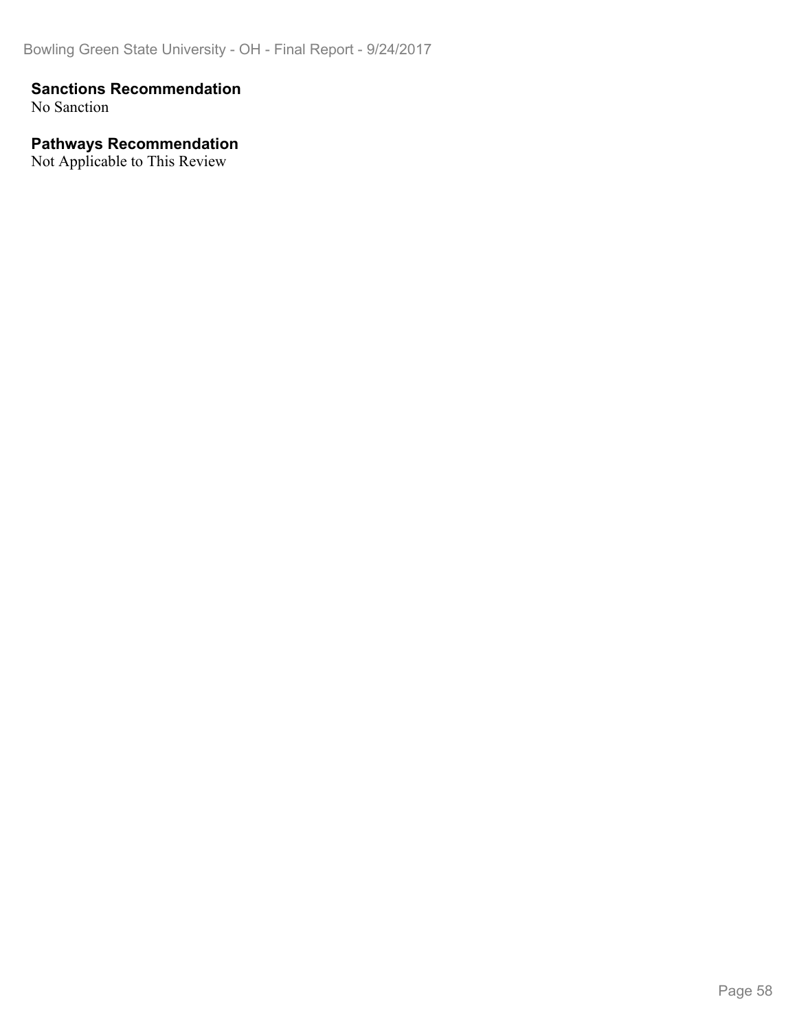### Sanctions Recommendation

No Sanction

### Pathways Recommendation

Not Applicable to This Review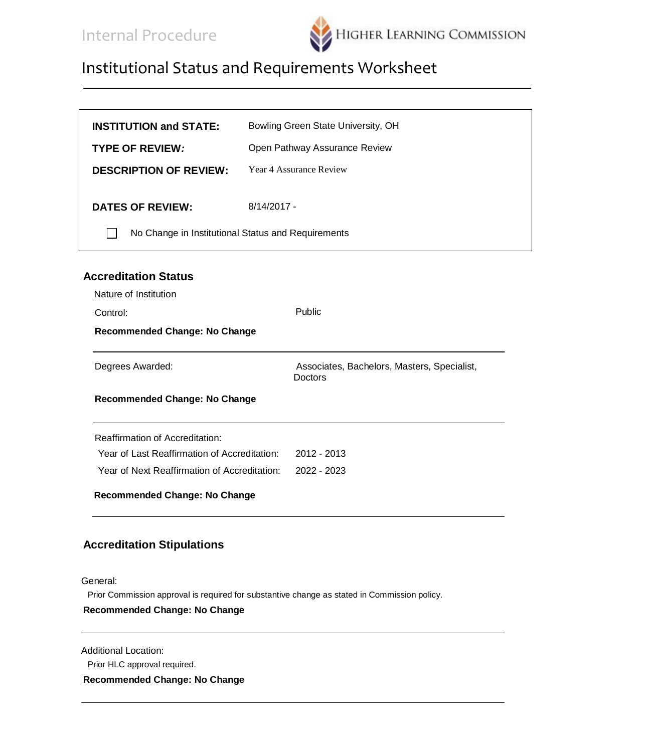Internal Procedure

# Institutional Status and Requirements Worksheet

| | |
|---|---|
| **INSTITUTION and STATE:** | Bowling Green State University, OH |
| **TYPE OF REVIEW:** | Open Pathway Assurance Review |
| **DESCRIPTION OF REVIEW:** | Year 4 Assurance Review |
| **DATES OF REVIEW:** | 8/14/2017 - |

☐ No Change in Institutional Status and Requirements

## Accreditation Status

Nature of Institution

Control: Public

**Recommended Change: No Change**

---

Degrees Awarded: Associates, Bachelors, Masters, Specialist, Doctors

**Recommended Change: No Change**

---

Reaffirmation of Accreditation:

Year of Last Reaffirmation of Accreditation: 2012 - 2013

Year of Next Reaffirmation of Accreditation: 2022 - 2023

**Recommended Change: No Change**

---

## Accreditation Stipulations

General:

Prior Commission approval is required for substantive change as stated in Commission policy.

**Recommended Change: No Change**

---

Additional Location:

Prior HLC approval required.

**Recommended Change: No Change**

---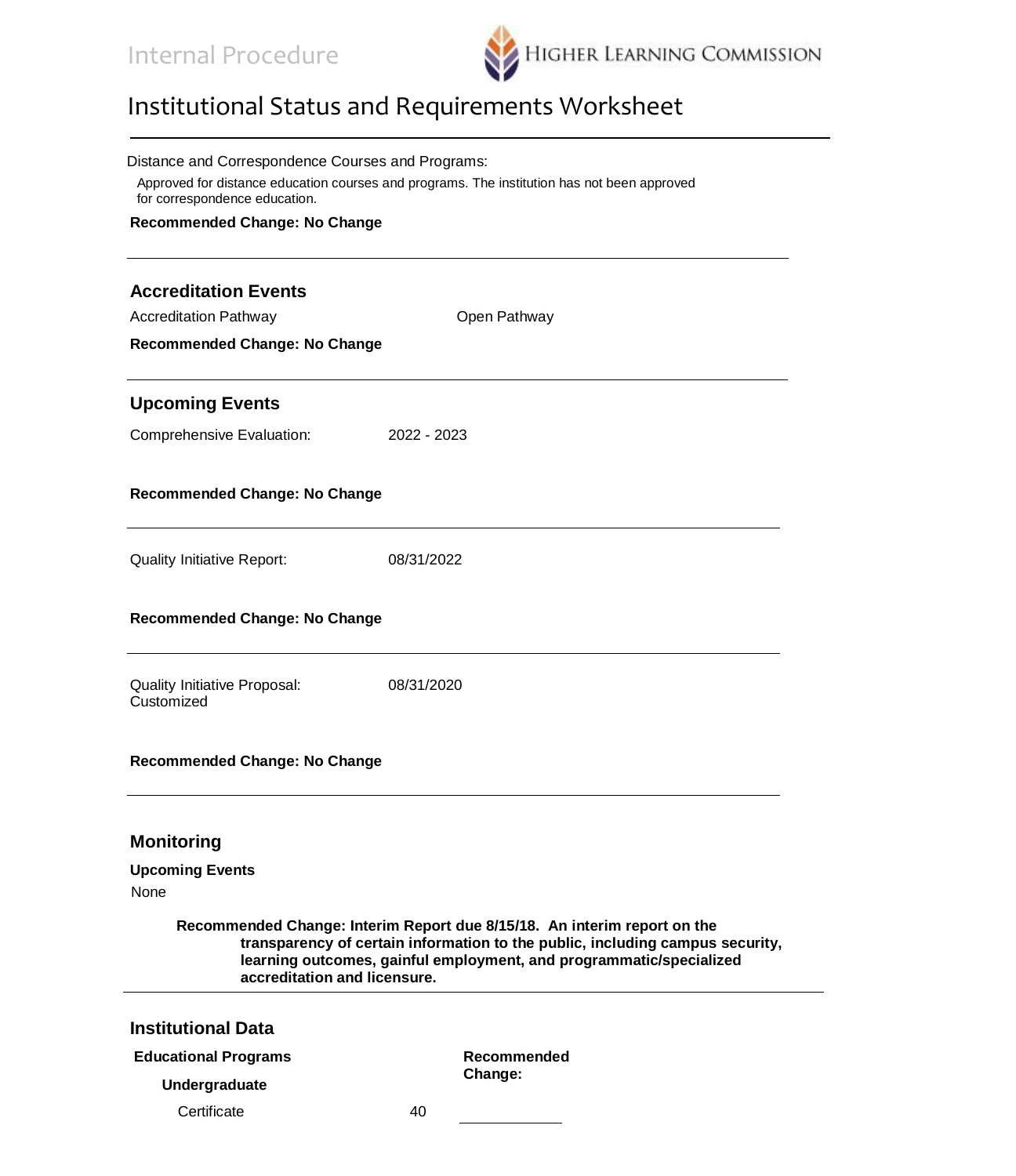# Institutional Status and Requirements Worksheet

Distance and Correspondence Courses and Programs:

Approved for distance education courses and programs. The institution has not been approved for correspondence education.

**Recommended Change: No Change**

---

## Accreditation Events

Accreditation Pathway — Open Pathway

**Recommended Change: No Change**

---

## Upcoming Events

Comprehensive Evaluation: 2022 - 2023

**Recommended Change: No Change**

---

Quality Initiative Report: 08/31/2022

**Recommended Change: No Change**

---

Quality Initiative Proposal: Customized — 08/31/2020

**Recommended Change: No Change**

---

## Monitoring

**Upcoming Events**

None

**Recommended Change: Interim Report due 8/15/18. An interim report on the transparency of certain information to the public, including campus security, learning outcomes, gainful employment, and programmatic/specialized accreditation and licensure.**

---

## Institutional Data

| Educational Programs | | Recommended Change: |
|---|---|---|
| **Undergraduate** | | |
| Certificate | 40 | |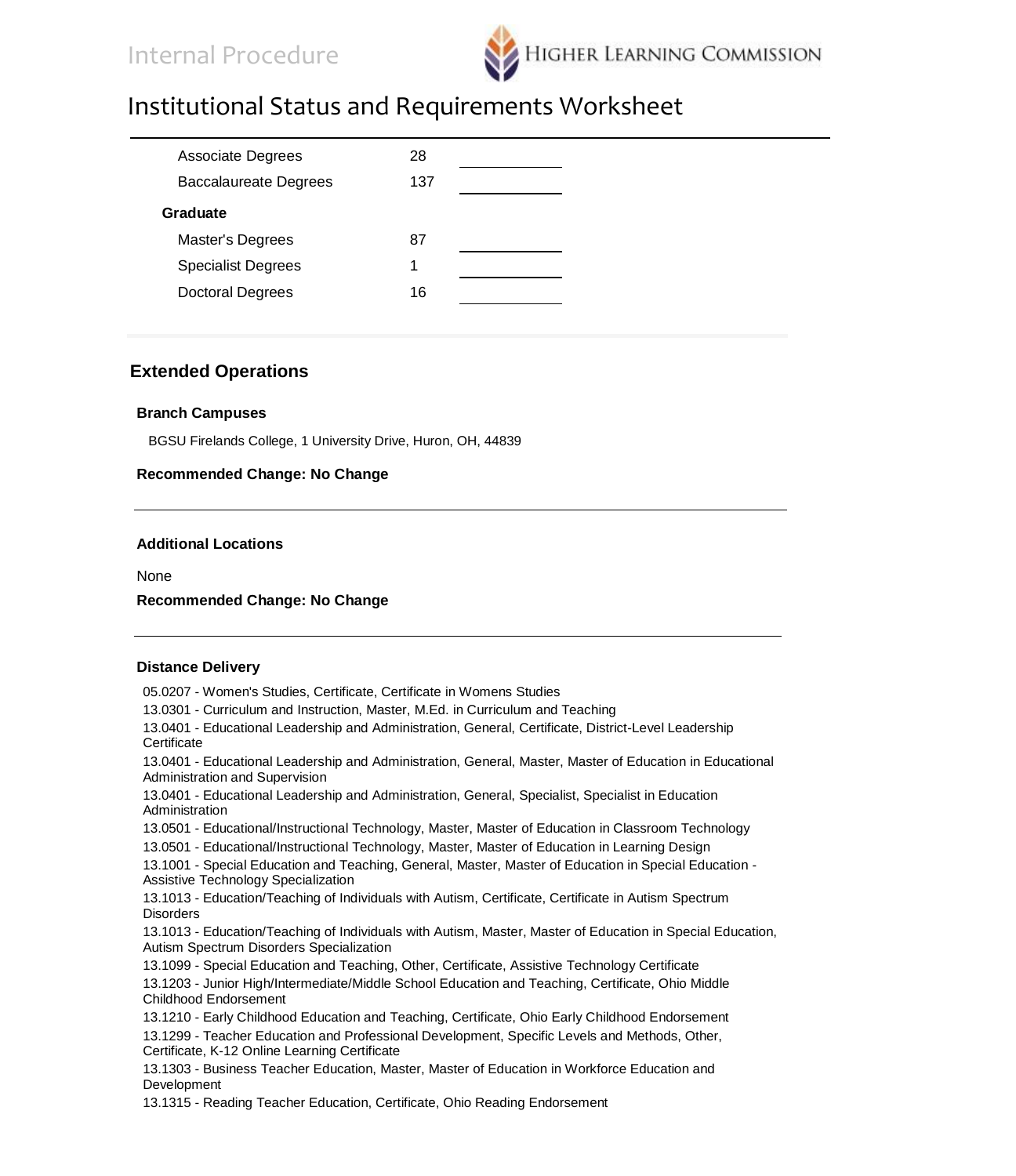| | | |
|---|---|---|
| Associate Degrees | 28 | |
| Baccalaureate Degrees | 137 | |
| **Graduate** | | |
| Master's Degrees | 87 | |
| Specialist Degrees | 1 | |
| Doctoral Degrees | 16 | |

## Extended Operations

### Branch Campuses

BGSU Firelands College, 1 University Drive, Huron, OH, 44839

**Recommended Change: No Change**

### Additional Locations

None

**Recommended Change: No Change**

### Distance Delivery

05.0207 - Women's Studies, Certificate, Certificate in Womens Studies

13.0301 - Curriculum and Instruction, Master, M.Ed. in Curriculum and Teaching

13.0401 - Educational Leadership and Administration, General, Certificate, District-Level Leadership Certificate

13.0401 - Educational Leadership and Administration, General, Master, Master of Education in Educational Administration and Supervision

13.0401 - Educational Leadership and Administration, General, Specialist, Specialist in Education Administration

13.0501 - Educational/Instructional Technology, Master, Master of Education in Classroom Technology

13.0501 - Educational/Instructional Technology, Master, Master of Education in Learning Design

13.1001 - Special Education and Teaching, General, Master, Master of Education in Special Education - Assistive Technology Specialization

13.1013 - Education/Teaching of Individuals with Autism, Certificate, Certificate in Autism Spectrum Disorders

13.1013 - Education/Teaching of Individuals with Autism, Master, Master of Education in Special Education, Autism Spectrum Disorders Specialization

13.1099 - Special Education and Teaching, Other, Certificate, Assistive Technology Certificate

13.1203 - Junior High/Intermediate/Middle School Education and Teaching, Certificate, Ohio Middle Childhood Endorsement

13.1210 - Early Childhood Education and Teaching, Certificate, Ohio Early Childhood Endorsement

13.1299 - Teacher Education and Professional Development, Specific Levels and Methods, Other, Certificate, K-12 Online Learning Certificate

13.1303 - Business Teacher Education, Master, Master of Education in Workforce Education and Development

13.1315 - Reading Teacher Education, Certificate, Ohio Reading Endorsement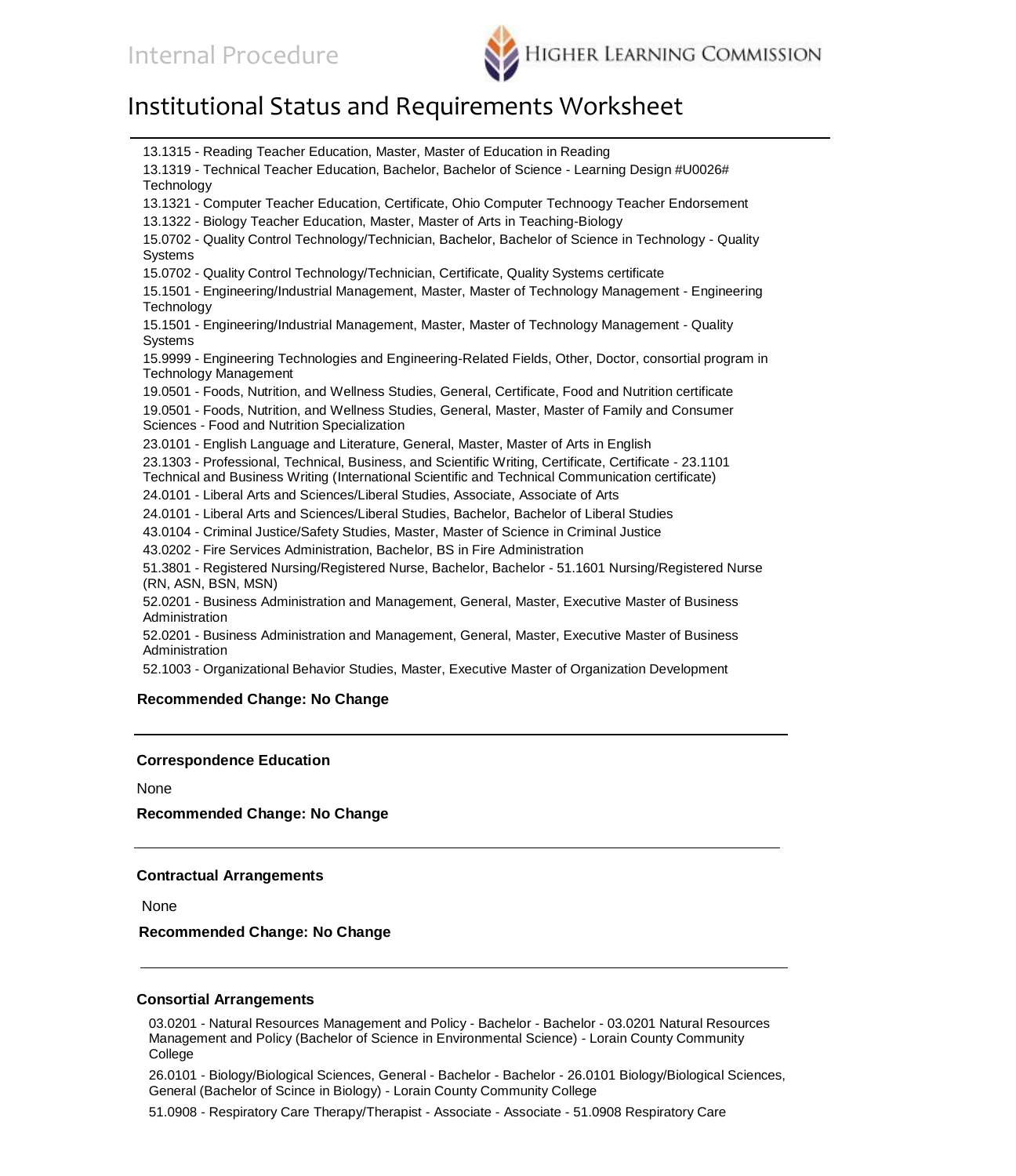# Institutional Status and Requirements Worksheet

13.1315 - Reading Teacher Education, Master, Master of Education in Reading

13.1319 - Technical Teacher Education, Bachelor, Bachelor of Science - Learning Design #U0026# Technology

13.1321 - Computer Teacher Education, Certificate, Ohio Computer Technoogy Teacher Endorsement

13.1322 - Biology Teacher Education, Master, Master of Arts in Teaching-Biology

15.0702 - Quality Control Technology/Technician, Bachelor, Bachelor of Science in Technology - Quality Systems

15.0702 - Quality Control Technology/Technician, Certificate, Quality Systems certificate

15.1501 - Engineering/Industrial Management, Master, Master of Technology Management - Engineering Technology

15.1501 - Engineering/Industrial Management, Master, Master of Technology Management - Quality Systems

15.9999 - Engineering Technologies and Engineering-Related Fields, Other, Doctor, consortial program in Technology Management

19.0501 - Foods, Nutrition, and Wellness Studies, General, Certificate, Food and Nutrition certificate

19.0501 - Foods, Nutrition, and Wellness Studies, General, Master, Master of Family and Consumer Sciences - Food and Nutrition Specialization

23.0101 - English Language and Literature, General, Master, Master of Arts in English

23.1303 - Professional, Technical, Business, and Scientific Writing, Certificate, Certificate - 23.1101 Technical and Business Writing (International Scientific and Technical Communication certificate)

24.0101 - Liberal Arts and Sciences/Liberal Studies, Associate, Associate of Arts

24.0101 - Liberal Arts and Sciences/Liberal Studies, Bachelor, Bachelor of Liberal Studies

43.0104 - Criminal Justice/Safety Studies, Master, Master of Science in Criminal Justice

43.0202 - Fire Services Administration, Bachelor, BS in Fire Administration

51.3801 - Registered Nursing/Registered Nurse, Bachelor, Bachelor - 51.1601 Nursing/Registered Nurse (RN, ASN, BSN, MSN)

52.0201 - Business Administration and Management, General, Master, Executive Master of Business Administration

52.0201 - Business Administration and Management, General, Master, Executive Master of Business Administration

52.1003 - Organizational Behavior Studies, Master, Executive Master of Organization Development

**Recommended Change: No Change**

---

**Correspondence Education**

None

**Recommended Change: No Change**

---

**Contractual Arrangements**

None

**Recommended Change: No Change**

---

**Consortial Arrangements**

03.0201 - Natural Resources Management and Policy - Bachelor - Bachelor - 03.0201 Natural Resources Management and Policy (Bachelor of Science in Environmental Science) - Lorain County Community College

26.0101 - Biology/Biological Sciences, General - Bachelor - Bachelor - 26.0101 Biology/Biological Sciences, General (Bachelor of Scince in Biology) - Lorain County Community College

51.0908 - Respiratory Care Therapy/Therapist - Associate - Associate - 51.0908 Respiratory Care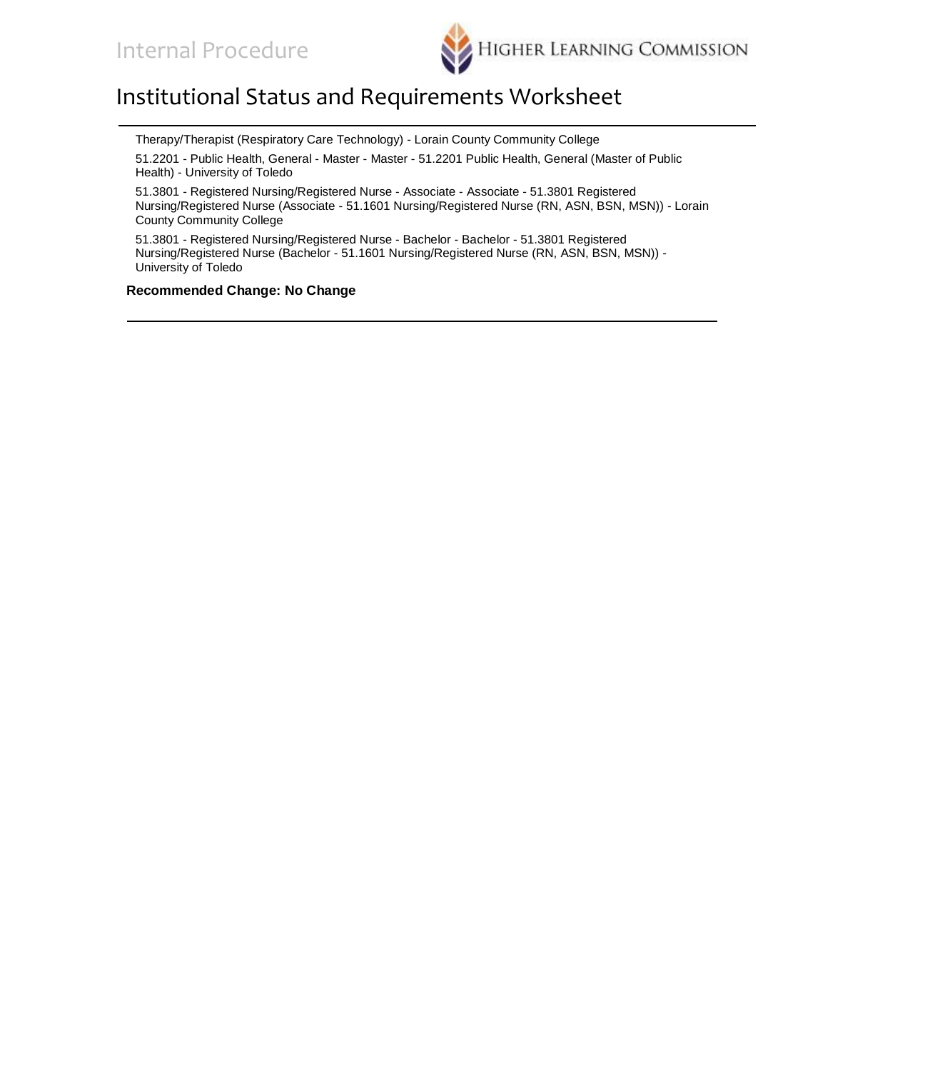Therapy/Therapist (Respiratory Care Technology) - Lorain County Community College

51.2201 - Public Health, General - Master - Master - 51.2201 Public Health, General (Master of Public Health) - University of Toledo

51.3801 - Registered Nursing/Registered Nurse - Associate - Associate - 51.3801 Registered Nursing/Registered Nurse (Associate - 51.1601 Nursing/Registered Nurse (RN, ASN, BSN, MSN)) - Lorain County Community College

51.3801 - Registered Nursing/Registered Nurse - Bachelor - Bachelor - 51.3801 Registered Nursing/Registered Nurse (Bachelor - 51.1601 Nursing/Registered Nurse (RN, ASN, BSN, MSN)) - University of Toledo

**Recommended Change: No Change**